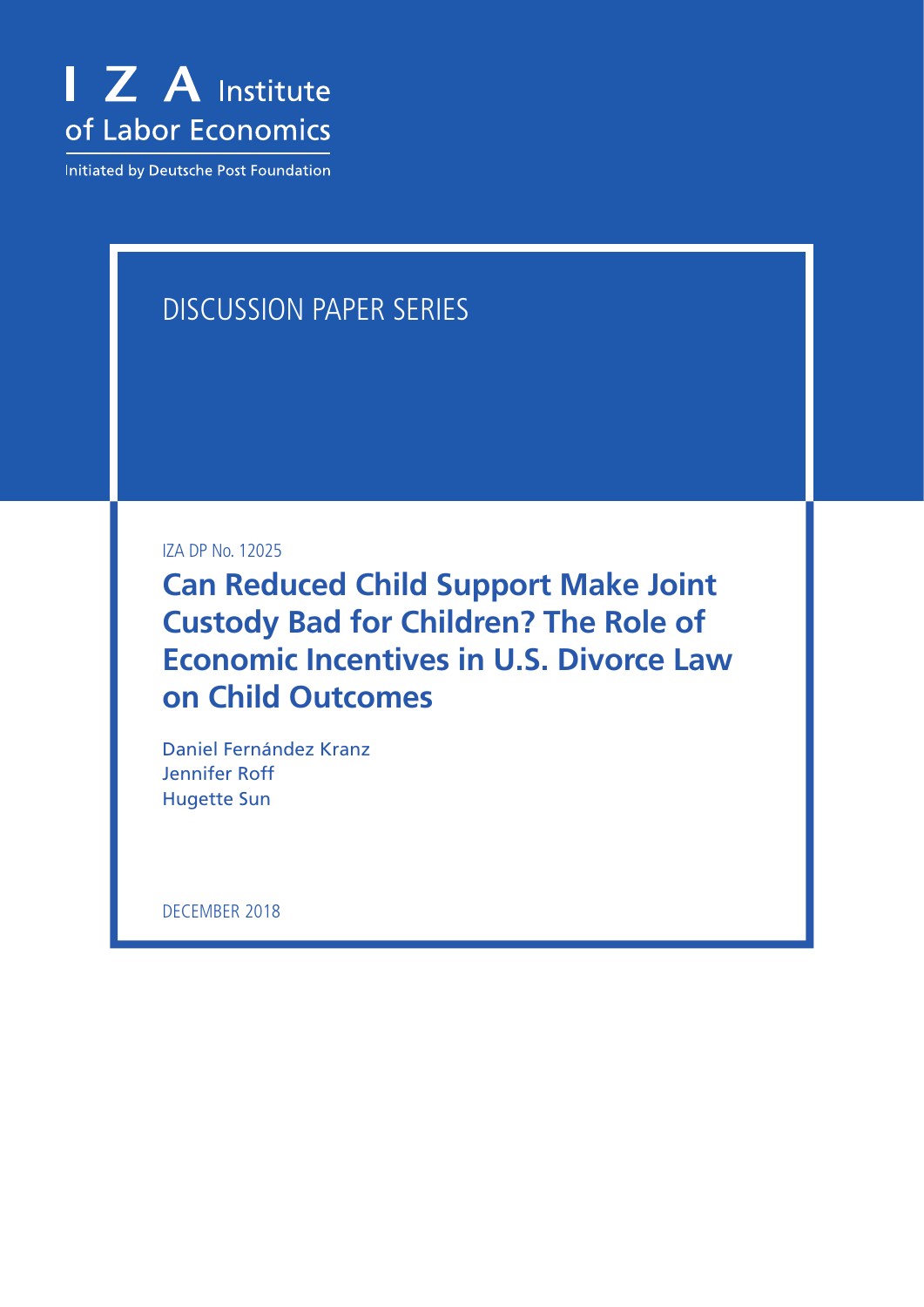I Z A Institute of Labor Economics

Initiated by Deutsche Post Foundation

DISCUSSION PAPER SERIES

IZA DP No. 12025

# Can Reduced Child Support Make Joint Custody Bad for Children? The Role of Economic Incentives in U.S. Divorce Law on Child Outcomes

Daniel Fernández Kranz
Jennifer Roff
Hugette Sun

DECEMBER 2018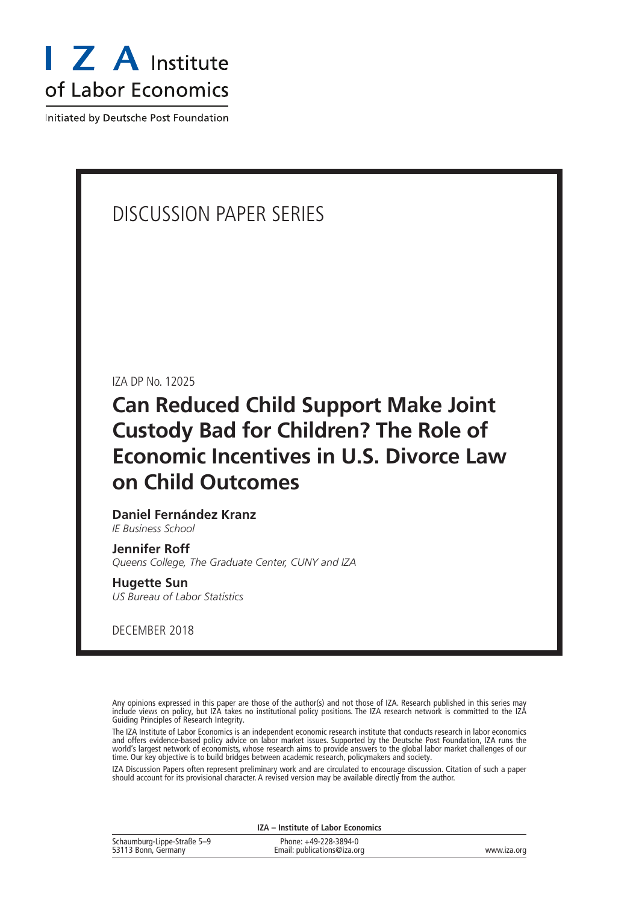I Z A Institute of Labor Economics

Initiated by Deutsche Post Foundation

# DISCUSSION PAPER SERIES

IZA DP No. 12025

## Can Reduced Child Support Make Joint Custody Bad for Children? The Role of Economic Incentives in U.S. Divorce Law on Child Outcomes

**Daniel Fernández Kranz**
*IE Business School*

**Jennifer Roff**
*Queens College, The Graduate Center, CUNY and IZA*

**Hugette Sun**
*US Bureau of Labor Statistics*

DECEMBER 2018

Any opinions expressed in this paper are those of the author(s) and not those of IZA. Research published in this series may include views on policy, but IZA takes no institutional policy positions. The IZA research network is committed to the IZA Guiding Principles of Research Integrity.

The IZA Institute of Labor Economics is an independent economic research institute that conducts research in labor economics and offers evidence-based policy advice on labor market issues. Supported by the Deutsche Post Foundation, IZA runs the world's largest network of economists, whose research aims to provide answers to the global labor market challenges of our time. Our key objective is to build bridges between academic research, policymakers and society.

IZA Discussion Papers often represent preliminary work and are circulated to encourage discussion. Citation of such a paper should account for its provisional character. A revised version may be available directly from the author.

**IZA – Institute of Labor Economics**

Schaumburg-Lippe-Straße 5–9
53113 Bonn, Germany

Phone: +49-228-3894-0
Email: publications@iza.org

www.iza.org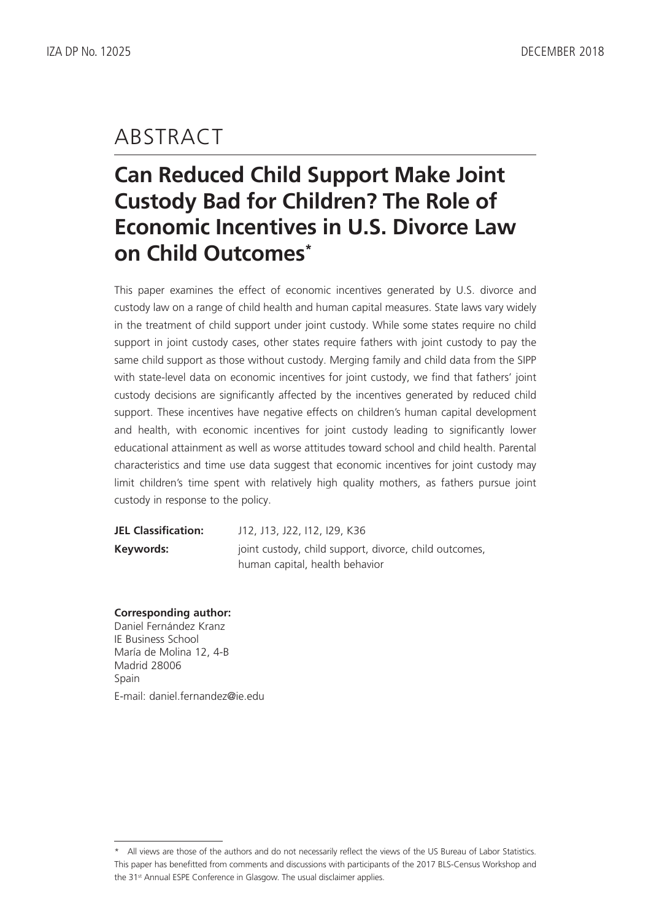# ABSTRACT

## Can Reduced Child Support Make Joint Custody Bad for Children? The Role of Economic Incentives in U.S. Divorce Law on Child Outcomes*

This paper examines the effect of economic incentives generated by U.S. divorce and custody law on a range of child health and human capital measures. State laws vary widely in the treatment of child support under joint custody. While some states require no child support in joint custody cases, other states require fathers with joint custody to pay the same child support as those without custody. Merging family and child data from the SIPP with state-level data on economic incentives for joint custody, we find that fathers' joint custody decisions are significantly affected by the incentives generated by reduced child support. These incentives have negative effects on children's human capital development and health, with economic incentives for joint custody leading to significantly lower educational attainment as well as worse attitudes toward school and child health. Parental characteristics and time use data suggest that economic incentives for joint custody may limit children's time spent with relatively high quality mothers, as fathers pursue joint custody in response to the policy.

**JEL Classification:** J12, J13, J22, I12, I29, K36

**Keywords:** joint custody, child support, divorce, child outcomes, human capital, health behavior

**Corresponding author:**
Daniel Fernández Kranz
IE Business School
María de Molina 12, 4-B
Madrid 28006
Spain

E-mail: daniel.fernandez@ie.edu

---

* All views are those of the authors and do not necessarily reflect the views of the US Bureau of Labor Statistics. This paper has benefitted from comments and discussions with participants of the 2017 BLS-Census Workshop and the 31st Annual ESPE Conference in Glasgow. The usual disclaimer applies.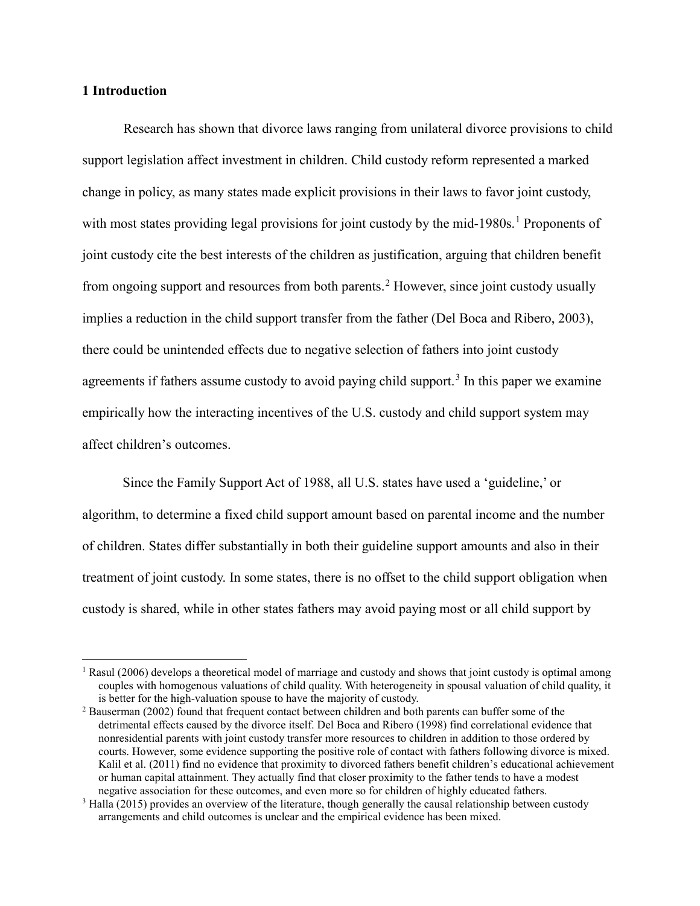## 1 Introduction

Research has shown that divorce laws ranging from unilateral divorce provisions to child support legislation affect investment in children. Child custody reform represented a marked change in policy, as many states made explicit provisions in their laws to favor joint custody, with most states providing legal provisions for joint custody by the mid-1980s.[1] Proponents of joint custody cite the best interests of the children as justification, arguing that children benefit from ongoing support and resources from both parents.[2] However, since joint custody usually implies a reduction in the child support transfer from the father (Del Boca and Ribero, 2003), there could be unintended effects due to negative selection of fathers into joint custody agreements if fathers assume custody to avoid paying child support.[3] In this paper we examine empirically how the interacting incentives of the U.S. custody and child support system may affect children's outcomes.

Since the Family Support Act of 1988, all U.S. states have used a 'guideline,' or algorithm, to determine a fixed child support amount based on parental income and the number of children. States differ substantially in both their guideline support amounts and also in their treatment of joint custody. In some states, there is no offset to the child support obligation when custody is shared, while in other states fathers may avoid paying most or all child support by

---

[1] Rasul (2006) develops a theoretical model of marriage and custody and shows that joint custody is optimal among couples with homogenous valuations of child quality. With heterogeneity in spousal valuation of child quality, it is better for the high-valuation spouse to have the majority of custody.

[2] Bauserman (2002) found that frequent contact between children and both parents can buffer some of the detrimental effects caused by the divorce itself. Del Boca and Ribero (1998) find correlational evidence that nonresidential parents with joint custody transfer more resources to children in addition to those ordered by courts. However, some evidence supporting the positive role of contact with fathers following divorce is mixed. Kalil et al. (2011) find no evidence that proximity to divorced fathers benefit children's educational achievement or human capital attainment. They actually find that closer proximity to the father tends to have a modest negative association for these outcomes, and even more so for children of highly educated fathers.

[3] Halla (2015) provides an overview of the literature, though generally the causal relationship between custody arrangements and child outcomes is unclear and the empirical evidence has been mixed.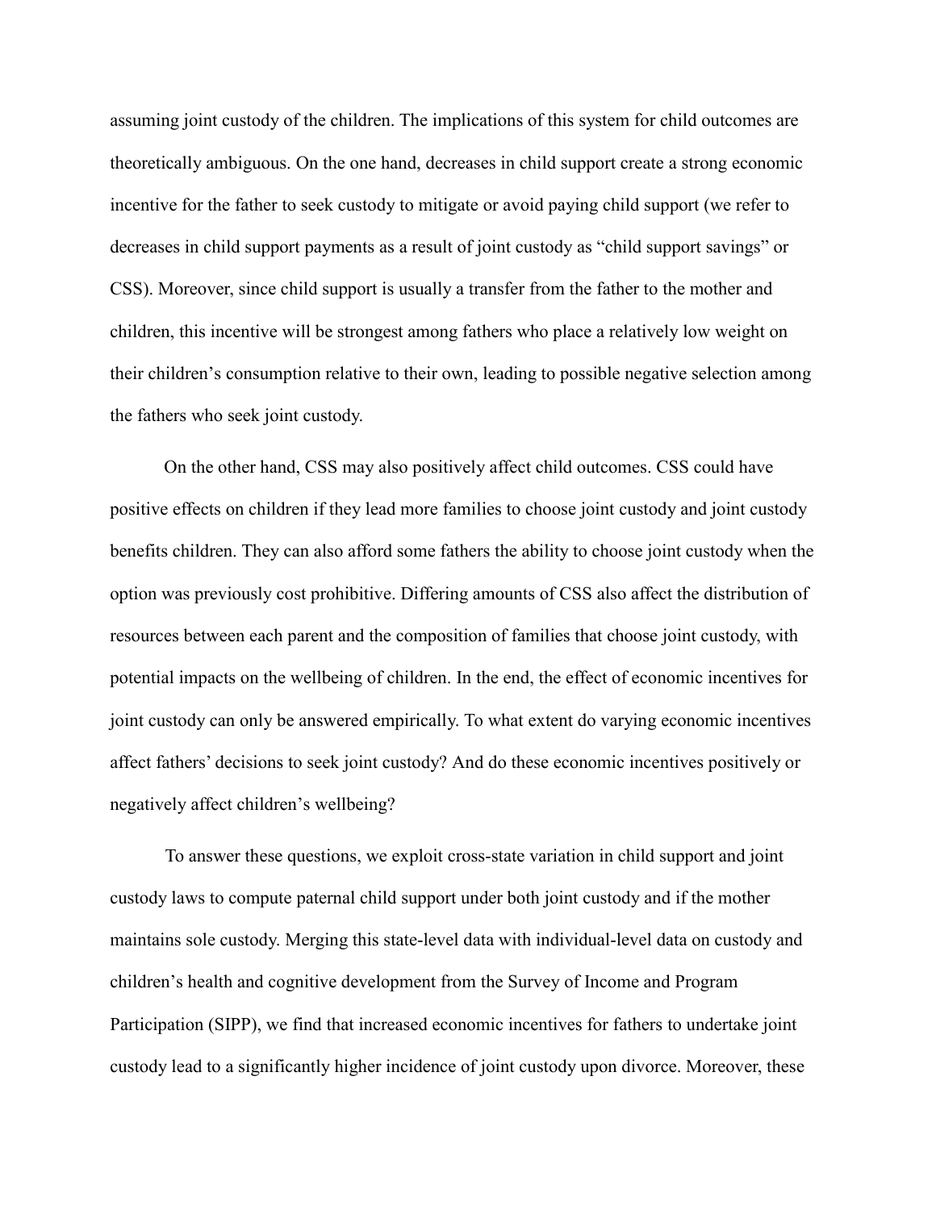assuming joint custody of the children. The implications of this system for child outcomes are theoretically ambiguous. On the one hand, decreases in child support create a strong economic incentive for the father to seek custody to mitigate or avoid paying child support (we refer to decreases in child support payments as a result of joint custody as "child support savings" or CSS). Moreover, since child support is usually a transfer from the father to the mother and children, this incentive will be strongest among fathers who place a relatively low weight on their children's consumption relative to their own, leading to possible negative selection among the fathers who seek joint custody.

On the other hand, CSS may also positively affect child outcomes. CSS could have positive effects on children if they lead more families to choose joint custody and joint custody benefits children. They can also afford some fathers the ability to choose joint custody when the option was previously cost prohibitive. Differing amounts of CSS also affect the distribution of resources between each parent and the composition of families that choose joint custody, with potential impacts on the wellbeing of children. In the end, the effect of economic incentives for joint custody can only be answered empirically. To what extent do varying economic incentives affect fathers' decisions to seek joint custody? And do these economic incentives positively or negatively affect children's wellbeing?

To answer these questions, we exploit cross-state variation in child support and joint custody laws to compute paternal child support under both joint custody and if the mother maintains sole custody. Merging this state-level data with individual-level data on custody and children's health and cognitive development from the Survey of Income and Program Participation (SIPP), we find that increased economic incentives for fathers to undertake joint custody lead to a significantly higher incidence of joint custody upon divorce. Moreover, these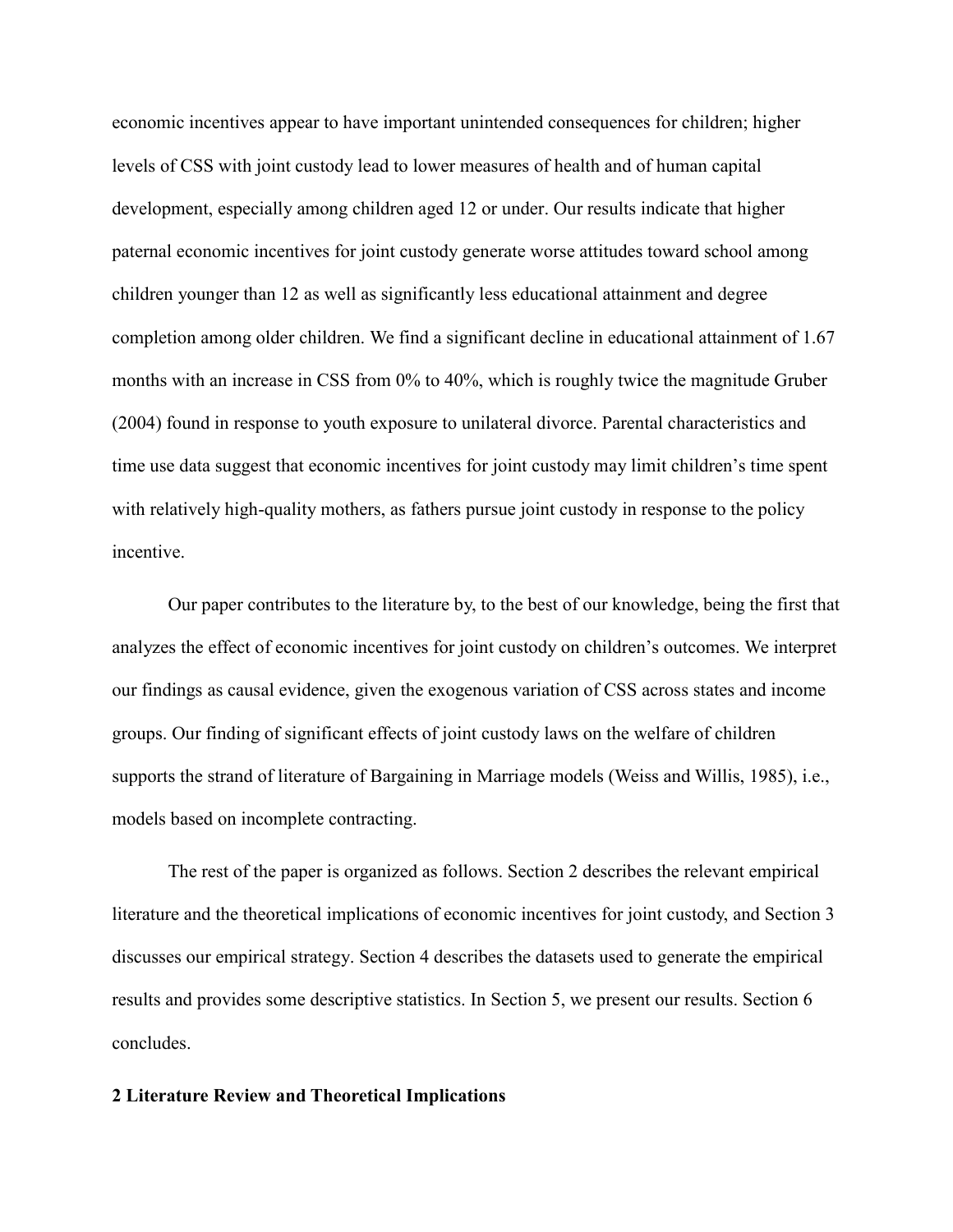economic incentives appear to have important unintended consequences for children; higher levels of CSS with joint custody lead to lower measures of health and of human capital development, especially among children aged 12 or under. Our results indicate that higher paternal economic incentives for joint custody generate worse attitudes toward school among children younger than 12 as well as significantly less educational attainment and degree completion among older children. We find a significant decline in educational attainment of 1.67 months with an increase in CSS from 0% to 40%, which is roughly twice the magnitude Gruber (2004) found in response to youth exposure to unilateral divorce. Parental characteristics and time use data suggest that economic incentives for joint custody may limit children's time spent with relatively high-quality mothers, as fathers pursue joint custody in response to the policy incentive.

Our paper contributes to the literature by, to the best of our knowledge, being the first that analyzes the effect of economic incentives for joint custody on children's outcomes. We interpret our findings as causal evidence, given the exogenous variation of CSS across states and income groups. Our finding of significant effects of joint custody laws on the welfare of children supports the strand of literature of Bargaining in Marriage models (Weiss and Willis, 1985), i.e., models based on incomplete contracting.

The rest of the paper is organized as follows. Section 2 describes the relevant empirical literature and the theoretical implications of economic incentives for joint custody, and Section 3 discusses our empirical strategy. Section 4 describes the datasets used to generate the empirical results and provides some descriptive statistics. In Section 5, we present our results. Section 6 concludes.

## 2 Literature Review and Theoretical Implications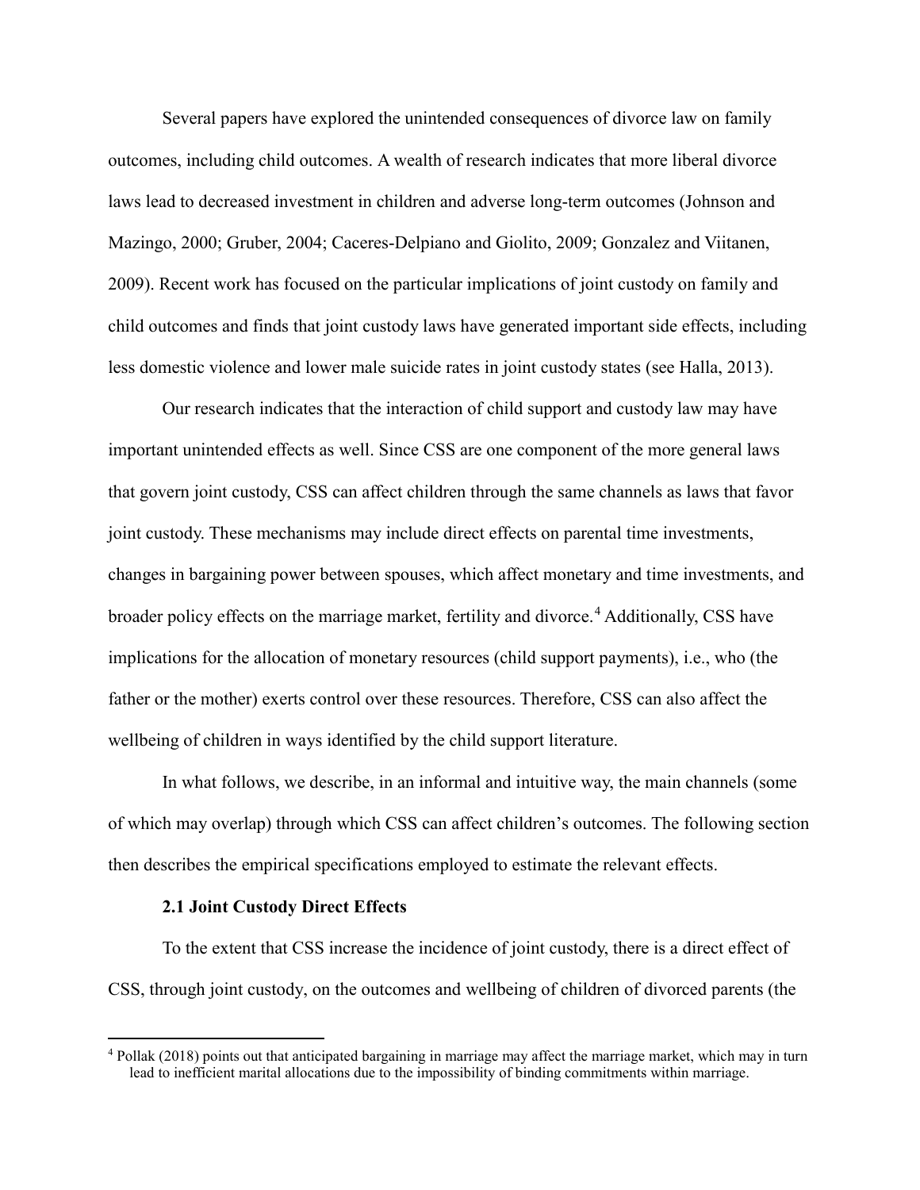Several papers have explored the unintended consequences of divorce law on family outcomes, including child outcomes. A wealth of research indicates that more liberal divorce laws lead to decreased investment in children and adverse long-term outcomes (Johnson and Mazingo, 2000; Gruber, 2004; Caceres-Delpiano and Giolito, 2009; Gonzalez and Viitanen, 2009). Recent work has focused on the particular implications of joint custody on family and child outcomes and finds that joint custody laws have generated important side effects, including less domestic violence and lower male suicide rates in joint custody states (see Halla, 2013).

Our research indicates that the interaction of child support and custody law may have important unintended effects as well. Since CSS are one component of the more general laws that govern joint custody, CSS can affect children through the same channels as laws that favor joint custody. These mechanisms may include direct effects on parental time investments, changes in bargaining power between spouses, which affect monetary and time investments, and broader policy effects on the marriage market, fertility and divorce.[4] Additionally, CSS have implications for the allocation of monetary resources (child support payments), i.e., who (the father or the mother) exerts control over these resources. Therefore, CSS can also affect the wellbeing of children in ways identified by the child support literature.

In what follows, we describe, in an informal and intuitive way, the main channels (some of which may overlap) through which CSS can affect children's outcomes. The following section then describes the empirical specifications employed to estimate the relevant effects.

### 2.1 Joint Custody Direct Effects

To the extent that CSS increase the incidence of joint custody, there is a direct effect of CSS, through joint custody, on the outcomes and wellbeing of children of divorced parents (the

[4] Pollak (2018) points out that anticipated bargaining in marriage may affect the marriage market, which may in turn lead to inefficient marital allocations due to the impossibility of binding commitments within marriage.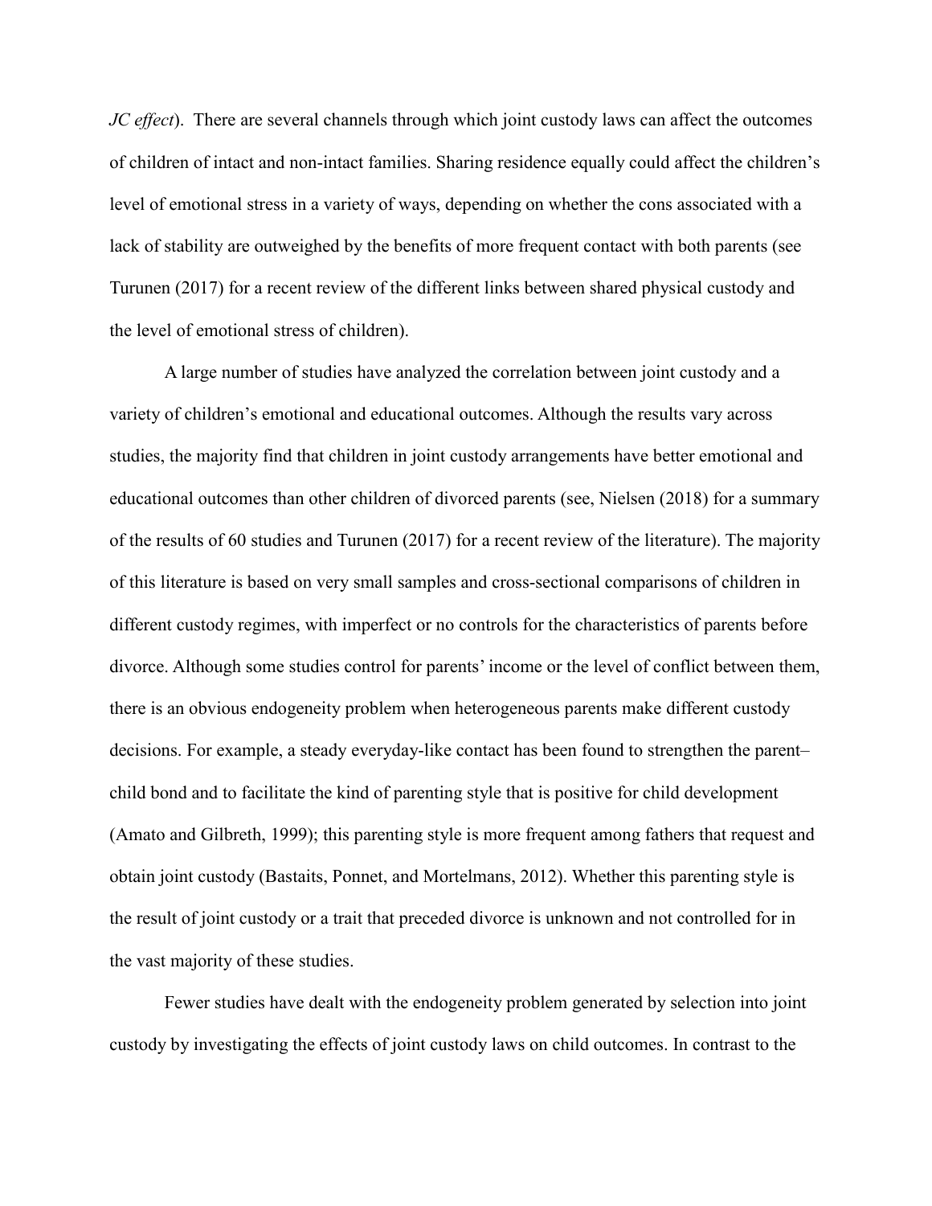*JC effect*). There are several channels through which joint custody laws can affect the outcomes of children of intact and non-intact families. Sharing residence equally could affect the children's level of emotional stress in a variety of ways, depending on whether the cons associated with a lack of stability are outweighed by the benefits of more frequent contact with both parents (see Turunen (2017) for a recent review of the different links between shared physical custody and the level of emotional stress of children).

A large number of studies have analyzed the correlation between joint custody and a variety of children's emotional and educational outcomes. Although the results vary across studies, the majority find that children in joint custody arrangements have better emotional and educational outcomes than other children of divorced parents (see, Nielsen (2018) for a summary of the results of 60 studies and Turunen (2017) for a recent review of the literature). The majority of this literature is based on very small samples and cross-sectional comparisons of children in different custody regimes, with imperfect or no controls for the characteristics of parents before divorce. Although some studies control for parents' income or the level of conflict between them, there is an obvious endogeneity problem when heterogeneous parents make different custody decisions. For example, a steady everyday-like contact has been found to strengthen the parent–child bond and to facilitate the kind of parenting style that is positive for child development (Amato and Gilbreth, 1999); this parenting style is more frequent among fathers that request and obtain joint custody (Bastaits, Ponnet, and Mortelmans, 2012). Whether this parenting style is the result of joint custody or a trait that preceded divorce is unknown and not controlled for in the vast majority of these studies.

Fewer studies have dealt with the endogeneity problem generated by selection into joint custody by investigating the effects of joint custody laws on child outcomes. In contrast to the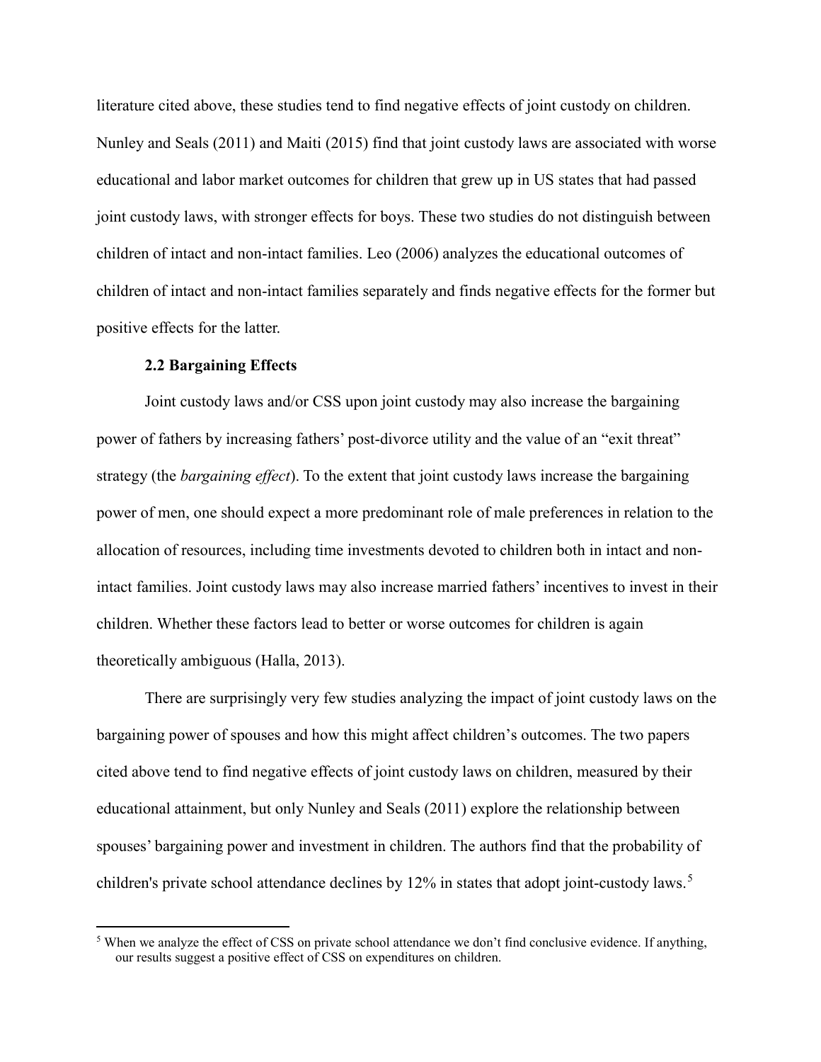literature cited above, these studies tend to find negative effects of joint custody on children. Nunley and Seals (2011) and Maiti (2015) find that joint custody laws are associated with worse educational and labor market outcomes for children that grew up in US states that had passed joint custody laws, with stronger effects for boys. These two studies do not distinguish between children of intact and non-intact families. Leo (2006) analyzes the educational outcomes of children of intact and non-intact families separately and finds negative effects for the former but positive effects for the latter.

### 2.2 Bargaining Effects

Joint custody laws and/or CSS upon joint custody may also increase the bargaining power of fathers by increasing fathers' post-divorce utility and the value of an "exit threat" strategy (the *bargaining effect*). To the extent that joint custody laws increase the bargaining power of men, one should expect a more predominant role of male preferences in relation to the allocation of resources, including time investments devoted to children both in intact and non-intact families. Joint custody laws may also increase married fathers' incentives to invest in their children. Whether these factors lead to better or worse outcomes for children is again theoretically ambiguous (Halla, 2013).

There are surprisingly very few studies analyzing the impact of joint custody laws on the bargaining power of spouses and how this might affect children's outcomes. The two papers cited above tend to find negative effects of joint custody laws on children, measured by their educational attainment, but only Nunley and Seals (2011) explore the relationship between spouses' bargaining power and investment in children. The authors find that the probability of children's private school attendance declines by 12% in states that adopt joint-custody laws.[5]

[5] When we analyze the effect of CSS on private school attendance we don't find conclusive evidence. If anything, our results suggest a positive effect of CSS on expenditures on children.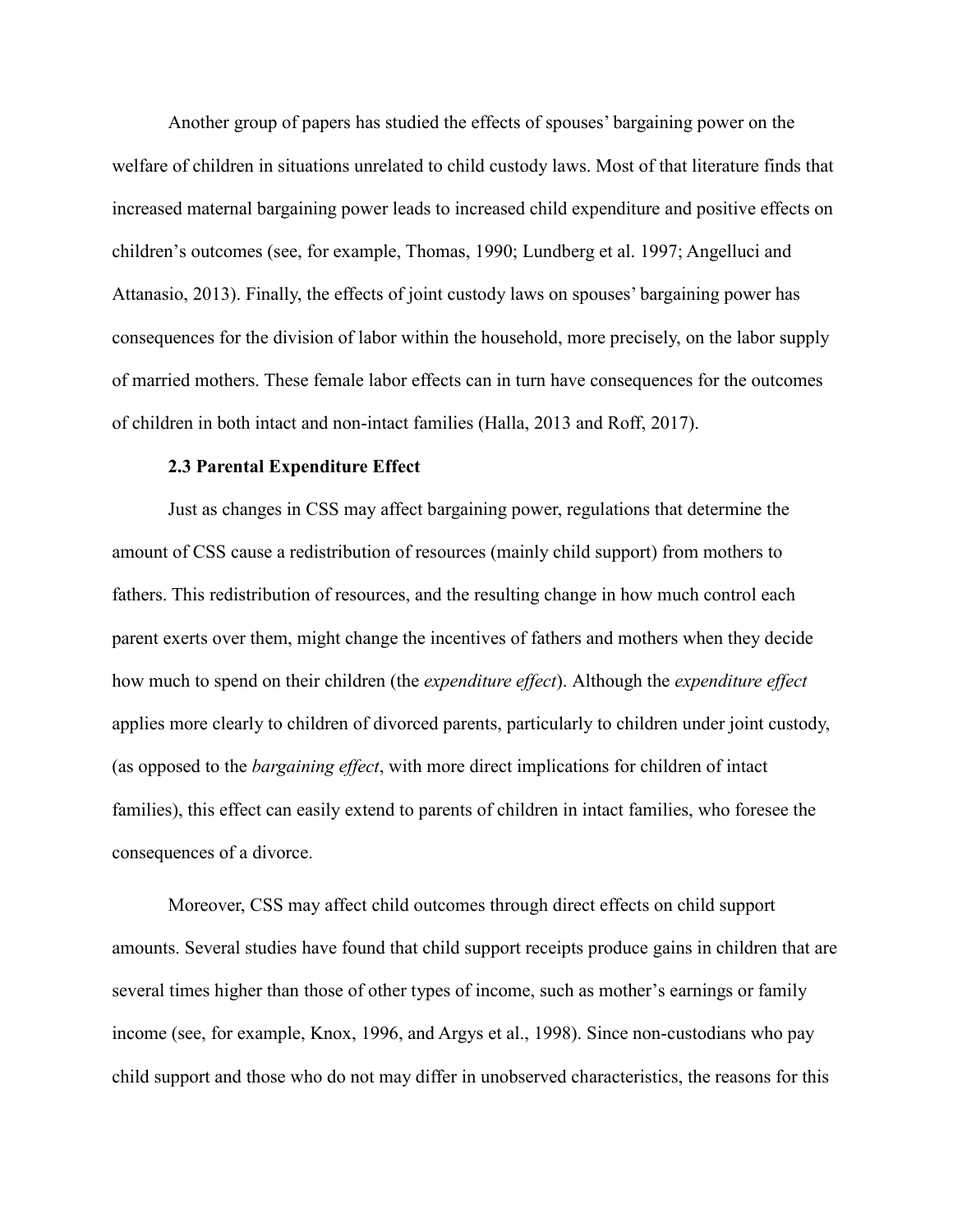Another group of papers has studied the effects of spouses' bargaining power on the welfare of children in situations unrelated to child custody laws. Most of that literature finds that increased maternal bargaining power leads to increased child expenditure and positive effects on children's outcomes (see, for example, Thomas, 1990; Lundberg et al. 1997; Angelluci and Attanasio, 2013). Finally, the effects of joint custody laws on spouses' bargaining power has consequences for the division of labor within the household, more precisely, on the labor supply of married mothers. These female labor effects can in turn have consequences for the outcomes of children in both intact and non-intact families (Halla, 2013 and Roff, 2017).

### 2.3 Parental Expenditure Effect

Just as changes in CSS may affect bargaining power, regulations that determine the amount of CSS cause a redistribution of resources (mainly child support) from mothers to fathers. This redistribution of resources, and the resulting change in how much control each parent exerts over them, might change the incentives of fathers and mothers when they decide how much to spend on their children (the *expenditure effect*). Although the *expenditure effect* applies more clearly to children of divorced parents, particularly to children under joint custody, (as opposed to the *bargaining effect*, with more direct implications for children of intact families), this effect can easily extend to parents of children in intact families, who foresee the consequences of a divorce.

Moreover, CSS may affect child outcomes through direct effects on child support amounts. Several studies have found that child support receipts produce gains in children that are several times higher than those of other types of income, such as mother's earnings or family income (see, for example, Knox, 1996, and Argys et al., 1998). Since non-custodians who pay child support and those who do not may differ in unobserved characteristics, the reasons for this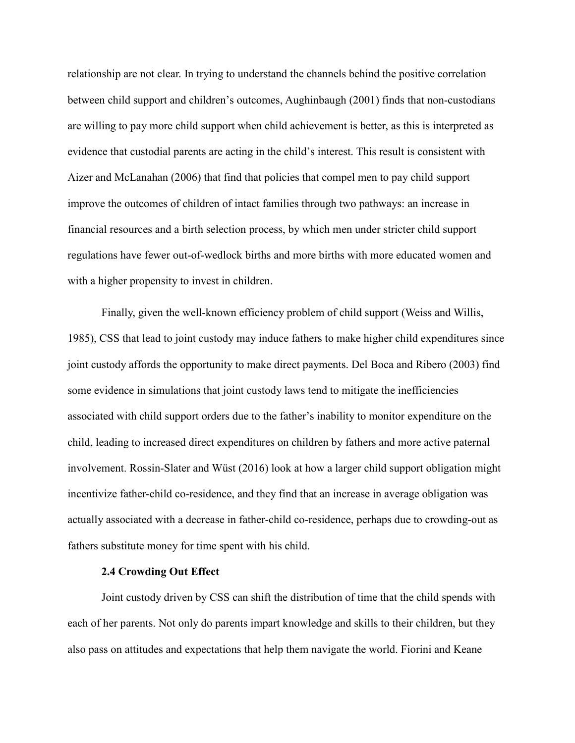relationship are not clear. In trying to understand the channels behind the positive correlation between child support and children's outcomes, Aughinbaugh (2001) finds that non-custodians are willing to pay more child support when child achievement is better, as this is interpreted as evidence that custodial parents are acting in the child's interest. This result is consistent with Aizer and McLanahan (2006) that find that policies that compel men to pay child support improve the outcomes of children of intact families through two pathways: an increase in financial resources and a birth selection process, by which men under stricter child support regulations have fewer out-of-wedlock births and more births with more educated women and with a higher propensity to invest in children.

Finally, given the well-known efficiency problem of child support (Weiss and Willis, 1985), CSS that lead to joint custody may induce fathers to make higher child expenditures since joint custody affords the opportunity to make direct payments. Del Boca and Ribero (2003) find some evidence in simulations that joint custody laws tend to mitigate the inefficiencies associated with child support orders due to the father's inability to monitor expenditure on the child, leading to increased direct expenditures on children by fathers and more active paternal involvement. Rossin-Slater and Wüst (2016) look at how a larger child support obligation might incentivize father-child co-residence, and they find that an increase in average obligation was actually associated with a decrease in father-child co-residence, perhaps due to crowding-out as fathers substitute money for time spent with his child.

### 2.4 Crowding Out Effect

Joint custody driven by CSS can shift the distribution of time that the child spends with each of her parents. Not only do parents impart knowledge and skills to their children, but they also pass on attitudes and expectations that help them navigate the world. Fiorini and Keane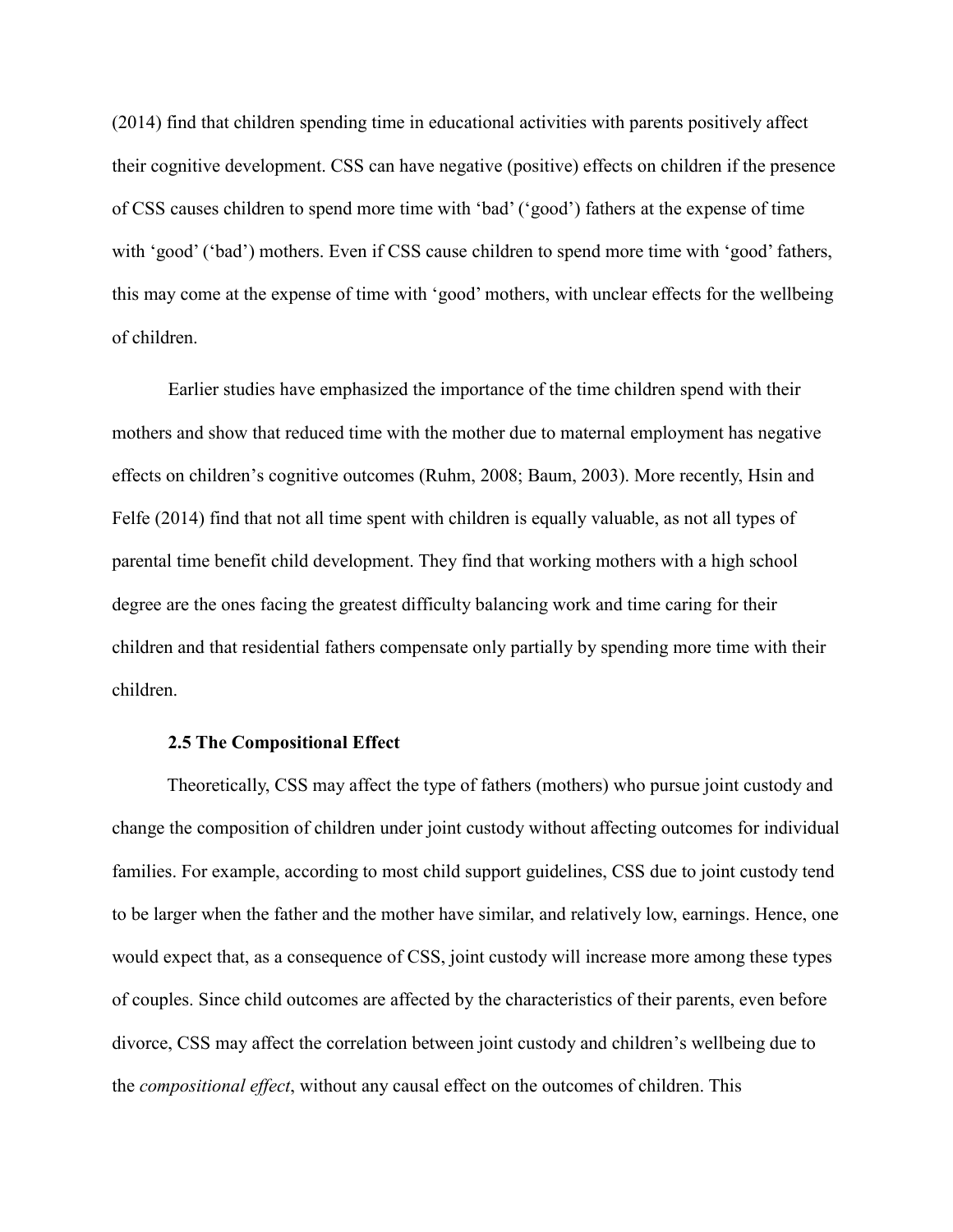(2014) find that children spending time in educational activities with parents positively affect their cognitive development. CSS can have negative (positive) effects on children if the presence of CSS causes children to spend more time with 'bad' ('good') fathers at the expense of time with 'good' ('bad') mothers. Even if CSS cause children to spend more time with 'good' fathers, this may come at the expense of time with 'good' mothers, with unclear effects for the wellbeing of children.

Earlier studies have emphasized the importance of the time children spend with their mothers and show that reduced time with the mother due to maternal employment has negative effects on children's cognitive outcomes (Ruhm, 2008; Baum, 2003). More recently, Hsin and Felfe (2014) find that not all time spent with children is equally valuable, as not all types of parental time benefit child development. They find that working mothers with a high school degree are the ones facing the greatest difficulty balancing work and time caring for their children and that residential fathers compensate only partially by spending more time with their children.

### 2.5 The Compositional Effect

Theoretically, CSS may affect the type of fathers (mothers) who pursue joint custody and change the composition of children under joint custody without affecting outcomes for individual families. For example, according to most child support guidelines, CSS due to joint custody tend to be larger when the father and the mother have similar, and relatively low, earnings. Hence, one would expect that, as a consequence of CSS, joint custody will increase more among these types of couples. Since child outcomes are affected by the characteristics of their parents, even before divorce, CSS may affect the correlation between joint custody and children's wellbeing due to the *compositional effect*, without any causal effect on the outcomes of children. This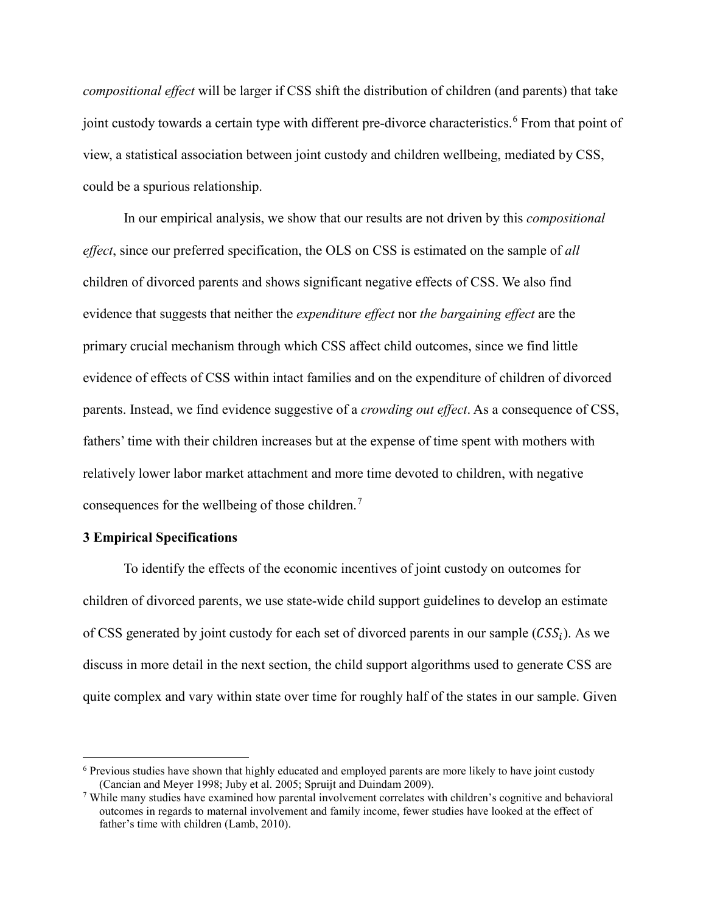*compositional effect* will be larger if CSS shift the distribution of children (and parents) that take joint custody towards a certain type with different pre-divorce characteristics.[6] From that point of view, a statistical association between joint custody and children wellbeing, mediated by CSS, could be a spurious relationship.

In our empirical analysis, we show that our results are not driven by this *compositional effect*, since our preferred specification, the OLS on CSS is estimated on the sample of *all* children of divorced parents and shows significant negative effects of CSS. We also find evidence that suggests that neither the *expenditure effect* nor *the bargaining effect* are the primary crucial mechanism through which CSS affect child outcomes, since we find little evidence of effects of CSS within intact families and on the expenditure of children of divorced parents. Instead, we find evidence suggestive of a *crowding out effect*. As a consequence of CSS, fathers' time with their children increases but at the expense of time spent with mothers with relatively lower labor market attachment and more time devoted to children, with negative consequences for the wellbeing of those children.[7]

**3 Empirical Specifications**

To identify the effects of the economic incentives of joint custody on outcomes for children of divorced parents, we use state-wide child support guidelines to develop an estimate of CSS generated by joint custody for each set of divorced parents in our sample ($CSS_i$). As we discuss in more detail in the next section, the child support algorithms used to generate CSS are quite complex and vary within state over time for roughly half of the states in our sample. Given

[6] Previous studies have shown that highly educated and employed parents are more likely to have joint custody (Cancian and Meyer 1998; Juby et al. 2005; Spruijt and Duindam 2009).

[7] While many studies have examined how parental involvement correlates with children's cognitive and behavioral outcomes in regards to maternal involvement and family income, fewer studies have looked at the effect of father's time with children (Lamb, 2010).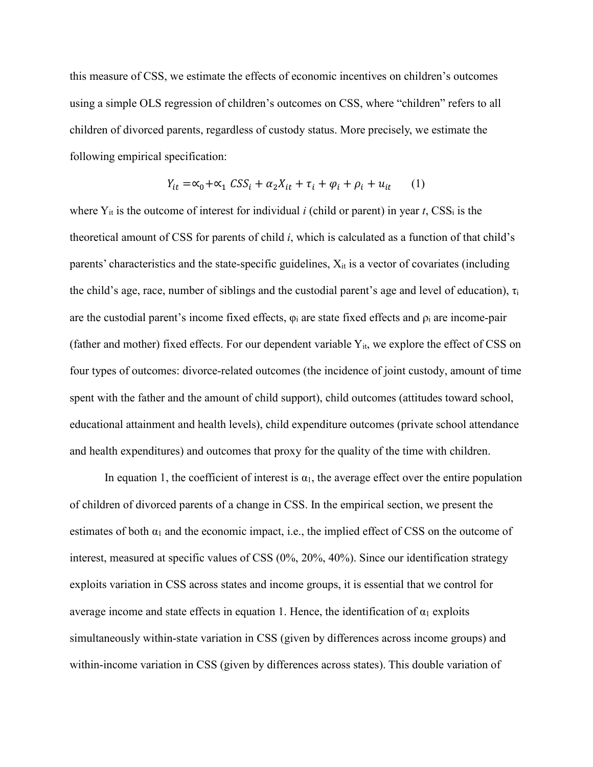this measure of CSS, we estimate the effects of economic incentives on children's outcomes using a simple OLS regression of children's outcomes on CSS, where "children" refers to all children of divorced parents, regardless of custody status. More precisely, we estimate the following empirical specification:

$$Y_{it} = \alpha_0 + \alpha_1 \, CSS_i + \alpha_2 X_{it} + \tau_i + \varphi_i + \rho_i + u_{it} \qquad (1)$$

where $Y_{it}$ is the outcome of interest for individual *i* (child or parent) in year *t*, $CSS_i$ is the theoretical amount of CSS for parents of child *i*, which is calculated as a function of that child's parents' characteristics and the state-specific guidelines, $X_{it}$ is a vector of covariates (including the child's age, race, number of siblings and the custodial parent's age and level of education), $\tau_i$ are the custodial parent's income fixed effects, $\varphi_i$ are state fixed effects and $\rho_i$ are income-pair (father and mother) fixed effects. For our dependent variable $Y_{it}$, we explore the effect of CSS on four types of outcomes: divorce-related outcomes (the incidence of joint custody, amount of time spent with the father and the amount of child support), child outcomes (attitudes toward school, educational attainment and health levels), child expenditure outcomes (private school attendance and health expenditures) and outcomes that proxy for the quality of the time with children.

In equation 1, the coefficient of interest is $\alpha_1$, the average effect over the entire population of children of divorced parents of a change in CSS. In the empirical section, we present the estimates of both $\alpha_1$ and the economic impact, i.e., the implied effect of CSS on the outcome of interest, measured at specific values of CSS (0%, 20%, 40%). Since our identification strategy exploits variation in CSS across states and income groups, it is essential that we control for average income and state effects in equation 1. Hence, the identification of $\alpha_1$ exploits simultaneously within-state variation in CSS (given by differences across income groups) and within-income variation in CSS (given by differences across states). This double variation of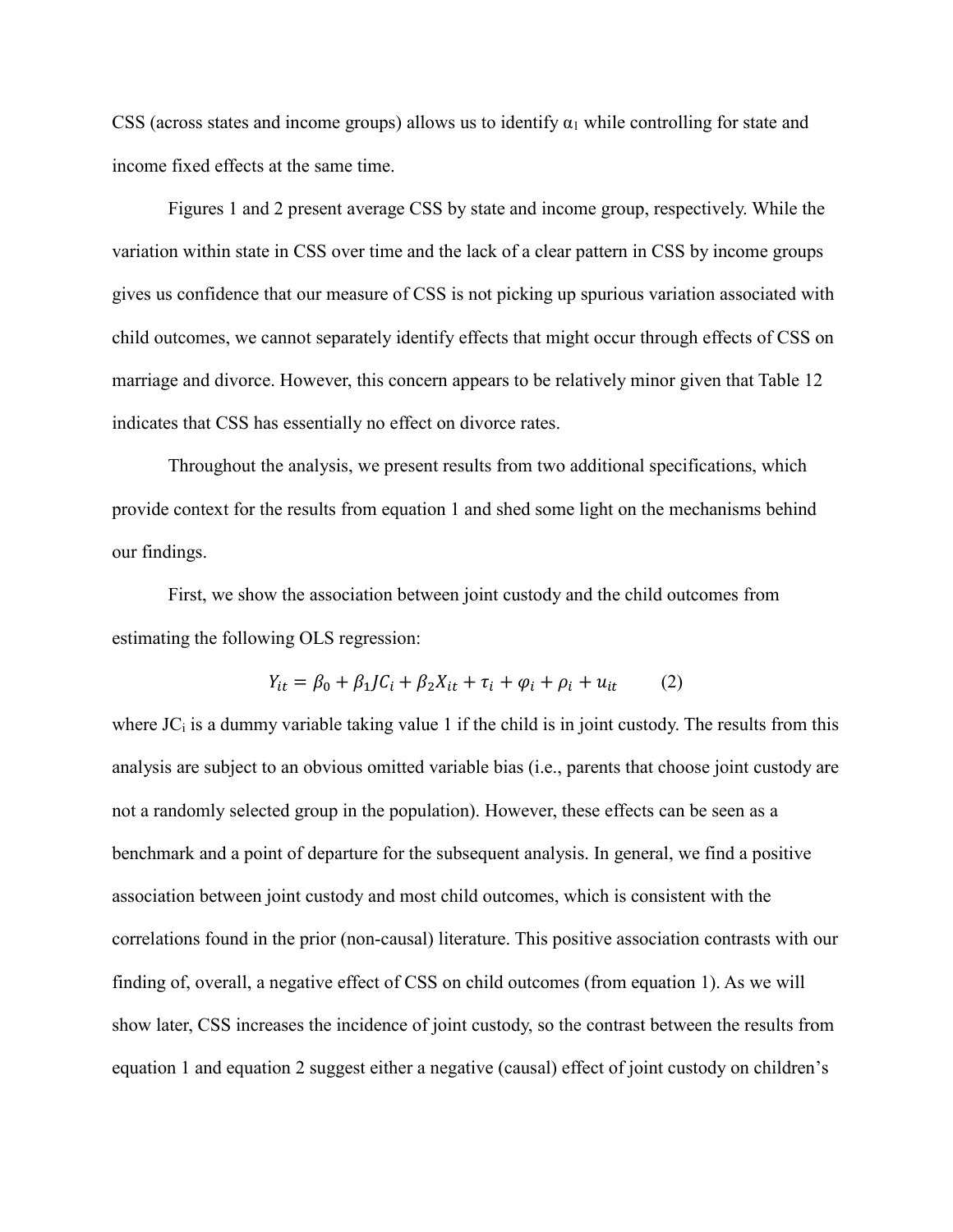CSS (across states and income groups) allows us to identify $\alpha_1$ while controlling for state and income fixed effects at the same time.

Figures 1 and 2 present average CSS by state and income group, respectively. While the variation within state in CSS over time and the lack of a clear pattern in CSS by income groups gives us confidence that our measure of CSS is not picking up spurious variation associated with child outcomes, we cannot separately identify effects that might occur through effects of CSS on marriage and divorce. However, this concern appears to be relatively minor given that Table 12 indicates that CSS has essentially no effect on divorce rates.

Throughout the analysis, we present results from two additional specifications, which provide context for the results from equation 1 and shed some light on the mechanisms behind our findings.

First, we show the association between joint custody and the child outcomes from estimating the following OLS regression:

$$Y_{it} = \beta_0 + \beta_1 JC_i + \beta_2 X_{it} + \tau_i + \varphi_i + \rho_i + u_{it} \qquad (2)$$

where $JC_i$ is a dummy variable taking value 1 if the child is in joint custody. The results from this analysis are subject to an obvious omitted variable bias (i.e., parents that choose joint custody are not a randomly selected group in the population). However, these effects can be seen as a benchmark and a point of departure for the subsequent analysis. In general, we find a positive association between joint custody and most child outcomes, which is consistent with the correlations found in the prior (non-causal) literature. This positive association contrasts with our finding of, overall, a negative effect of CSS on child outcomes (from equation 1). As we will show later, CSS increases the incidence of joint custody, so the contrast between the results from equation 1 and equation 2 suggest either a negative (causal) effect of joint custody on children's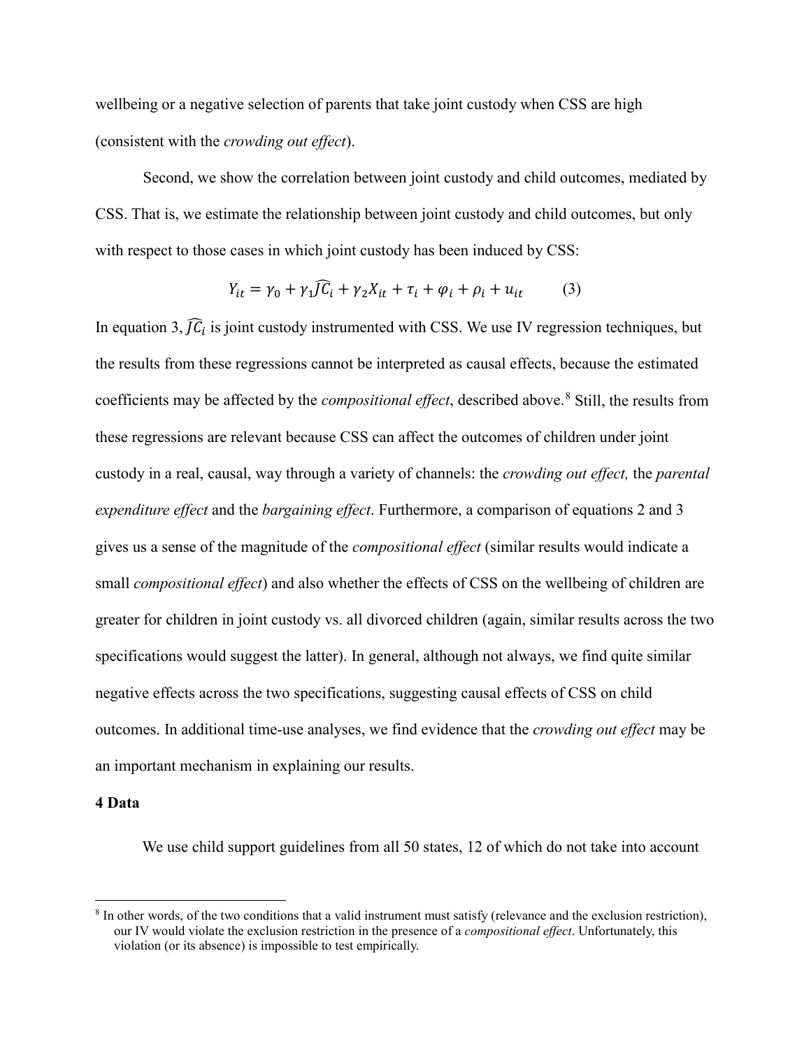wellbeing or a negative selection of parents that take joint custody when CSS are high (consistent with the *crowding out effect*).

Second, we show the correlation between joint custody and child outcomes, mediated by CSS. That is, we estimate the relationship between joint custody and child outcomes, but only with respect to those cases in which joint custody has been induced by CSS:

$$Y_{it} = \gamma_0 + \gamma_1 \widehat{JC}_i + \gamma_2 X_{it} + \tau_i + \varphi_i + \rho_i + u_{it} \qquad (3)$$

In equation 3, $\widehat{JC}_i$ is joint custody instrumented with CSS. We use IV regression techniques, but the results from these regressions cannot be interpreted as causal effects, because the estimated coefficients may be affected by the *compositional effect*, described above.[8] Still, the results from these regressions are relevant because CSS can affect the outcomes of children under joint custody in a real, causal, way through a variety of channels: the *crowding out effect,* the *parental expenditure effect* and the *bargaining effect*. Furthermore, a comparison of equations 2 and 3 gives us a sense of the magnitude of the *compositional effect* (similar results would indicate a small *compositional effect*) and also whether the effects of CSS on the wellbeing of children are greater for children in joint custody vs. all divorced children (again, similar results across the two specifications would suggest the latter). In general, although not always, we find quite similar negative effects across the two specifications, suggesting causal effects of CSS on child outcomes. In additional time-use analyses, we find evidence that the *crowding out effect* may be an important mechanism in explaining our results.

## 4 Data

We use child support guidelines from all 50 states, 12 of which do not take into account

[8] In other words, of the two conditions that a valid instrument must satisfy (relevance and the exclusion restriction), our IV would violate the exclusion restriction in the presence of a *compositional effect*. Unfortunately, this violation (or its absence) is impossible to test empirically.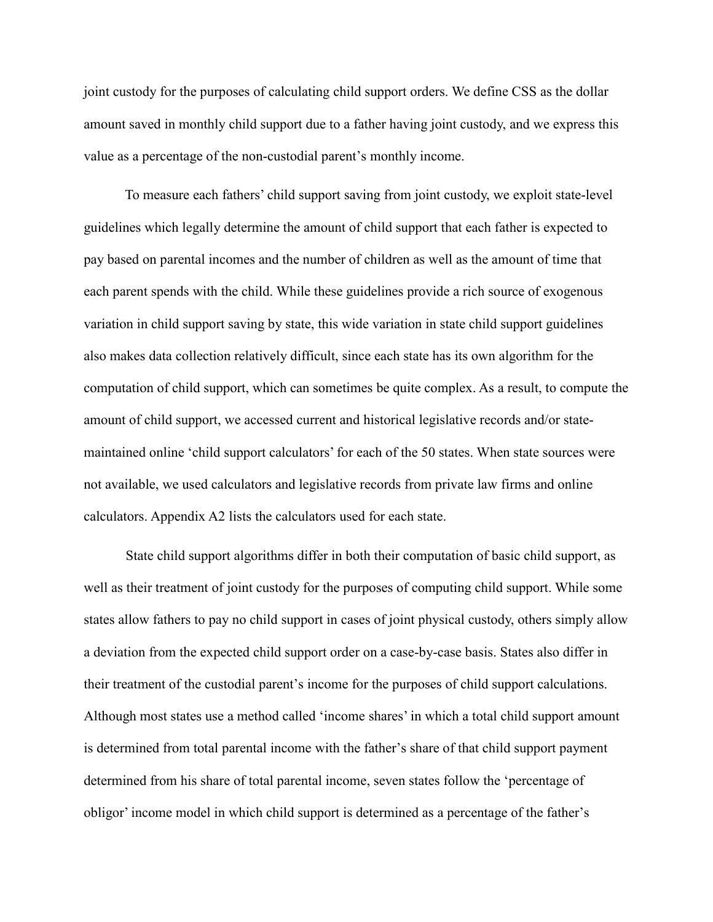joint custody for the purposes of calculating child support orders. We define CSS as the dollar amount saved in monthly child support due to a father having joint custody, and we express this value as a percentage of the non-custodial parent's monthly income.

To measure each fathers' child support saving from joint custody, we exploit state-level guidelines which legally determine the amount of child support that each father is expected to pay based on parental incomes and the number of children as well as the amount of time that each parent spends with the child. While these guidelines provide a rich source of exogenous variation in child support saving by state, this wide variation in state child support guidelines also makes data collection relatively difficult, since each state has its own algorithm for the computation of child support, which can sometimes be quite complex. As a result, to compute the amount of child support, we accessed current and historical legislative records and/or state-maintained online 'child support calculators' for each of the 50 states. When state sources were not available, we used calculators and legislative records from private law firms and online calculators. Appendix A2 lists the calculators used for each state.

State child support algorithms differ in both their computation of basic child support, as well as their treatment of joint custody for the purposes of computing child support. While some states allow fathers to pay no child support in cases of joint physical custody, others simply allow a deviation from the expected child support order on a case-by-case basis. States also differ in their treatment of the custodial parent's income for the purposes of child support calculations. Although most states use a method called 'income shares' in which a total child support amount is determined from total parental income with the father's share of that child support payment determined from his share of total parental income, seven states follow the 'percentage of obligor' income model in which child support is determined as a percentage of the father's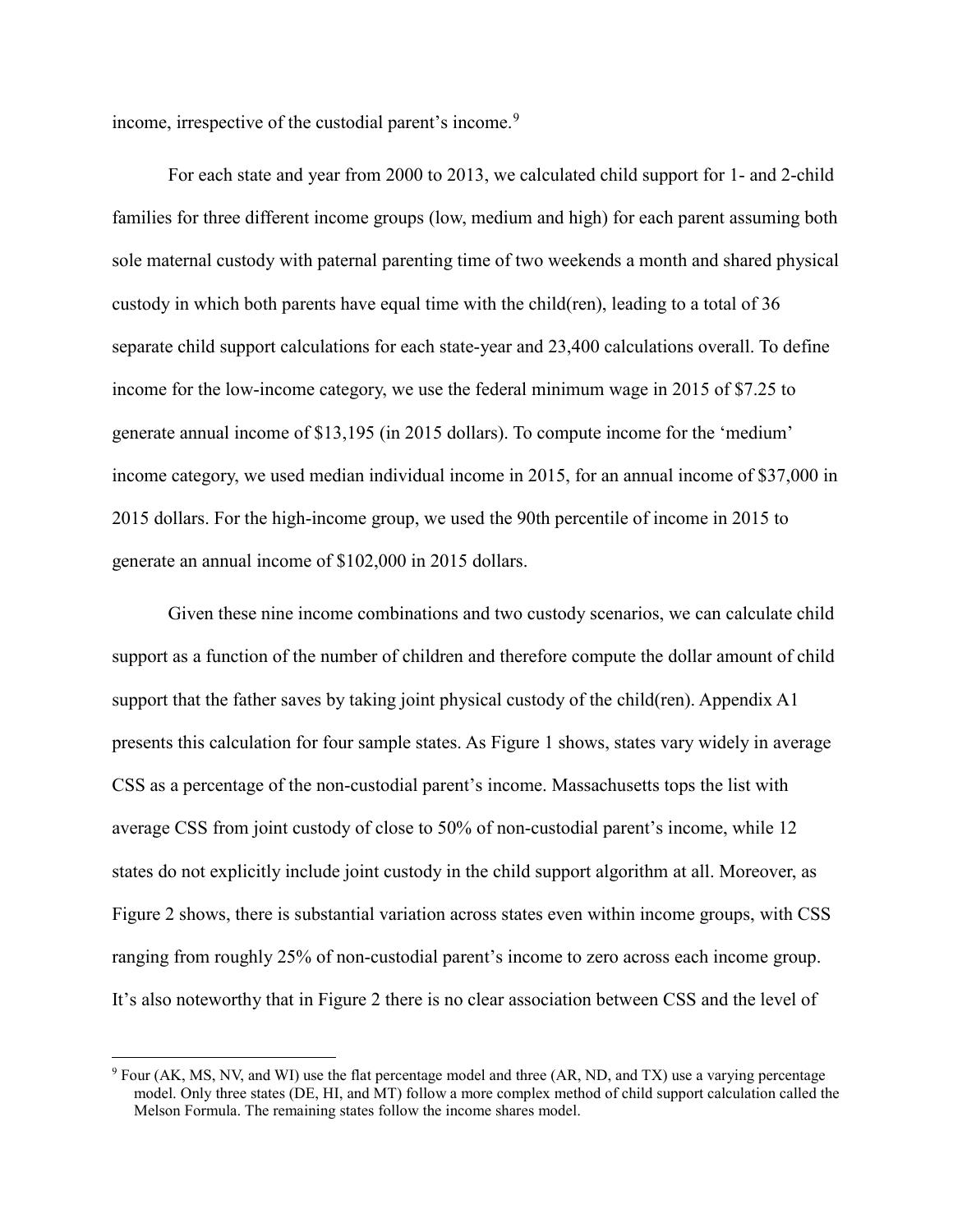income, irrespective of the custodial parent's income.[9]

For each state and year from 2000 to 2013, we calculated child support for 1- and 2-child families for three different income groups (low, medium and high) for each parent assuming both sole maternal custody with paternal parenting time of two weekends a month and shared physical custody in which both parents have equal time with the child(ren), leading to a total of 36 separate child support calculations for each state-year and 23,400 calculations overall. To define income for the low-income category, we use the federal minimum wage in 2015 of $7.25 to generate annual income of $13,195 (in 2015 dollars). To compute income for the 'medium' income category, we used median individual income in 2015, for an annual income of $37,000 in 2015 dollars. For the high-income group, we used the 90th percentile of income in 2015 to generate an annual income of $102,000 in 2015 dollars.

Given these nine income combinations and two custody scenarios, we can calculate child support as a function of the number of children and therefore compute the dollar amount of child support that the father saves by taking joint physical custody of the child(ren). Appendix A1 presents this calculation for four sample states. As Figure 1 shows, states vary widely in average CSS as a percentage of the non-custodial parent's income. Massachusetts tops the list with average CSS from joint custody of close to 50% of non-custodial parent's income, while 12 states do not explicitly include joint custody in the child support algorithm at all. Moreover, as Figure 2 shows, there is substantial variation across states even within income groups, with CSS ranging from roughly 25% of non-custodial parent's income to zero across each income group. It's also noteworthy that in Figure 2 there is no clear association between CSS and the level of

[9] Four (AK, MS, NV, and WI) use the flat percentage model and three (AR, ND, and TX) use a varying percentage model. Only three states (DE, HI, and MT) follow a more complex method of child support calculation called the Melson Formula. The remaining states follow the income shares model.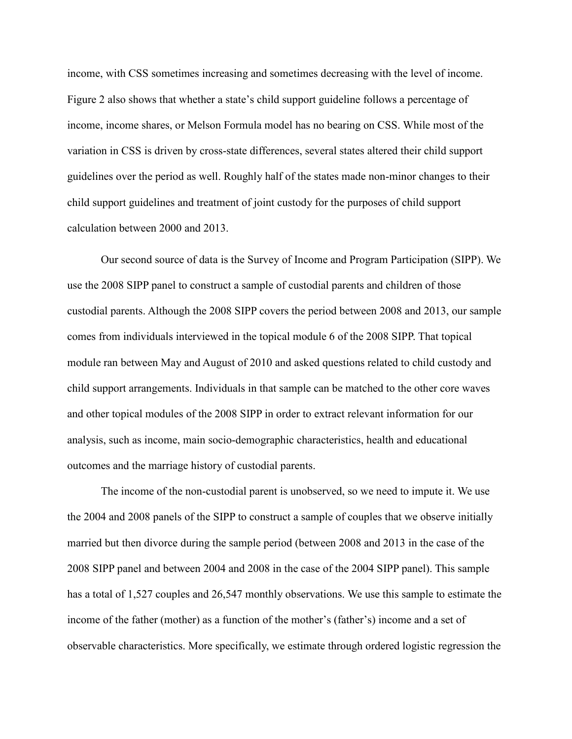income, with CSS sometimes increasing and sometimes decreasing with the level of income. Figure 2 also shows that whether a state's child support guideline follows a percentage of income, income shares, or Melson Formula model has no bearing on CSS. While most of the variation in CSS is driven by cross-state differences, several states altered their child support guidelines over the period as well. Roughly half of the states made non-minor changes to their child support guidelines and treatment of joint custody for the purposes of child support calculation between 2000 and 2013.

Our second source of data is the Survey of Income and Program Participation (SIPP). We use the 2008 SIPP panel to construct a sample of custodial parents and children of those custodial parents. Although the 2008 SIPP covers the period between 2008 and 2013, our sample comes from individuals interviewed in the topical module 6 of the 2008 SIPP. That topical module ran between May and August of 2010 and asked questions related to child custody and child support arrangements. Individuals in that sample can be matched to the other core waves and other topical modules of the 2008 SIPP in order to extract relevant information for our analysis, such as income, main socio-demographic characteristics, health and educational outcomes and the marriage history of custodial parents.

The income of the non-custodial parent is unobserved, so we need to impute it. We use the 2004 and 2008 panels of the SIPP to construct a sample of couples that we observe initially married but then divorce during the sample period (between 2008 and 2013 in the case of the 2008 SIPP panel and between 2004 and 2008 in the case of the 2004 SIPP panel). This sample has a total of 1,527 couples and 26,547 monthly observations. We use this sample to estimate the income of the father (mother) as a function of the mother's (father's) income and a set of observable characteristics. More specifically, we estimate through ordered logistic regression the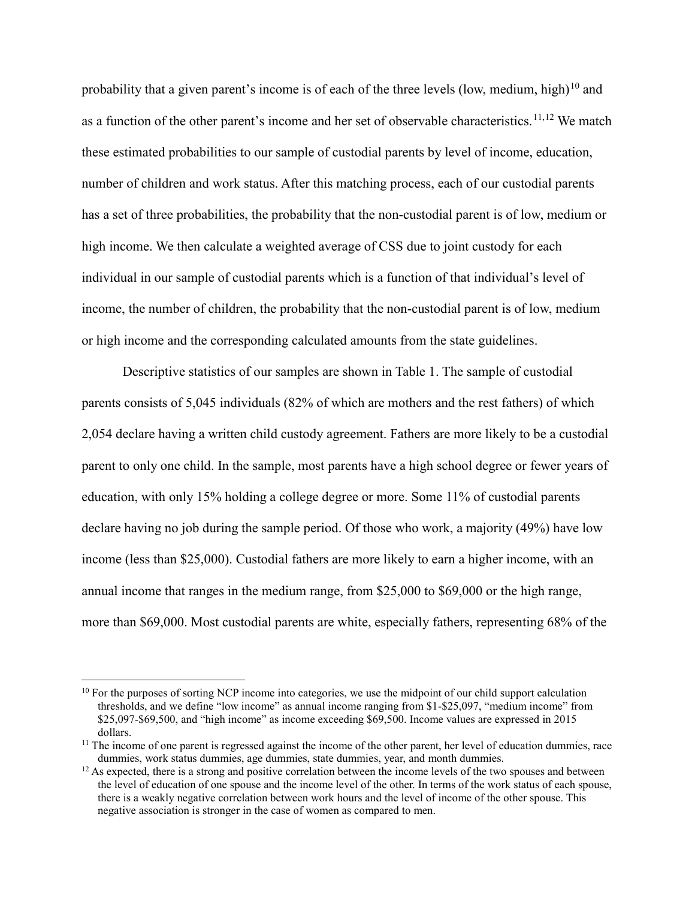probability that a given parent's income is of each of the three levels (low, medium, high)[10] and as a function of the other parent's income and her set of observable characteristics.[11,12] We match these estimated probabilities to our sample of custodial parents by level of income, education, number of children and work status. After this matching process, each of our custodial parents has a set of three probabilities, the probability that the non-custodial parent is of low, medium or high income. We then calculate a weighted average of CSS due to joint custody for each individual in our sample of custodial parents which is a function of that individual's level of income, the number of children, the probability that the non-custodial parent is of low, medium or high income and the corresponding calculated amounts from the state guidelines.

Descriptive statistics of our samples are shown in Table 1. The sample of custodial parents consists of 5,045 individuals (82% of which are mothers and the rest fathers) of which 2,054 declare having a written child custody agreement. Fathers are more likely to be a custodial parent to only one child. In the sample, most parents have a high school degree or fewer years of education, with only 15% holding a college degree or more. Some 11% of custodial parents declare having no job during the sample period. Of those who work, a majority (49%) have low income (less than $25,000). Custodial fathers are more likely to earn a higher income, with an annual income that ranges in the medium range, from $25,000 to $69,000 or the high range, more than $69,000. Most custodial parents are white, especially fathers, representing 68% of the

---

[10] For the purposes of sorting NCP income into categories, we use the midpoint of our child support calculation thresholds, and we define "low income" as annual income ranging from $1-$25,097, "medium income" from $25,097-$69,500, and "high income" as income exceeding $69,500. Income values are expressed in 2015 dollars.

[11] The income of one parent is regressed against the income of the other parent, her level of education dummies, race dummies, work status dummies, age dummies, state dummies, year, and month dummies.

[12] As expected, there is a strong and positive correlation between the income levels of the two spouses and between the level of education of one spouse and the income level of the other. In terms of the work status of each spouse, there is a weakly negative correlation between work hours and the level of income of the other spouse. This negative association is stronger in the case of women as compared to men.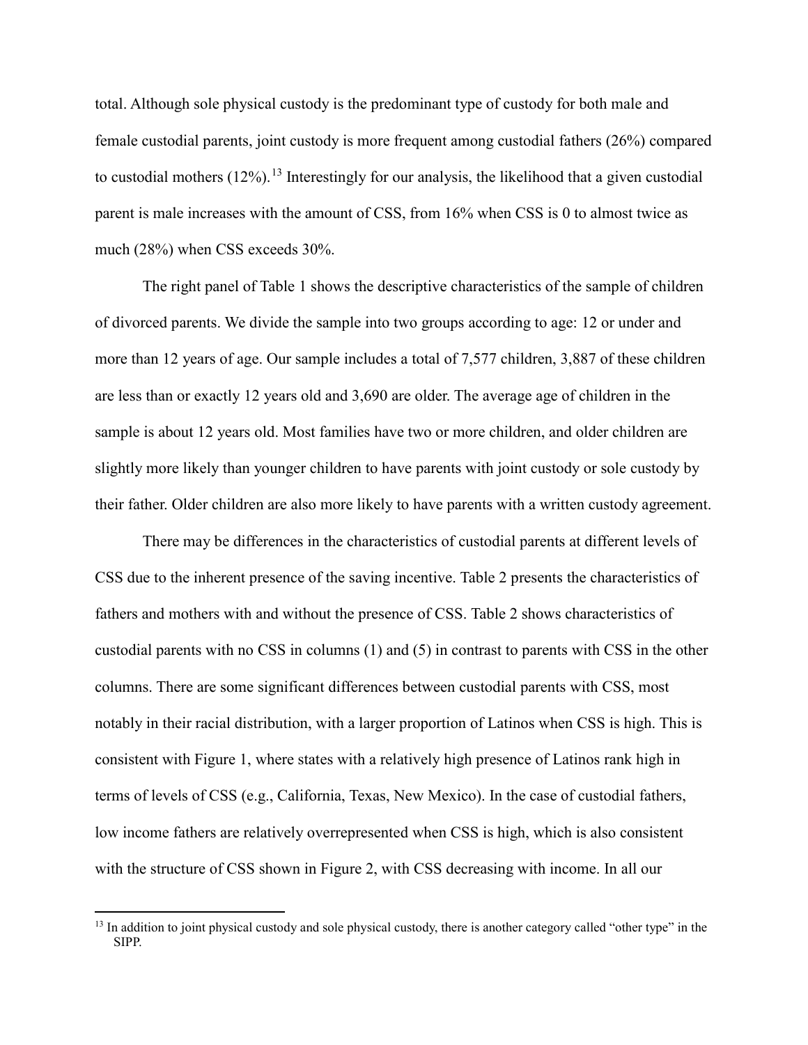total. Although sole physical custody is the predominant type of custody for both male and female custodial parents, joint custody is more frequent among custodial fathers (26%) compared to custodial mothers (12%).[13] Interestingly for our analysis, the likelihood that a given custodial parent is male increases with the amount of CSS, from 16% when CSS is 0 to almost twice as much (28%) when CSS exceeds 30%.

The right panel of Table 1 shows the descriptive characteristics of the sample of children of divorced parents. We divide the sample into two groups according to age: 12 or under and more than 12 years of age. Our sample includes a total of 7,577 children, 3,887 of these children are less than or exactly 12 years old and 3,690 are older. The average age of children in the sample is about 12 years old. Most families have two or more children, and older children are slightly more likely than younger children to have parents with joint custody or sole custody by their father. Older children are also more likely to have parents with a written custody agreement.

There may be differences in the characteristics of custodial parents at different levels of CSS due to the inherent presence of the saving incentive. Table 2 presents the characteristics of fathers and mothers with and without the presence of CSS. Table 2 shows characteristics of custodial parents with no CSS in columns (1) and (5) in contrast to parents with CSS in the other columns. There are some significant differences between custodial parents with CSS, most notably in their racial distribution, with a larger proportion of Latinos when CSS is high. This is consistent with Figure 1, where states with a relatively high presence of Latinos rank high in terms of levels of CSS (e.g., California, Texas, New Mexico). In the case of custodial fathers, low income fathers are relatively overrepresented when CSS is high, which is also consistent with the structure of CSS shown in Figure 2, with CSS decreasing with income. In all our

[13] In addition to joint physical custody and sole physical custody, there is another category called "other type" in the SIPP.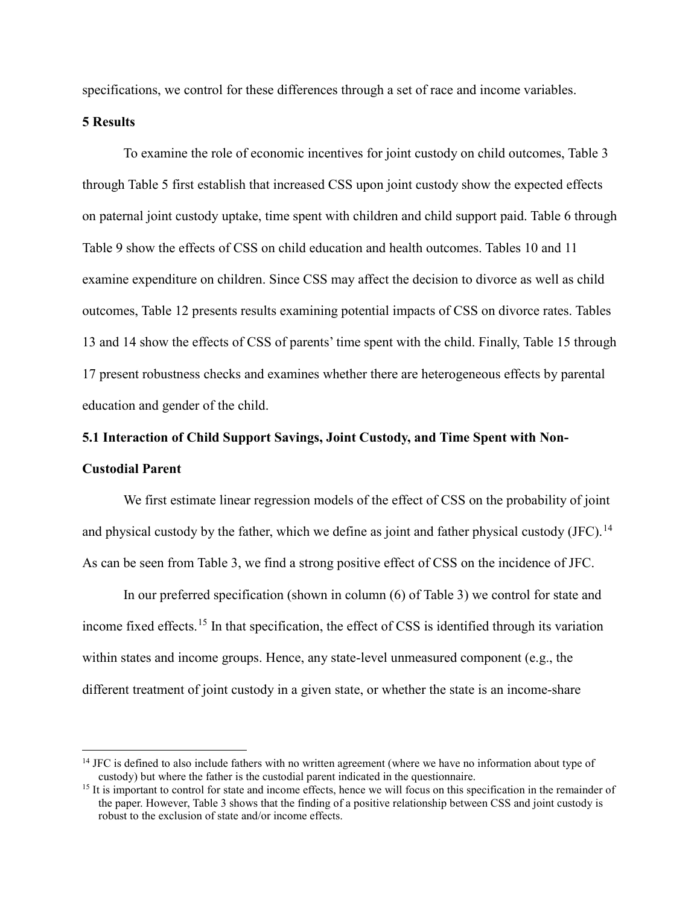specifications, we control for these differences through a set of race and income variables.

## 5 Results

To examine the role of economic incentives for joint custody on child outcomes, Table 3 through Table 5 first establish that increased CSS upon joint custody show the expected effects on paternal joint custody uptake, time spent with children and child support paid. Table 6 through Table 9 show the effects of CSS on child education and health outcomes. Tables 10 and 11 examine expenditure on children. Since CSS may affect the decision to divorce as well as child outcomes, Table 12 presents results examining potential impacts of CSS on divorce rates. Tables 13 and 14 show the effects of CSS of parents' time spent with the child. Finally, Table 15 through 17 present robustness checks and examines whether there are heterogeneous effects by parental education and gender of the child.

### 5.1 Interaction of Child Support Savings, Joint Custody, and Time Spent with Non-Custodial Parent

We first estimate linear regression models of the effect of CSS on the probability of joint and physical custody by the father, which we define as joint and father physical custody (JFC).[14] As can be seen from Table 3, we find a strong positive effect of CSS on the incidence of JFC.

In our preferred specification (shown in column (6) of Table 3) we control for state and income fixed effects.[15] In that specification, the effect of CSS is identified through its variation within states and income groups. Hence, any state-level unmeasured component (e.g., the different treatment of joint custody in a given state, or whether the state is an income-share

[14] JFC is defined to also include fathers with no written agreement (where we have no information about type of custody) but where the father is the custodial parent indicated in the questionnaire.

[15] It is important to control for state and income effects, hence we will focus on this specification in the remainder of the paper. However, Table 3 shows that the finding of a positive relationship between CSS and joint custody is robust to the exclusion of state and/or income effects.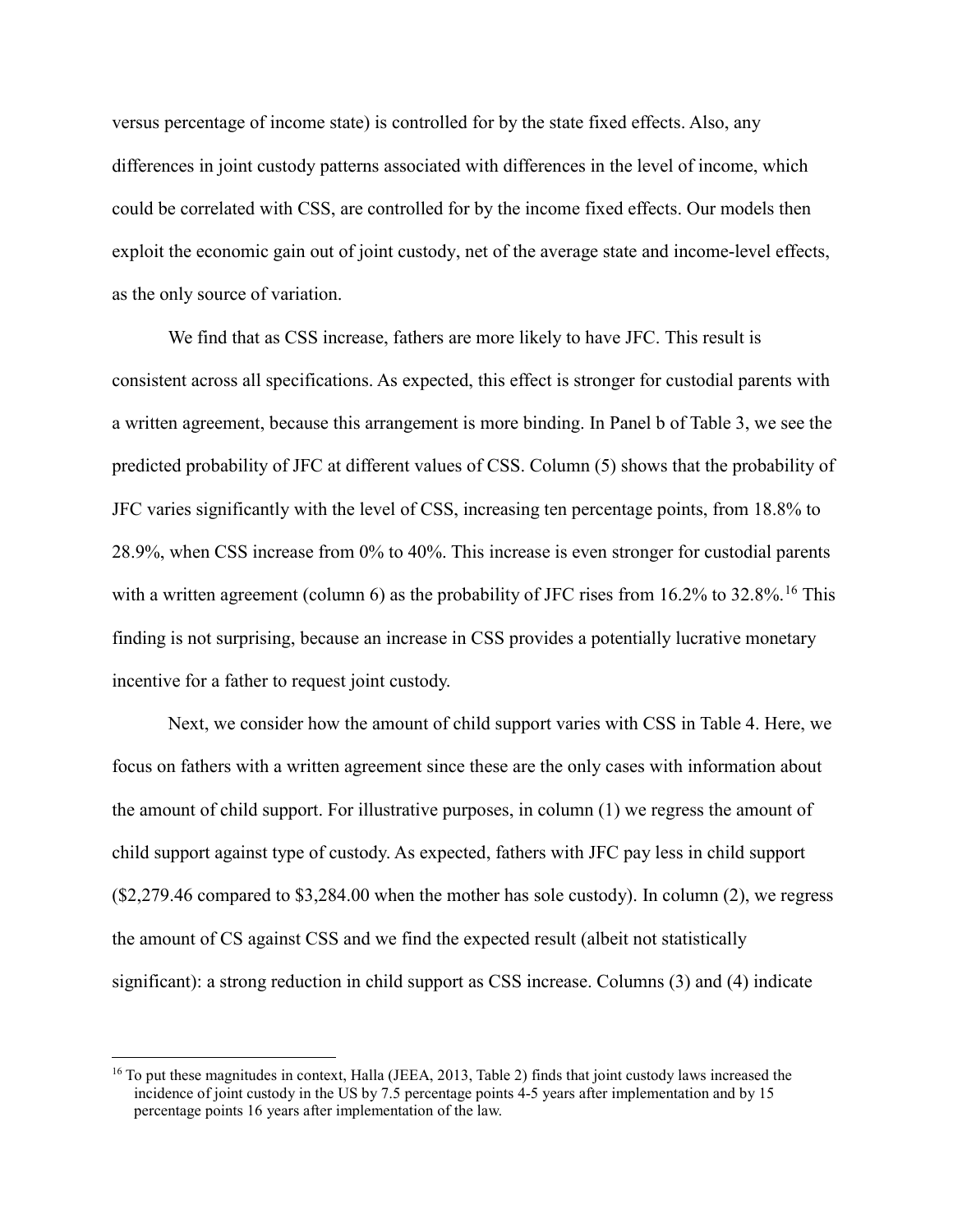versus percentage of income state) is controlled for by the state fixed effects. Also, any differences in joint custody patterns associated with differences in the level of income, which could be correlated with CSS, are controlled for by the income fixed effects. Our models then exploit the economic gain out of joint custody, net of the average state and income-level effects, as the only source of variation.

We find that as CSS increase, fathers are more likely to have JFC. This result is consistent across all specifications. As expected, this effect is stronger for custodial parents with a written agreement, because this arrangement is more binding. In Panel b of Table 3, we see the predicted probability of JFC at different values of CSS. Column (5) shows that the probability of JFC varies significantly with the level of CSS, increasing ten percentage points, from 18.8% to 28.9%, when CSS increase from 0% to 40%. This increase is even stronger for custodial parents with a written agreement (column 6) as the probability of JFC rises from 16.2% to 32.8%.[16] This finding is not surprising, because an increase in CSS provides a potentially lucrative monetary incentive for a father to request joint custody.

Next, we consider how the amount of child support varies with CSS in Table 4. Here, we focus on fathers with a written agreement since these are the only cases with information about the amount of child support. For illustrative purposes, in column (1) we regress the amount of child support against type of custody. As expected, fathers with JFC pay less in child support ($2,279.46 compared to $3,284.00 when the mother has sole custody). In column (2), we regress the amount of CS against CSS and we find the expected result (albeit not statistically significant): a strong reduction in child support as CSS increase. Columns (3) and (4) indicate

[16] To put these magnitudes in context, Halla (JEEA, 2013, Table 2) finds that joint custody laws increased the incidence of joint custody in the US by 7.5 percentage points 4-5 years after implementation and by 15 percentage points 16 years after implementation of the law.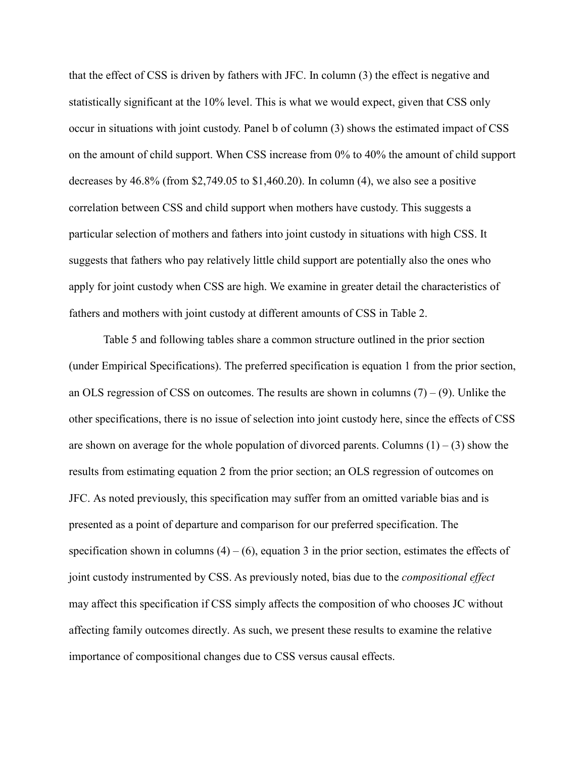that the effect of CSS is driven by fathers with JFC. In column (3) the effect is negative and statistically significant at the 10% level. This is what we would expect, given that CSS only occur in situations with joint custody. Panel b of column (3) shows the estimated impact of CSS on the amount of child support. When CSS increase from 0% to 40% the amount of child support decreases by 46.8% (from $2,749.05 to $1,460.20). In column (4), we also see a positive correlation between CSS and child support when mothers have custody. This suggests a particular selection of mothers and fathers into joint custody in situations with high CSS. It suggests that fathers who pay relatively little child support are potentially also the ones who apply for joint custody when CSS are high. We examine in greater detail the characteristics of fathers and mothers with joint custody at different amounts of CSS in Table 2.

Table 5 and following tables share a common structure outlined in the prior section (under Empirical Specifications). The preferred specification is equation 1 from the prior section, an OLS regression of CSS on outcomes. The results are shown in columns (7) – (9). Unlike the other specifications, there is no issue of selection into joint custody here, since the effects of CSS are shown on average for the whole population of divorced parents. Columns (1) – (3) show the results from estimating equation 2 from the prior section; an OLS regression of outcomes on JFC. As noted previously, this specification may suffer from an omitted variable bias and is presented as a point of departure and comparison for our preferred specification. The specification shown in columns (4) – (6), equation 3 in the prior section, estimates the effects of joint custody instrumented by CSS. As previously noted, bias due to the *compositional effect* may affect this specification if CSS simply affects the composition of who chooses JC without affecting family outcomes directly. As such, we present these results to examine the relative importance of compositional changes due to CSS versus causal effects.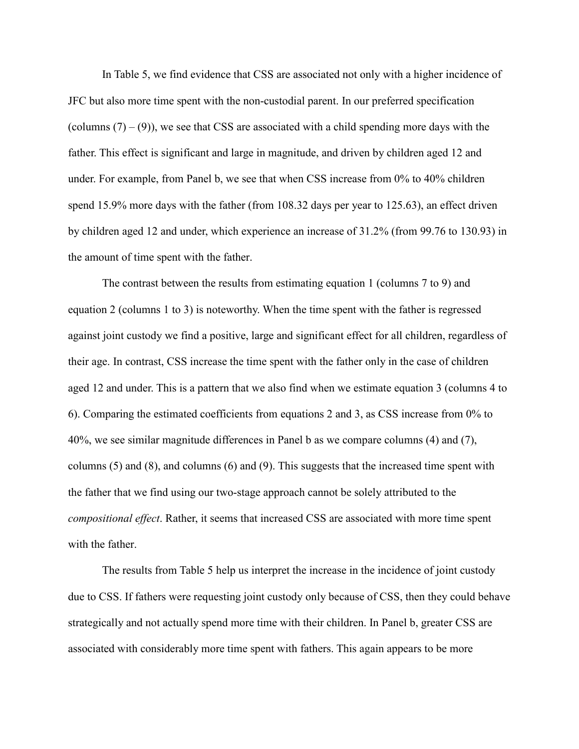In Table 5, we find evidence that CSS are associated not only with a higher incidence of JFC but also more time spent with the non-custodial parent. In our preferred specification (columns (7) – (9)), we see that CSS are associated with a child spending more days with the father. This effect is significant and large in magnitude, and driven by children aged 12 and under. For example, from Panel b, we see that when CSS increase from 0% to 40% children spend 15.9% more days with the father (from 108.32 days per year to 125.63), an effect driven by children aged 12 and under, which experience an increase of 31.2% (from 99.76 to 130.93) in the amount of time spent with the father.

The contrast between the results from estimating equation 1 (columns 7 to 9) and equation 2 (columns 1 to 3) is noteworthy. When the time spent with the father is regressed against joint custody we find a positive, large and significant effect for all children, regardless of their age. In contrast, CSS increase the time spent with the father only in the case of children aged 12 and under. This is a pattern that we also find when we estimate equation 3 (columns 4 to 6). Comparing the estimated coefficients from equations 2 and 3, as CSS increase from 0% to 40%, we see similar magnitude differences in Panel b as we compare columns (4) and (7), columns (5) and (8), and columns (6) and (9). This suggests that the increased time spent with the father that we find using our two-stage approach cannot be solely attributed to the *compositional effect*. Rather, it seems that increased CSS are associated with more time spent with the father.

The results from Table 5 help us interpret the increase in the incidence of joint custody due to CSS. If fathers were requesting joint custody only because of CSS, then they could behave strategically and not actually spend more time with their children. In Panel b, greater CSS are associated with considerably more time spent with fathers. This again appears to be more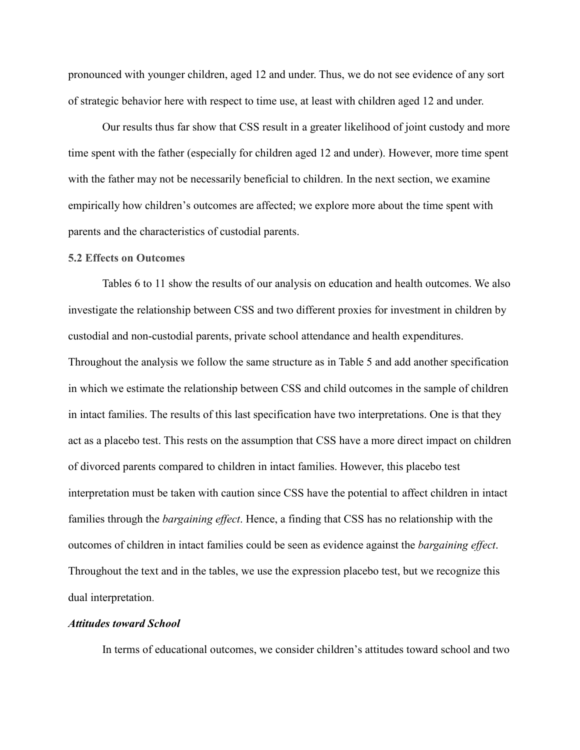pronounced with younger children, aged 12 and under. Thus, we do not see evidence of any sort of strategic behavior here with respect to time use, at least with children aged 12 and under.

Our results thus far show that CSS result in a greater likelihood of joint custody and more time spent with the father (especially for children aged 12 and under). However, more time spent with the father may not be necessarily beneficial to children. In the next section, we examine empirically how children's outcomes are affected; we explore more about the time spent with parents and the characteristics of custodial parents.

### 5.2 Effects on Outcomes

Tables 6 to 11 show the results of our analysis on education and health outcomes. We also investigate the relationship between CSS and two different proxies for investment in children by custodial and non-custodial parents, private school attendance and health expenditures. Throughout the analysis we follow the same structure as in Table 5 and add another specification in which we estimate the relationship between CSS and child outcomes in the sample of children in intact families. The results of this last specification have two interpretations. One is that they act as a placebo test. This rests on the assumption that CSS have a more direct impact on children of divorced parents compared to children in intact families. However, this placebo test interpretation must be taken with caution since CSS have the potential to affect children in intact families through the *bargaining effect*. Hence, a finding that CSS has no relationship with the outcomes of children in intact families could be seen as evidence against the *bargaining effect*. Throughout the text and in the tables, we use the expression placebo test, but we recognize this dual interpretation.

***Attitudes toward School***

In terms of educational outcomes, we consider children's attitudes toward school and two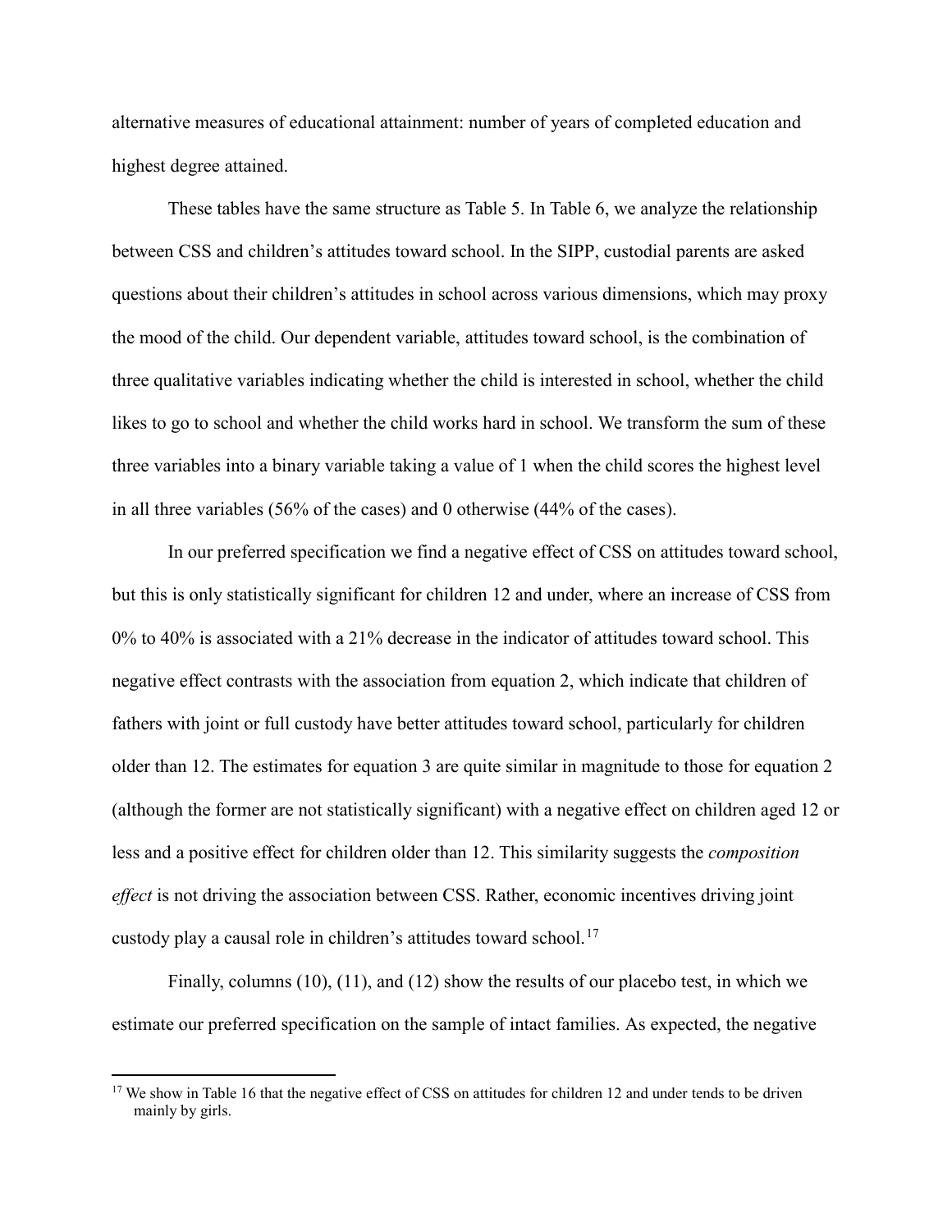alternative measures of educational attainment: number of years of completed education and highest degree attained.

These tables have the same structure as Table 5. In Table 6, we analyze the relationship between CSS and children's attitudes toward school. In the SIPP, custodial parents are asked questions about their children's attitudes in school across various dimensions, which may proxy the mood of the child. Our dependent variable, attitudes toward school, is the combination of three qualitative variables indicating whether the child is interested in school, whether the child likes to go to school and whether the child works hard in school. We transform the sum of these three variables into a binary variable taking a value of 1 when the child scores the highest level in all three variables (56% of the cases) and 0 otherwise (44% of the cases).

In our preferred specification we find a negative effect of CSS on attitudes toward school, but this is only statistically significant for children 12 and under, where an increase of CSS from 0% to 40% is associated with a 21% decrease in the indicator of attitudes toward school. This negative effect contrasts with the association from equation 2, which indicate that children of fathers with joint or full custody have better attitudes toward school, particularly for children older than 12. The estimates for equation 3 are quite similar in magnitude to those for equation 2 (although the former are not statistically significant) with a negative effect on children aged 12 or less and a positive effect for children older than 12. This similarity suggests the *composition effect* is not driving the association between CSS. Rather, economic incentives driving joint custody play a causal role in children's attitudes toward school.[17]

Finally, columns (10), (11), and (12) show the results of our placebo test, in which we estimate our preferred specification on the sample of intact families. As expected, the negative

[17] We show in Table 16 that the negative effect of CSS on attitudes for children 12 and under tends to be driven mainly by girls.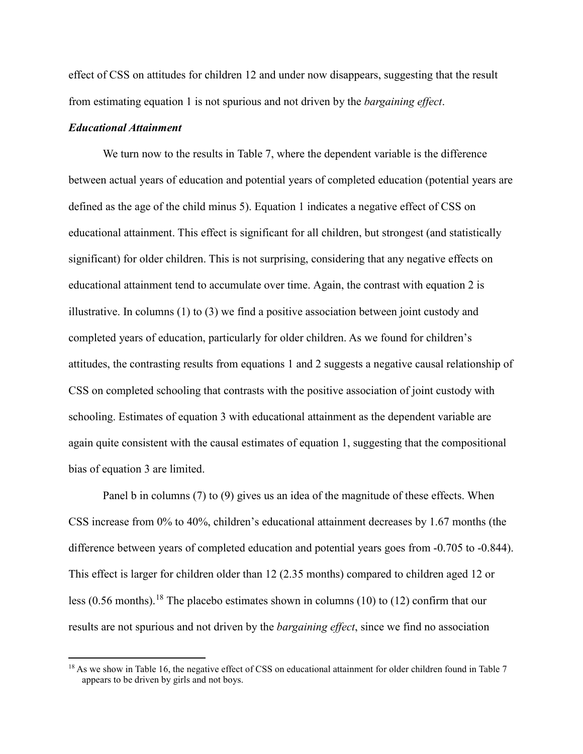effect of CSS on attitudes for children 12 and under now disappears, suggesting that the result from estimating equation 1 is not spurious and not driven by the *bargaining effect*.

***Educational Attainment***

We turn now to the results in Table 7, where the dependent variable is the difference between actual years of education and potential years of completed education (potential years are defined as the age of the child minus 5). Equation 1 indicates a negative effect of CSS on educational attainment. This effect is significant for all children, but strongest (and statistically significant) for older children. This is not surprising, considering that any negative effects on educational attainment tend to accumulate over time. Again, the contrast with equation 2 is illustrative. In columns (1) to (3) we find a positive association between joint custody and completed years of education, particularly for older children. As we found for children's attitudes, the contrasting results from equations 1 and 2 suggests a negative causal relationship of CSS on completed schooling that contrasts with the positive association of joint custody with schooling. Estimates of equation 3 with educational attainment as the dependent variable are again quite consistent with the causal estimates of equation 1, suggesting that the compositional bias of equation 3 are limited.

Panel b in columns (7) to (9) gives us an idea of the magnitude of these effects. When CSS increase from 0% to 40%, children's educational attainment decreases by 1.67 months (the difference between years of completed education and potential years goes from -0.705 to -0.844). This effect is larger for children older than 12 (2.35 months) compared to children aged 12 or less (0.56 months).[18] The placebo estimates shown in columns (10) to (12) confirm that our results are not spurious and not driven by the *bargaining effect*, since we find no association

[18] As we show in Table 16, the negative effect of CSS on educational attainment for older children found in Table 7 appears to be driven by girls and not boys.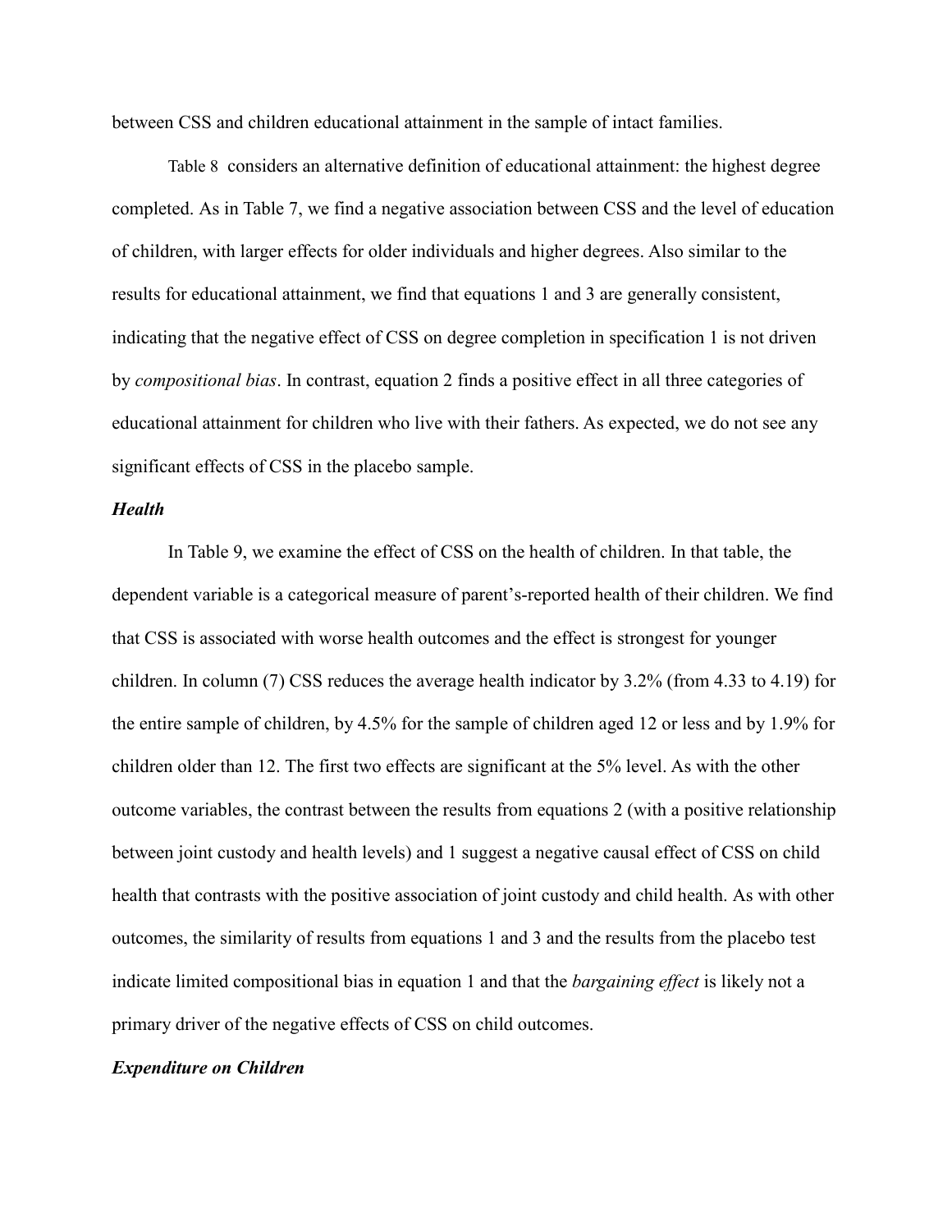between CSS and children educational attainment in the sample of intact families.

Table 8 considers an alternative definition of educational attainment: the highest degree completed. As in Table 7, we find a negative association between CSS and the level of education of children, with larger effects for older individuals and higher degrees. Also similar to the results for educational attainment, we find that equations 1 and 3 are generally consistent, indicating that the negative effect of CSS on degree completion in specification 1 is not driven by *compositional bias*. In contrast, equation 2 finds a positive effect in all three categories of educational attainment for children who live with their fathers. As expected, we do not see any significant effects of CSS in the placebo sample.

### *Health*

In Table 9, we examine the effect of CSS on the health of children. In that table, the dependent variable is a categorical measure of parent's-reported health of their children. We find that CSS is associated with worse health outcomes and the effect is strongest for younger children. In column (7) CSS reduces the average health indicator by 3.2% (from 4.33 to 4.19) for the entire sample of children, by 4.5% for the sample of children aged 12 or less and by 1.9% for children older than 12. The first two effects are significant at the 5% level. As with the other outcome variables, the contrast between the results from equations 2 (with a positive relationship between joint custody and health levels) and 1 suggest a negative causal effect of CSS on child health that contrasts with the positive association of joint custody and child health. As with other outcomes, the similarity of results from equations 1 and 3 and the results from the placebo test indicate limited compositional bias in equation 1 and that the *bargaining effect* is likely not a primary driver of the negative effects of CSS on child outcomes.

### *Expenditure on Children*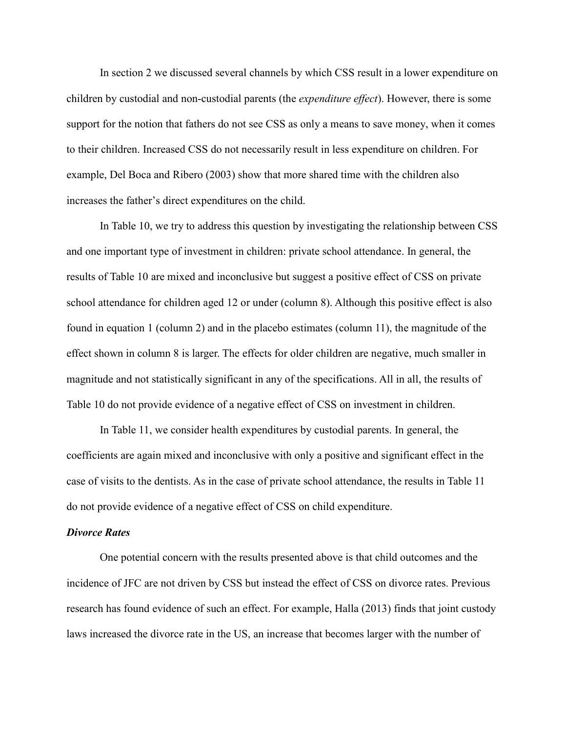In section 2 we discussed several channels by which CSS result in a lower expenditure on children by custodial and non-custodial parents (the *expenditure effect*). However, there is some support for the notion that fathers do not see CSS as only a means to save money, when it comes to their children. Increased CSS do not necessarily result in less expenditure on children. For example, Del Boca and Ribero (2003) show that more shared time with the children also increases the father's direct expenditures on the child.

In Table 10, we try to address this question by investigating the relationship between CSS and one important type of investment in children: private school attendance. In general, the results of Table 10 are mixed and inconclusive but suggest a positive effect of CSS on private school attendance for children aged 12 or under (column 8). Although this positive effect is also found in equation 1 (column 2) and in the placebo estimates (column 11), the magnitude of the effect shown in column 8 is larger. The effects for older children are negative, much smaller in magnitude and not statistically significant in any of the specifications. All in all, the results of Table 10 do not provide evidence of a negative effect of CSS on investment in children.

In Table 11, we consider health expenditures by custodial parents. In general, the coefficients are again mixed and inconclusive with only a positive and significant effect in the case of visits to the dentists. As in the case of private school attendance, the results in Table 11 do not provide evidence of a negative effect of CSS on child expenditure.

***Divorce Rates***

One potential concern with the results presented above is that child outcomes and the incidence of JFC are not driven by CSS but instead the effect of CSS on divorce rates. Previous research has found evidence of such an effect. For example, Halla (2013) finds that joint custody laws increased the divorce rate in the US, an increase that becomes larger with the number of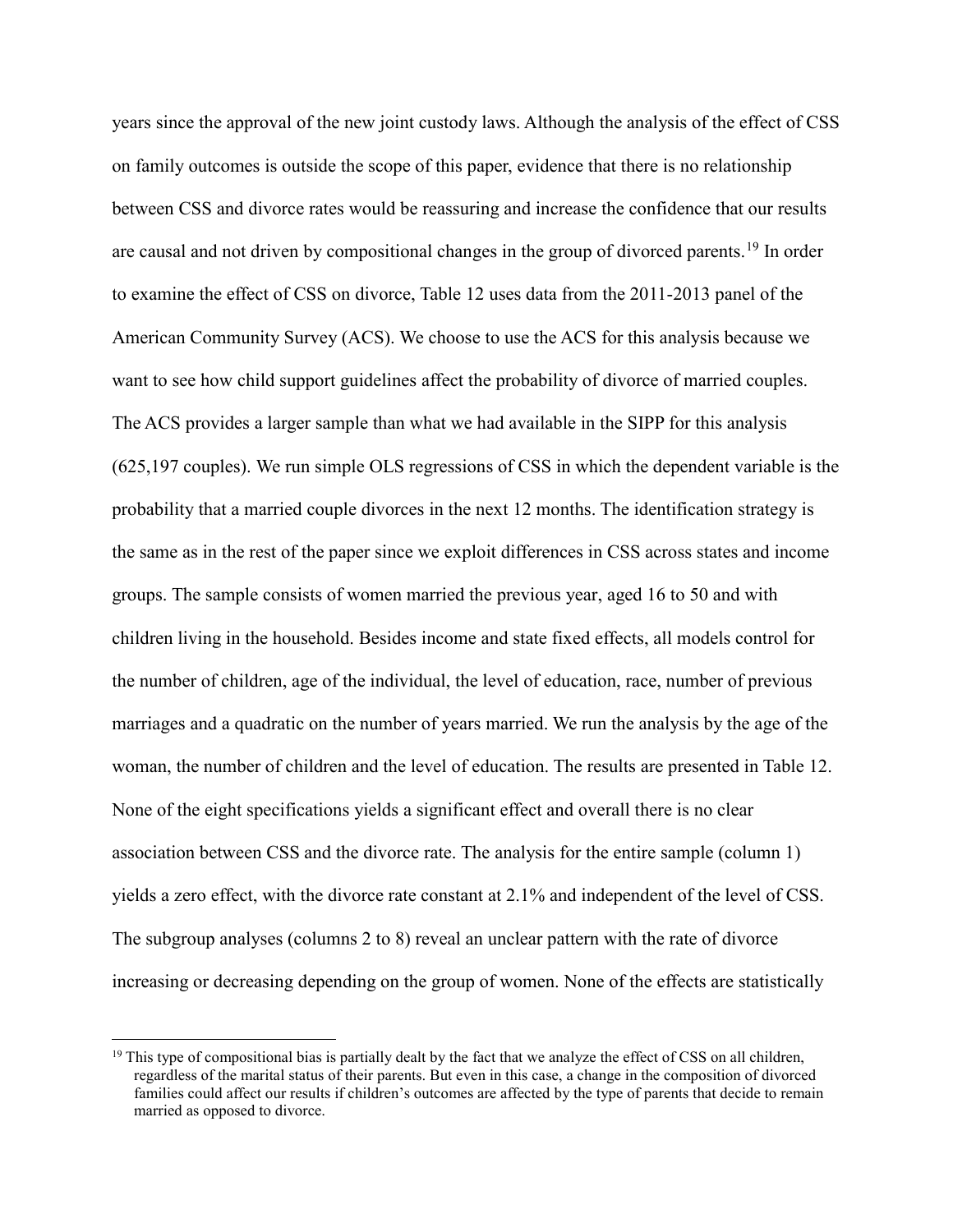years since the approval of the new joint custody laws. Although the analysis of the effect of CSS on family outcomes is outside the scope of this paper, evidence that there is no relationship between CSS and divorce rates would be reassuring and increase the confidence that our results are causal and not driven by compositional changes in the group of divorced parents.[19] In order to examine the effect of CSS on divorce, Table 12 uses data from the 2011-2013 panel of the American Community Survey (ACS). We choose to use the ACS for this analysis because we want to see how child support guidelines affect the probability of divorce of married couples. The ACS provides a larger sample than what we had available in the SIPP for this analysis (625,197 couples). We run simple OLS regressions of CSS in which the dependent variable is the probability that a married couple divorces in the next 12 months. The identification strategy is the same as in the rest of the paper since we exploit differences in CSS across states and income groups. The sample consists of women married the previous year, aged 16 to 50 and with children living in the household. Besides income and state fixed effects, all models control for the number of children, age of the individual, the level of education, race, number of previous marriages and a quadratic on the number of years married. We run the analysis by the age of the woman, the number of children and the level of education. The results are presented in Table 12. None of the eight specifications yields a significant effect and overall there is no clear association between CSS and the divorce rate. The analysis for the entire sample (column 1) yields a zero effect, with the divorce rate constant at 2.1% and independent of the level of CSS. The subgroup analyses (columns 2 to 8) reveal an unclear pattern with the rate of divorce increasing or decreasing depending on the group of women. None of the effects are statistically

[19] This type of compositional bias is partially dealt by the fact that we analyze the effect of CSS on all children, regardless of the marital status of their parents. But even in this case, a change in the composition of divorced families could affect our results if children's outcomes are affected by the type of parents that decide to remain married as opposed to divorce.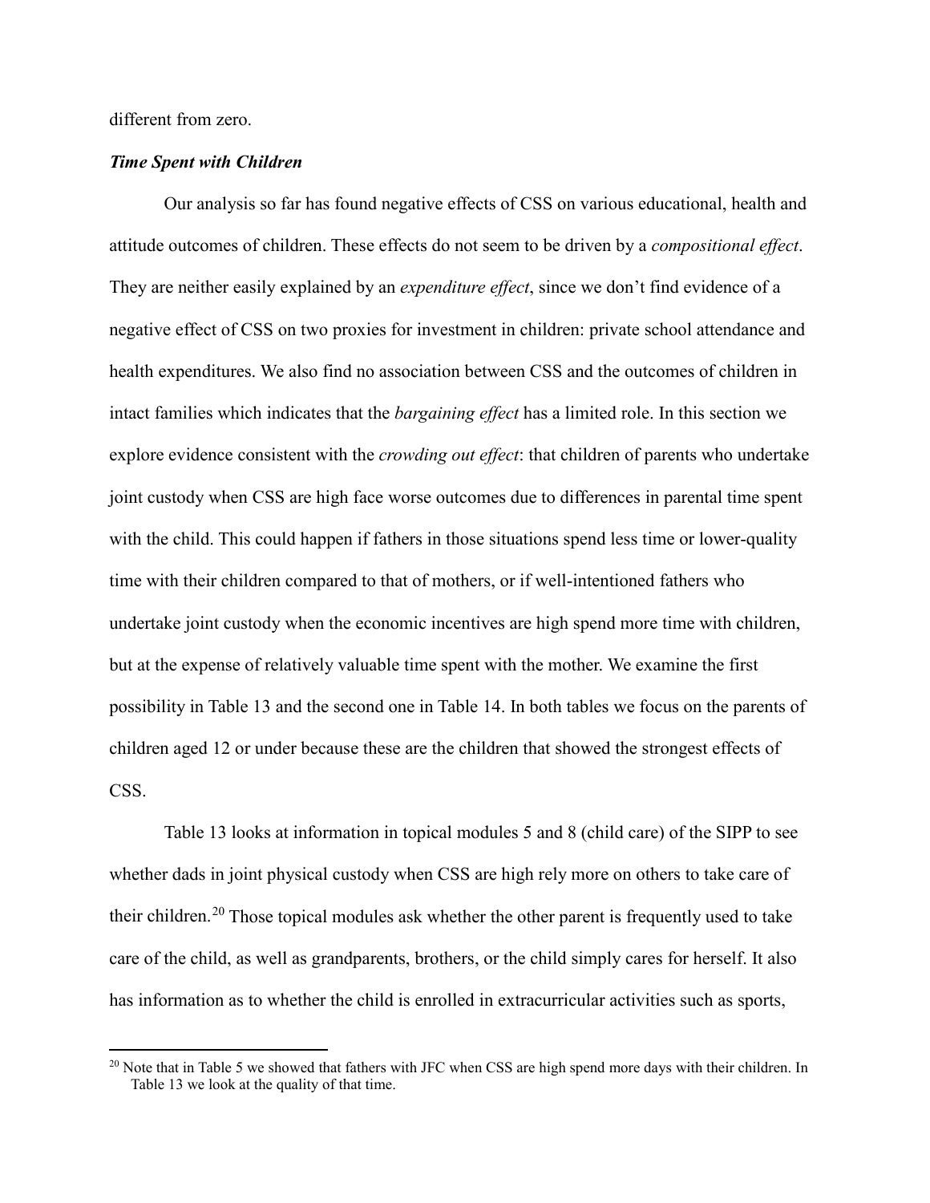different from zero.

***Time Spent with Children***

Our analysis so far has found negative effects of CSS on various educational, health and attitude outcomes of children. These effects do not seem to be driven by a *compositional effect*. They are neither easily explained by an *expenditure effect*, since we don't find evidence of a negative effect of CSS on two proxies for investment in children: private school attendance and health expenditures. We also find no association between CSS and the outcomes of children in intact families which indicates that the *bargaining effect* has a limited role. In this section we explore evidence consistent with the *crowding out effect*: that children of parents who undertake joint custody when CSS are high face worse outcomes due to differences in parental time spent with the child. This could happen if fathers in those situations spend less time or lower-quality time with their children compared to that of mothers, or if well-intentioned fathers who undertake joint custody when the economic incentives are high spend more time with children, but at the expense of relatively valuable time spent with the mother. We examine the first possibility in Table 13 and the second one in Table 14. In both tables we focus on the parents of children aged 12 or under because these are the children that showed the strongest effects of CSS.

Table 13 looks at information in topical modules 5 and 8 (child care) of the SIPP to see whether dads in joint physical custody when CSS are high rely more on others to take care of their children.[20] Those topical modules ask whether the other parent is frequently used to take care of the child, as well as grandparents, brothers, or the child simply cares for herself. It also has information as to whether the child is enrolled in extracurricular activities such as sports,

[20] Note that in Table 5 we showed that fathers with JFC when CSS are high spend more days with their children. In Table 13 we look at the quality of that time.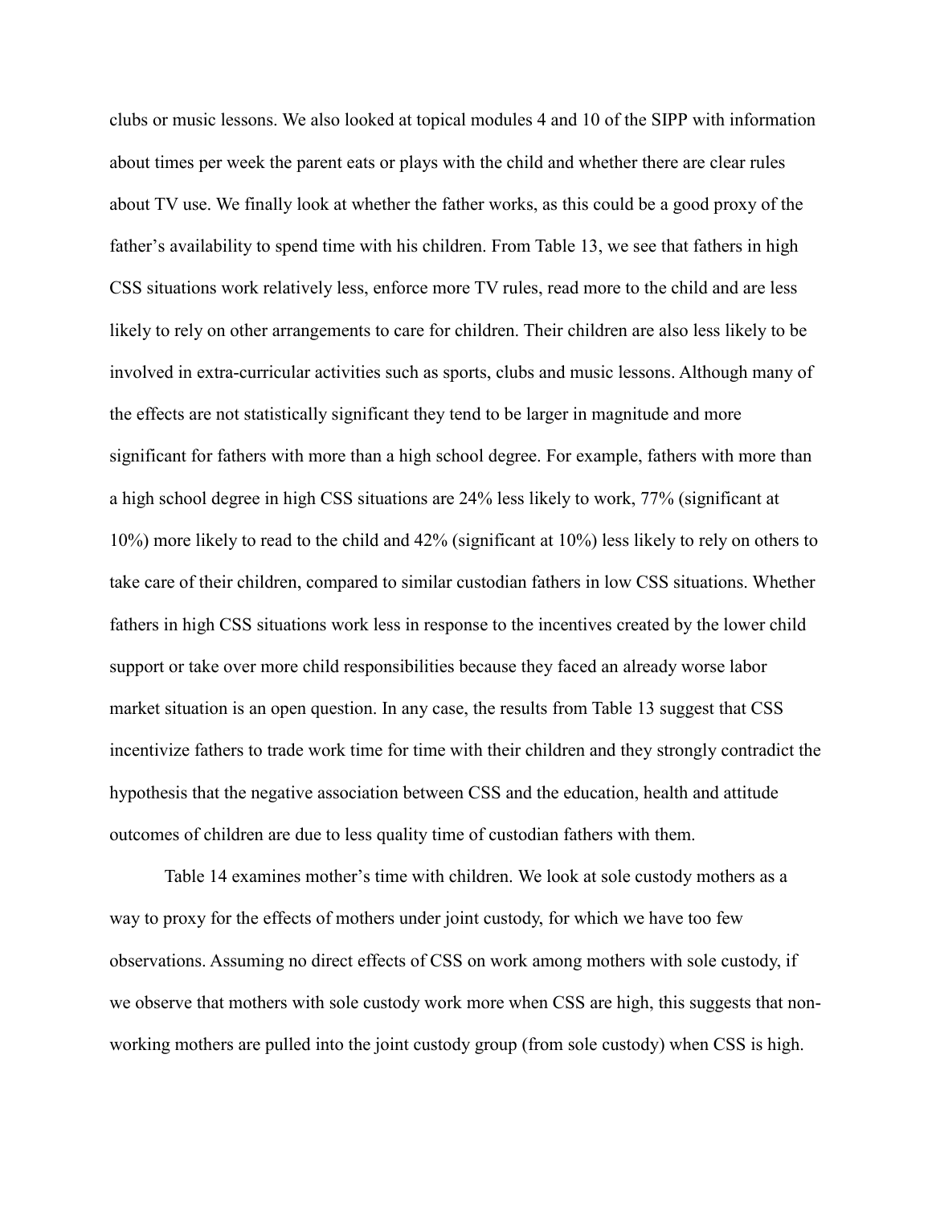clubs or music lessons. We also looked at topical modules 4 and 10 of the SIPP with information about times per week the parent eats or plays with the child and whether there are clear rules about TV use. We finally look at whether the father works, as this could be a good proxy of the father's availability to spend time with his children. From Table 13, we see that fathers in high CSS situations work relatively less, enforce more TV rules, read more to the child and are less likely to rely on other arrangements to care for children. Their children are also less likely to be involved in extra-curricular activities such as sports, clubs and music lessons. Although many of the effects are not statistically significant they tend to be larger in magnitude and more significant for fathers with more than a high school degree. For example, fathers with more than a high school degree in high CSS situations are 24% less likely to work, 77% (significant at 10%) more likely to read to the child and 42% (significant at 10%) less likely to rely on others to take care of their children, compared to similar custodian fathers in low CSS situations. Whether fathers in high CSS situations work less in response to the incentives created by the lower child support or take over more child responsibilities because they faced an already worse labor market situation is an open question. In any case, the results from Table 13 suggest that CSS incentivize fathers to trade work time for time with their children and they strongly contradict the hypothesis that the negative association between CSS and the education, health and attitude outcomes of children are due to less quality time of custodian fathers with them.

Table 14 examines mother's time with children. We look at sole custody mothers as a way to proxy for the effects of mothers under joint custody, for which we have too few observations. Assuming no direct effects of CSS on work among mothers with sole custody, if we observe that mothers with sole custody work more when CSS are high, this suggests that non-working mothers are pulled into the joint custody group (from sole custody) when CSS is high.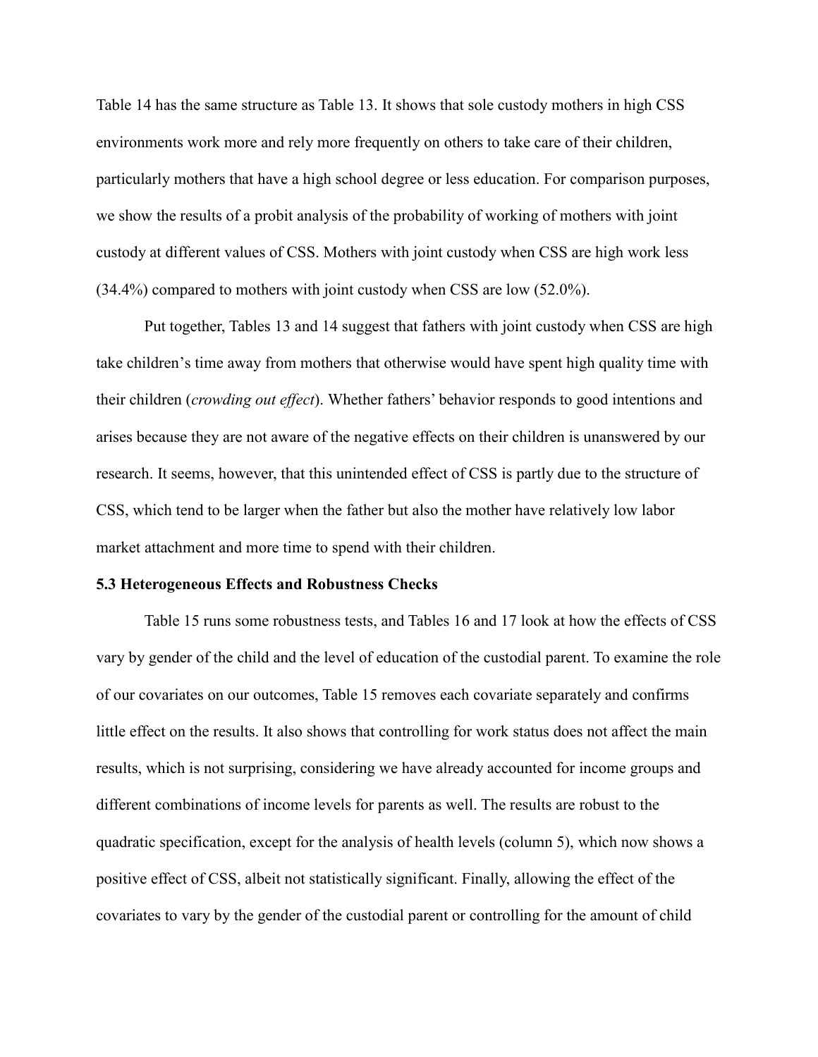Table 14 has the same structure as Table 13. It shows that sole custody mothers in high CSS environments work more and rely more frequently on others to take care of their children, particularly mothers that have a high school degree or less education. For comparison purposes, we show the results of a probit analysis of the probability of working of mothers with joint custody at different values of CSS. Mothers with joint custody when CSS are high work less (34.4%) compared to mothers with joint custody when CSS are low (52.0%).

Put together, Tables 13 and 14 suggest that fathers with joint custody when CSS are high take children's time away from mothers that otherwise would have spent high quality time with their children (*crowding out effect*). Whether fathers' behavior responds to good intentions and arises because they are not aware of the negative effects on their children is unanswered by our research. It seems, however, that this unintended effect of CSS is partly due to the structure of CSS, which tend to be larger when the father but also the mother have relatively low labor market attachment and more time to spend with their children.

### 5.3 Heterogeneous Effects and Robustness Checks

Table 15 runs some robustness tests, and Tables 16 and 17 look at how the effects of CSS vary by gender of the child and the level of education of the custodial parent. To examine the role of our covariates on our outcomes, Table 15 removes each covariate separately and confirms little effect on the results. It also shows that controlling for work status does not affect the main results, which is not surprising, considering we have already accounted for income groups and different combinations of income levels for parents as well. The results are robust to the quadratic specification, except for the analysis of health levels (column 5), which now shows a positive effect of CSS, albeit not statistically significant. Finally, allowing the effect of the covariates to vary by the gender of the custodial parent or controlling for the amount of child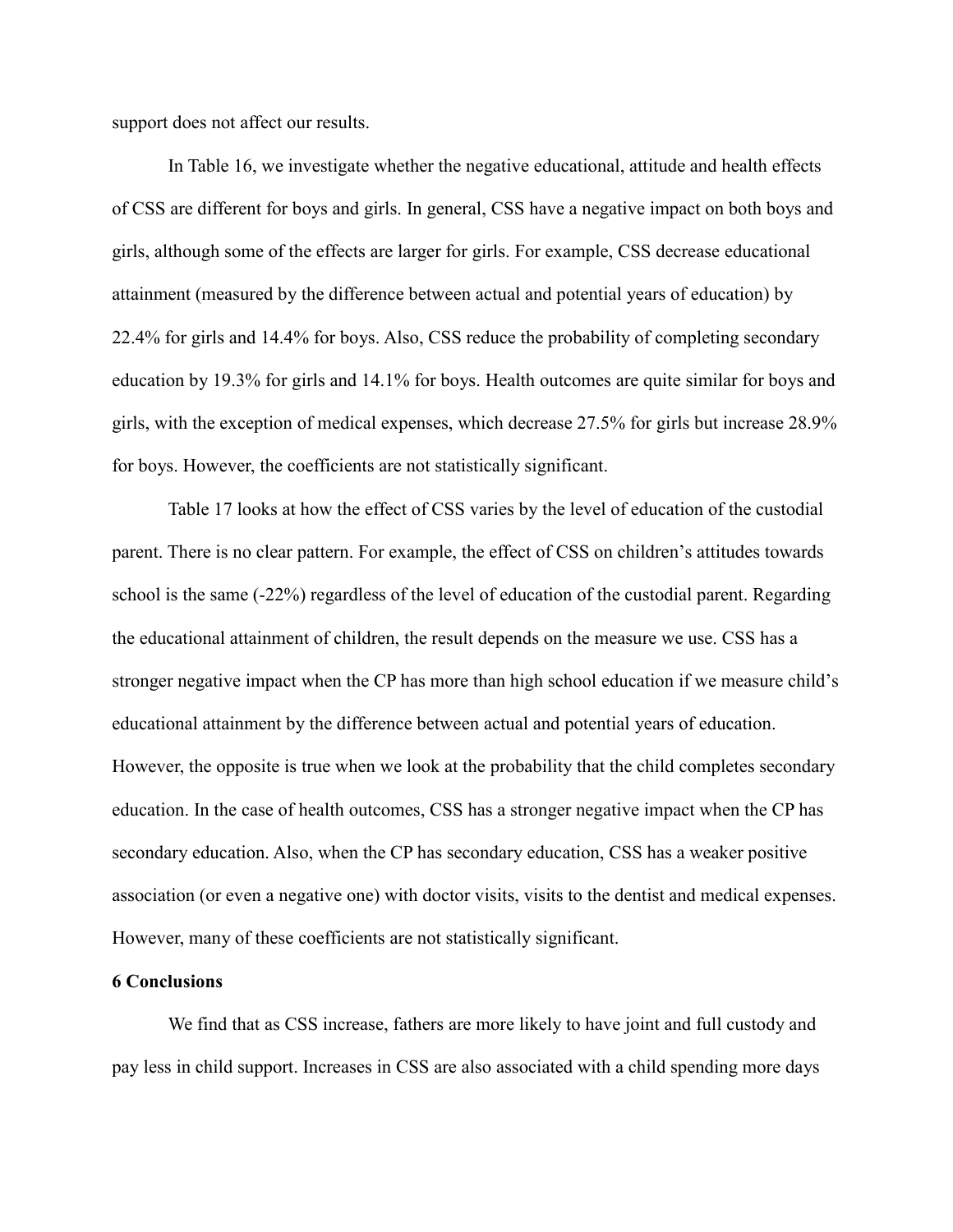support does not affect our results.

In Table 16, we investigate whether the negative educational, attitude and health effects of CSS are different for boys and girls. In general, CSS have a negative impact on both boys and girls, although some of the effects are larger for girls. For example, CSS decrease educational attainment (measured by the difference between actual and potential years of education) by 22.4% for girls and 14.4% for boys. Also, CSS reduce the probability of completing secondary education by 19.3% for girls and 14.1% for boys. Health outcomes are quite similar for boys and girls, with the exception of medical expenses, which decrease 27.5% for girls but increase 28.9% for boys. However, the coefficients are not statistically significant.

Table 17 looks at how the effect of CSS varies by the level of education of the custodial parent. There is no clear pattern. For example, the effect of CSS on children's attitudes towards school is the same (-22%) regardless of the level of education of the custodial parent. Regarding the educational attainment of children, the result depends on the measure we use. CSS has a stronger negative impact when the CP has more than high school education if we measure child's educational attainment by the difference between actual and potential years of education. However, the opposite is true when we look at the probability that the child completes secondary education. In the case of health outcomes, CSS has a stronger negative impact when the CP has secondary education. Also, when the CP has secondary education, CSS has a weaker positive association (or even a negative one) with doctor visits, visits to the dentist and medical expenses. However, many of these coefficients are not statistically significant.

## 6 Conclusions

We find that as CSS increase, fathers are more likely to have joint and full custody and pay less in child support. Increases in CSS are also associated with a child spending more days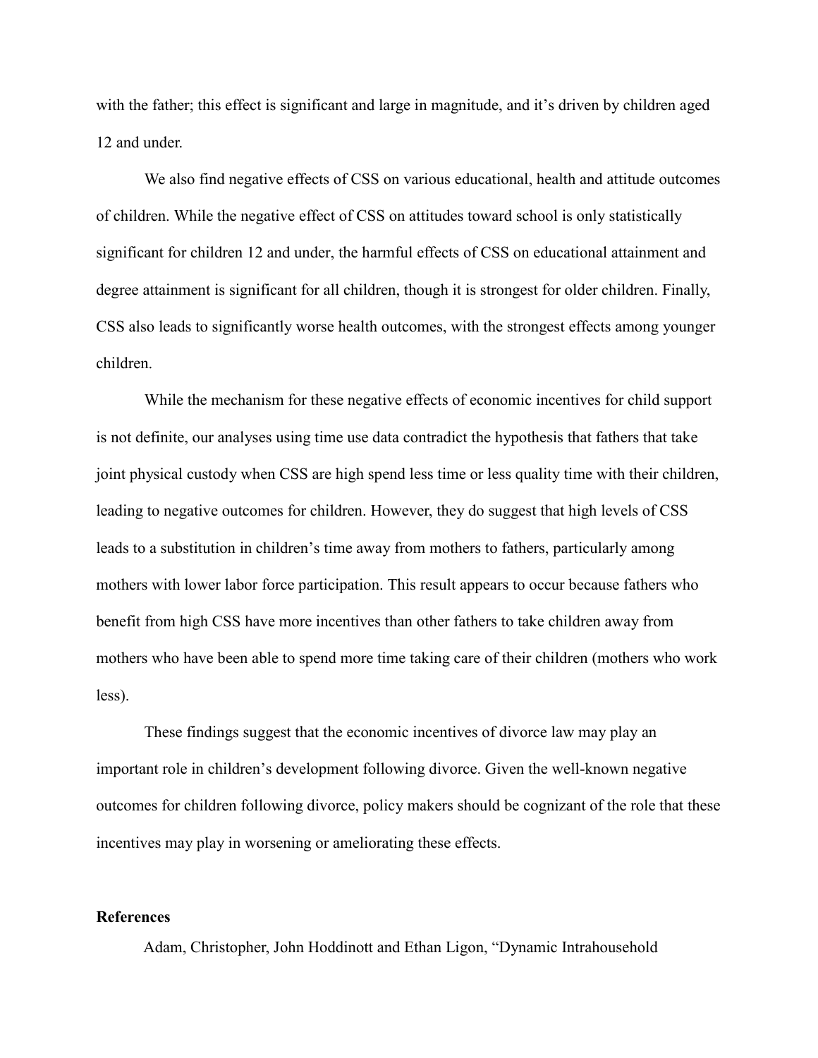with the father; this effect is significant and large in magnitude, and it's driven by children aged 12 and under.

We also find negative effects of CSS on various educational, health and attitude outcomes of children. While the negative effect of CSS on attitudes toward school is only statistically significant for children 12 and under, the harmful effects of CSS on educational attainment and degree attainment is significant for all children, though it is strongest for older children. Finally, CSS also leads to significantly worse health outcomes, with the strongest effects among younger children.

While the mechanism for these negative effects of economic incentives for child support is not definite, our analyses using time use data contradict the hypothesis that fathers that take joint physical custody when CSS are high spend less time or less quality time with their children, leading to negative outcomes for children. However, they do suggest that high levels of CSS leads to a substitution in children's time away from mothers to fathers, particularly among mothers with lower labor force participation. This result appears to occur because fathers who benefit from high CSS have more incentives than other fathers to take children away from mothers who have been able to spend more time taking care of their children (mothers who work less).

These findings suggest that the economic incentives of divorce law may play an important role in children's development following divorce. Given the well-known negative outcomes for children following divorce, policy makers should be cognizant of the role that these incentives may play in worsening or ameliorating these effects.

**References**

Adam, Christopher, John Hoddinott and Ethan Ligon, "Dynamic Intrahousehold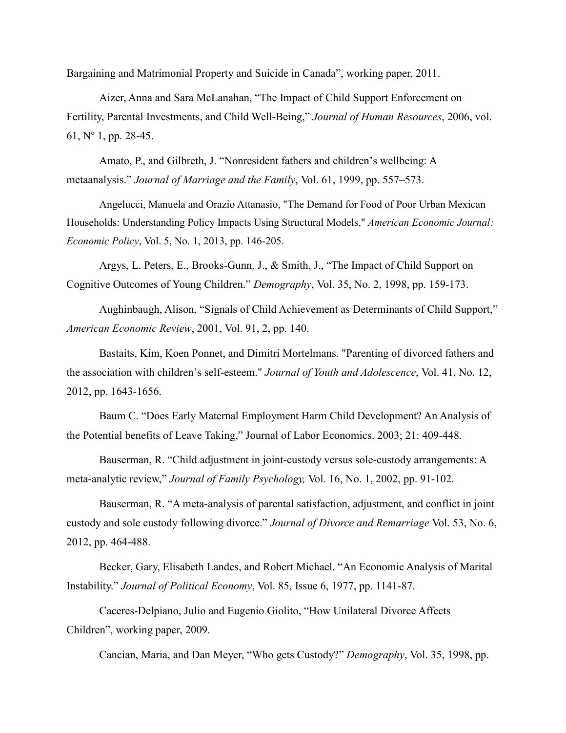Bargaining and Matrimonial Property and Suicide in Canada", working paper, 2011.

Aizer, Anna and Sara McLanahan, "The Impact of Child Support Enforcement on Fertility, Parental Investments, and Child Well-Being," *Journal of Human Resources*, 2006, vol. 61, Nº 1, pp. 28-45.

Amato, P., and Gilbreth, J. "Nonresident fathers and children's wellbeing: A metaanalysis." *Journal of Marriage and the Family*, Vol. 61, 1999, pp. 557–573.

Angelucci, Manuela and Orazio Attanasio, "The Demand for Food of Poor Urban Mexican Households: Understanding Policy Impacts Using Structural Models," *American Economic Journal: Economic Policy*, Vol. 5, No. 1, 2013, pp. 146-205.

Argys, L. Peters, E., Brooks-Gunn, J., & Smith, J., "The Impact of Child Support on Cognitive Outcomes of Young Children." *Demography*, Vol. 35, No. 2, 1998, pp. 159-173.

Aughinbaugh, Alison, "Signals of Child Achievement as Determinants of Child Support," *American Economic Review*, 2001, Vol. 91, 2, pp. 140.

Bastaits, Kim, Koen Ponnet, and Dimitri Mortelmans. "Parenting of divorced fathers and the association with children's self-esteem." *Journal of Youth and Adolescence*, Vol. 41, No. 12, 2012, pp. 1643-1656.

Baum C. "Does Early Maternal Employment Harm Child Development? An Analysis of the Potential benefits of Leave Taking," Journal of Labor Economics. 2003; 21: 409-448.

Bauserman, R. "Child adjustment in joint-custody versus sole-custody arrangements: A meta-analytic review," *Journal of Family Psychology,* Vol. 16, No. 1, 2002, pp. 91-102.

Bauserman, R. "A meta-analysis of parental satisfaction, adjustment, and conflict in joint custody and sole custody following divorce." *Journal of Divorce and Remarriage* Vol. 53, No. 6, 2012, pp. 464-488.

Becker, Gary, Elisabeth Landes, and Robert Michael. "An Economic Analysis of Marital Instability." *Journal of Political Economy*, Vol. 85, Issue 6, 1977, pp. 1141-87.

Caceres-Delpiano, Julio and Eugenio Giolito, "How Unilateral Divorce Affects Children", working paper, 2009.

Cancian, Maria, and Dan Meyer, "Who gets Custody?" *Demography*, Vol. 35, 1998, pp.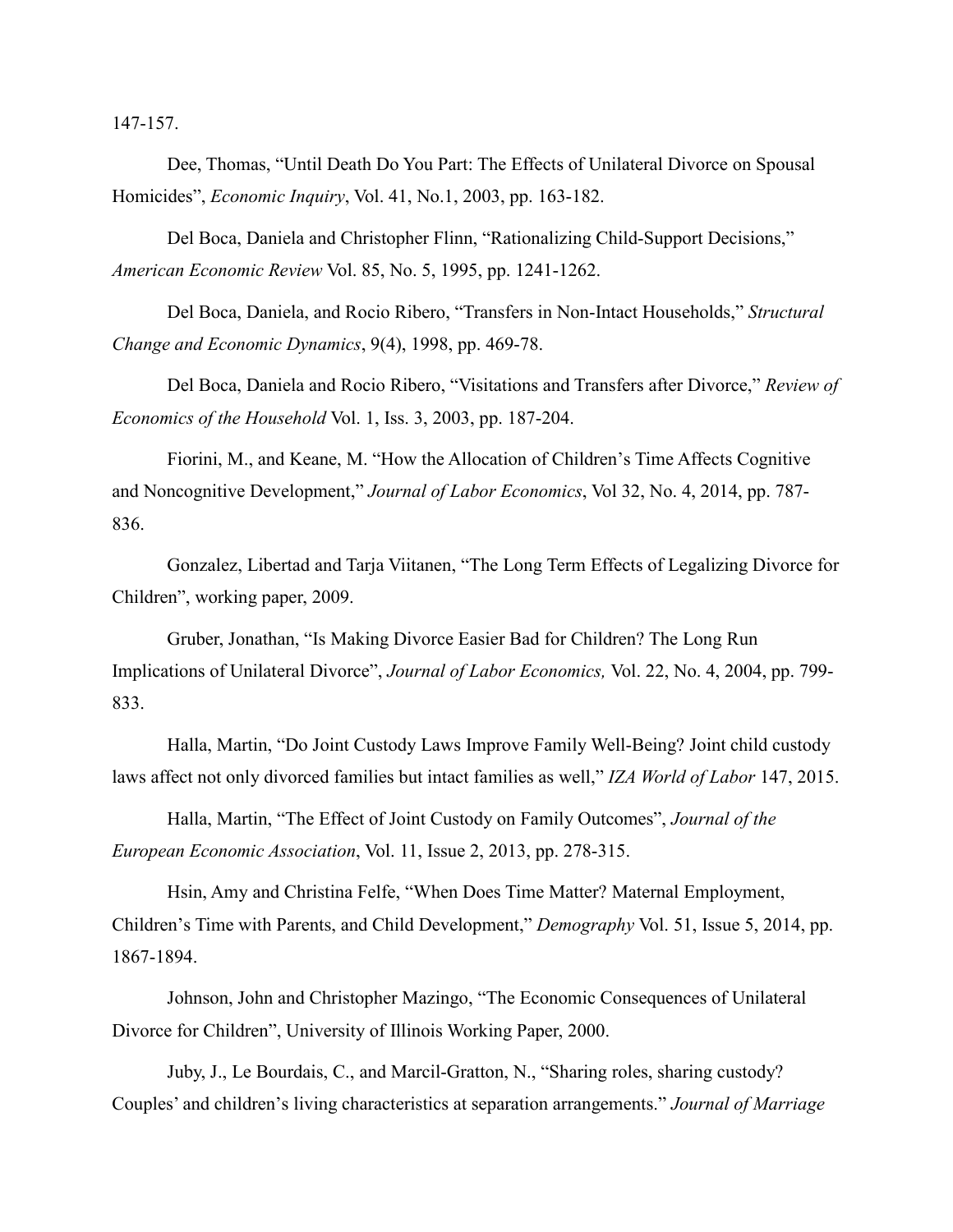147-157.

Dee, Thomas, "Until Death Do You Part: The Effects of Unilateral Divorce on Spousal Homicides", *Economic Inquiry*, Vol. 41, No.1, 2003, pp. 163-182.

Del Boca, Daniela and Christopher Flinn, "Rationalizing Child-Support Decisions," *American Economic Review* Vol. 85, No. 5, 1995, pp. 1241-1262.

Del Boca, Daniela, and Rocio Ribero, "Transfers in Non-Intact Households," *Structural Change and Economic Dynamics*, 9(4), 1998, pp. 469-78.

Del Boca, Daniela and Rocio Ribero, "Visitations and Transfers after Divorce," *Review of Economics of the Household* Vol. 1, Iss. 3, 2003, pp. 187-204.

Fiorini, M., and Keane, M. "How the Allocation of Children's Time Affects Cognitive and Noncognitive Development," *Journal of Labor Economics*, Vol 32, No. 4, 2014, pp. 787-836.

Gonzalez, Libertad and Tarja Viitanen, "The Long Term Effects of Legalizing Divorce for Children", working paper, 2009.

Gruber, Jonathan, "Is Making Divorce Easier Bad for Children? The Long Run Implications of Unilateral Divorce", *Journal of Labor Economics,* Vol. 22, No. 4, 2004, pp. 799-833.

Halla, Martin, "Do Joint Custody Laws Improve Family Well-Being? Joint child custody laws affect not only divorced families but intact families as well," *IZA World of Labor* 147, 2015.

Halla, Martin, "The Effect of Joint Custody on Family Outcomes", *Journal of the European Economic Association*, Vol. 11, Issue 2, 2013, pp. 278-315.

Hsin, Amy and Christina Felfe, "When Does Time Matter? Maternal Employment, Children's Time with Parents, and Child Development," *Demography* Vol. 51, Issue 5, 2014, pp. 1867-1894.

Johnson, John and Christopher Mazingo, "The Economic Consequences of Unilateral Divorce for Children", University of Illinois Working Paper, 2000.

Juby, J., Le Bourdais, C., and Marcil-Gratton, N., "Sharing roles, sharing custody? Couples' and children's living characteristics at separation arrangements." *Journal of Marriage*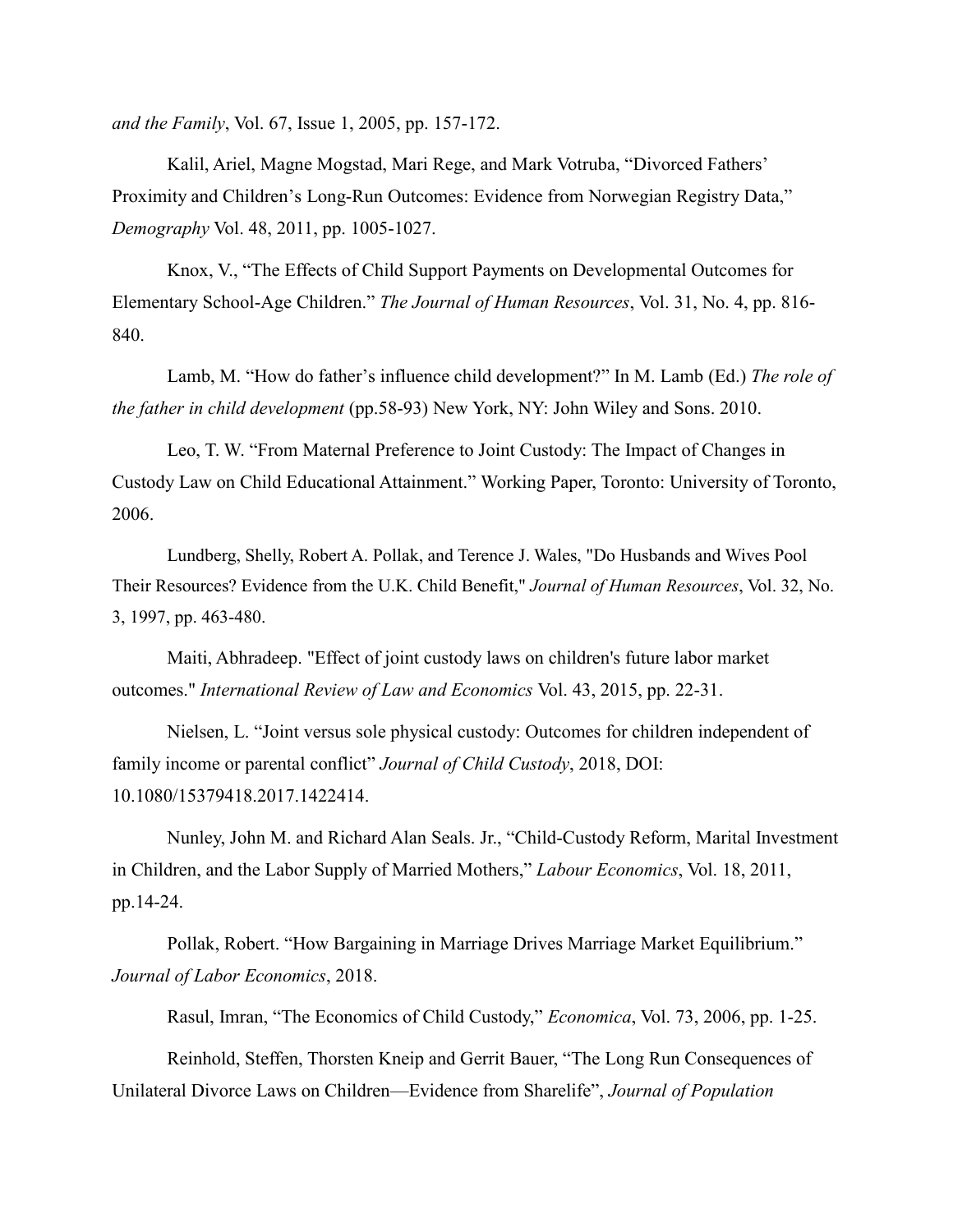*and the Family*, Vol. 67, Issue 1, 2005, pp. 157-172.

Kalil, Ariel, Magne Mogstad, Mari Rege, and Mark Votruba, "Divorced Fathers' Proximity and Children's Long-Run Outcomes: Evidence from Norwegian Registry Data," *Demography* Vol. 48, 2011, pp. 1005-1027.

Knox, V., "The Effects of Child Support Payments on Developmental Outcomes for Elementary School-Age Children." *The Journal of Human Resources*, Vol. 31, No. 4, pp. 816-840.

Lamb, M. "How do father's influence child development?" In M. Lamb (Ed.) *The role of the father in child development* (pp.58-93) New York, NY: John Wiley and Sons. 2010.

Leo, T. W. "From Maternal Preference to Joint Custody: The Impact of Changes in Custody Law on Child Educational Attainment." Working Paper, Toronto: University of Toronto, 2006.

Lundberg, Shelly, Robert A. Pollak, and Terence J. Wales, "Do Husbands and Wives Pool Their Resources? Evidence from the U.K. Child Benefit," *Journal of Human Resources*, Vol. 32, No. 3, 1997, pp. 463-480.

Maiti, Abhradeep. "Effect of joint custody laws on children's future labor market outcomes." *International Review of Law and Economics* Vol. 43, 2015, pp. 22-31.

Nielsen, L. "Joint versus sole physical custody: Outcomes for children independent of family income or parental conflict" *Journal of Child Custody*, 2018, DOI: 10.1080/15379418.2017.1422414.

Nunley, John M. and Richard Alan Seals. Jr., "Child-Custody Reform, Marital Investment in Children, and the Labor Supply of Married Mothers," *Labour Economics*, Vol. 18, 2011, pp.14-24.

Pollak, Robert. "How Bargaining in Marriage Drives Marriage Market Equilibrium." *Journal of Labor Economics*, 2018.

Rasul, Imran, "The Economics of Child Custody," *Economica*, Vol. 73, 2006, pp. 1-25.

Reinhold, Steffen, Thorsten Kneip and Gerrit Bauer, "The Long Run Consequences of Unilateral Divorce Laws on Children—Evidence from Sharelife", *Journal of Population*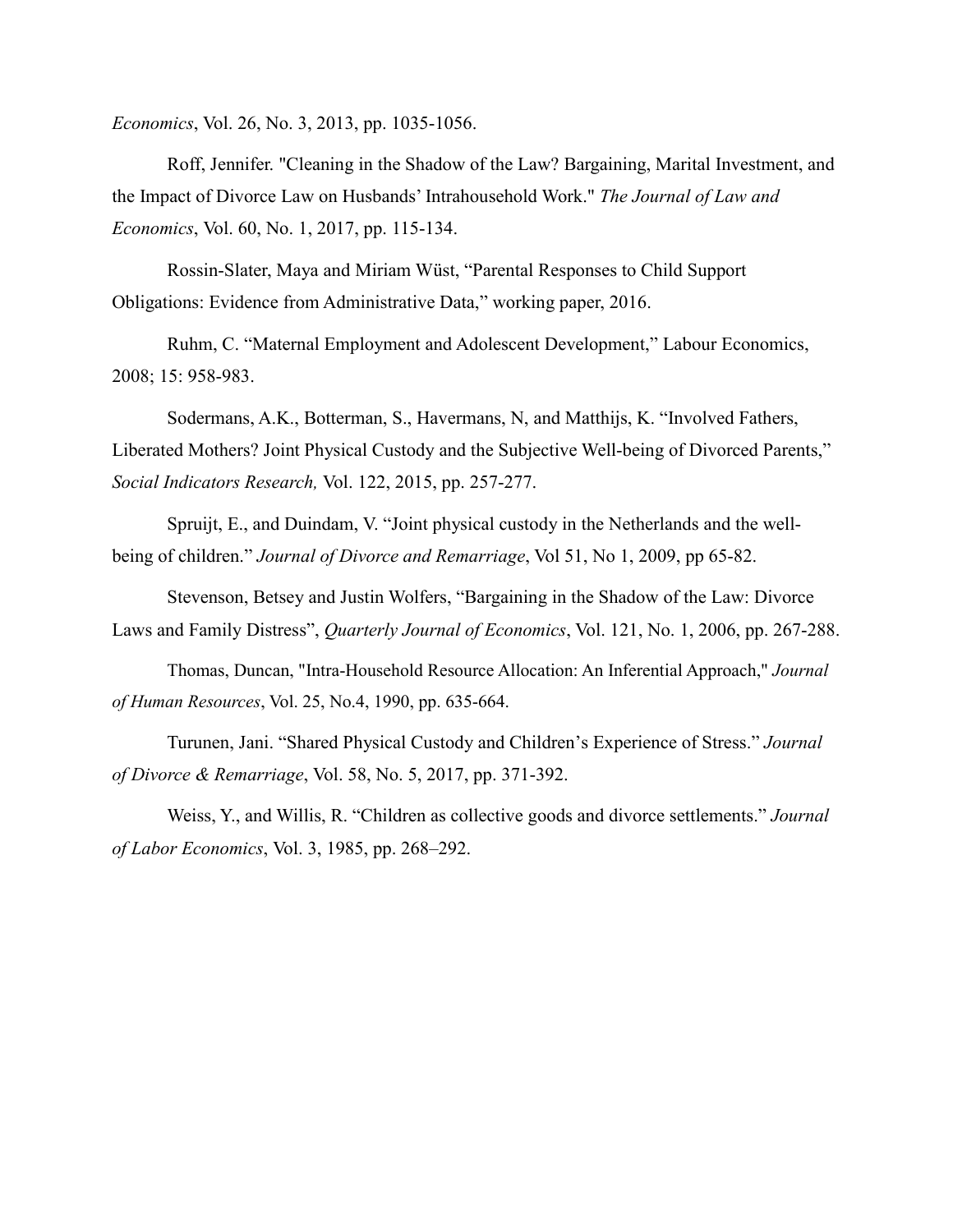*Economics*, Vol. 26, No. 3, 2013, pp. 1035-1056.

Roff, Jennifer. "Cleaning in the Shadow of the Law? Bargaining, Marital Investment, and the Impact of Divorce Law on Husbands' Intrahousehold Work." *The Journal of Law and Economics*, Vol. 60, No. 1, 2017, pp. 115-134.

Rossin-Slater, Maya and Miriam Wüst, "Parental Responses to Child Support Obligations: Evidence from Administrative Data," working paper, 2016.

Ruhm, C. "Maternal Employment and Adolescent Development," Labour Economics, 2008; 15: 958-983.

Sodermans, A.K., Botterman, S., Havermans, N, and Matthijs, K. "Involved Fathers, Liberated Mothers? Joint Physical Custody and the Subjective Well-being of Divorced Parents," *Social Indicators Research,* Vol. 122, 2015, pp. 257-277.

Spruijt, E., and Duindam, V. "Joint physical custody in the Netherlands and the well-being of children." *Journal of Divorce and Remarriage*, Vol 51, No 1, 2009, pp 65-82.

Stevenson, Betsey and Justin Wolfers, "Bargaining in the Shadow of the Law: Divorce Laws and Family Distress", *Quarterly Journal of Economics*, Vol. 121, No. 1, 2006, pp. 267-288.

Thomas, Duncan, "Intra-Household Resource Allocation: An Inferential Approach," *Journal of Human Resources*, Vol. 25, No.4, 1990, pp. 635-664.

Turunen, Jani. "Shared Physical Custody and Children's Experience of Stress." *Journal of Divorce & Remarriage*, Vol. 58, No. 5, 2017, pp. 371-392.

Weiss, Y., and Willis, R. "Children as collective goods and divorce settlements." *Journal of Labor Economics*, Vol. 3, 1985, pp. 268–292.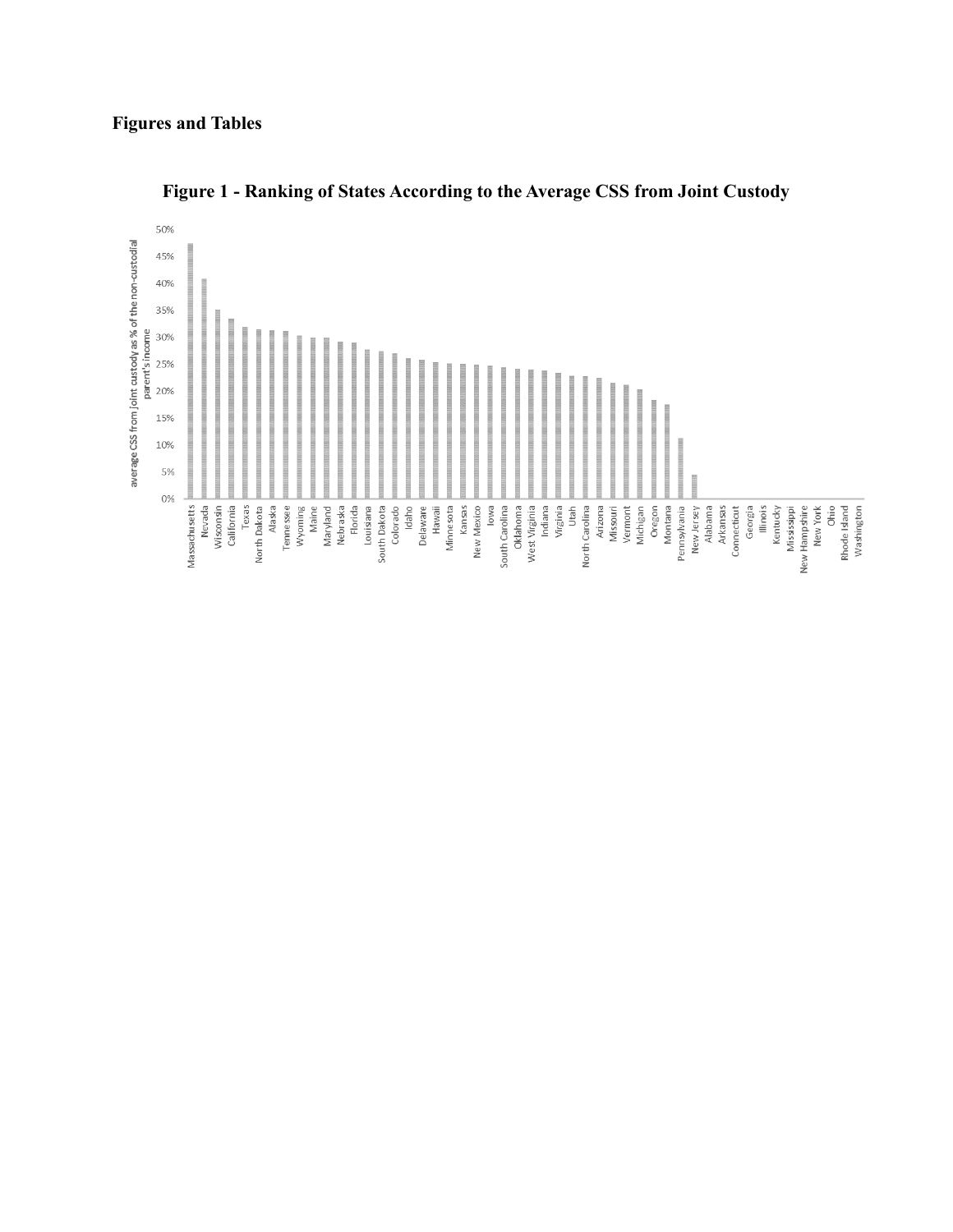# Figures and Tables

**Figure 1 - Ranking of States According to the Average CSS from Joint Custody**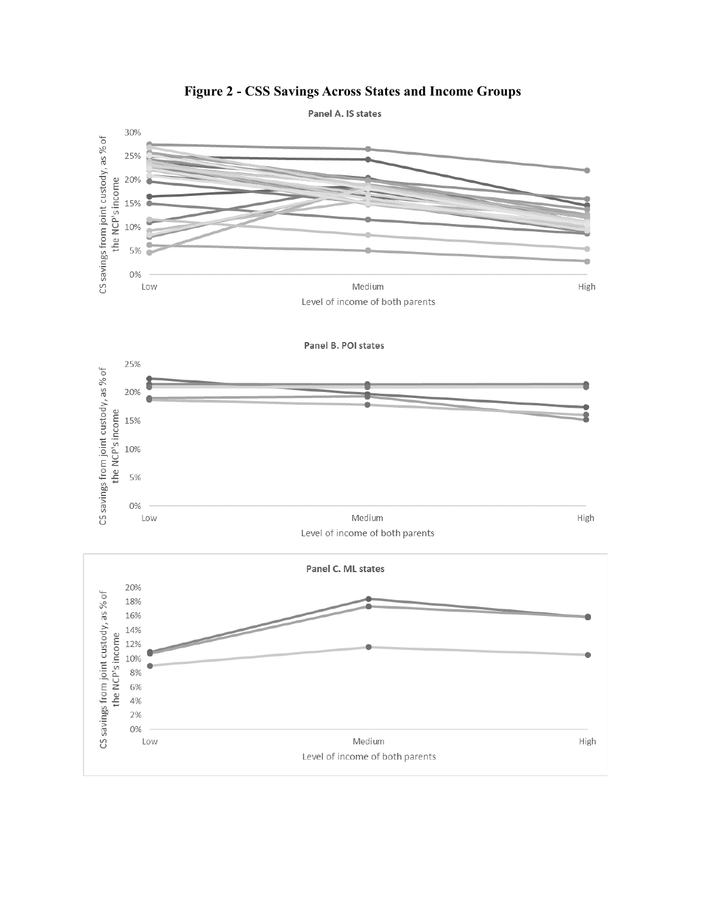# Figure 2 - CSS Savings Across States and Income Groups

**Panel A. IS states**

CS savings from joint custody, as % of the NCP's income

Level of income of both parents: Low, Medium, High

**Panel B. POI states**

CS savings from joint custody, as % of the NCP's income

Level of income of both parents: Low, Medium, High

**Panel C. ML states**

CS savings from joint custody, as % of the NCP's income

Level of income of both parents: Low, Medium, High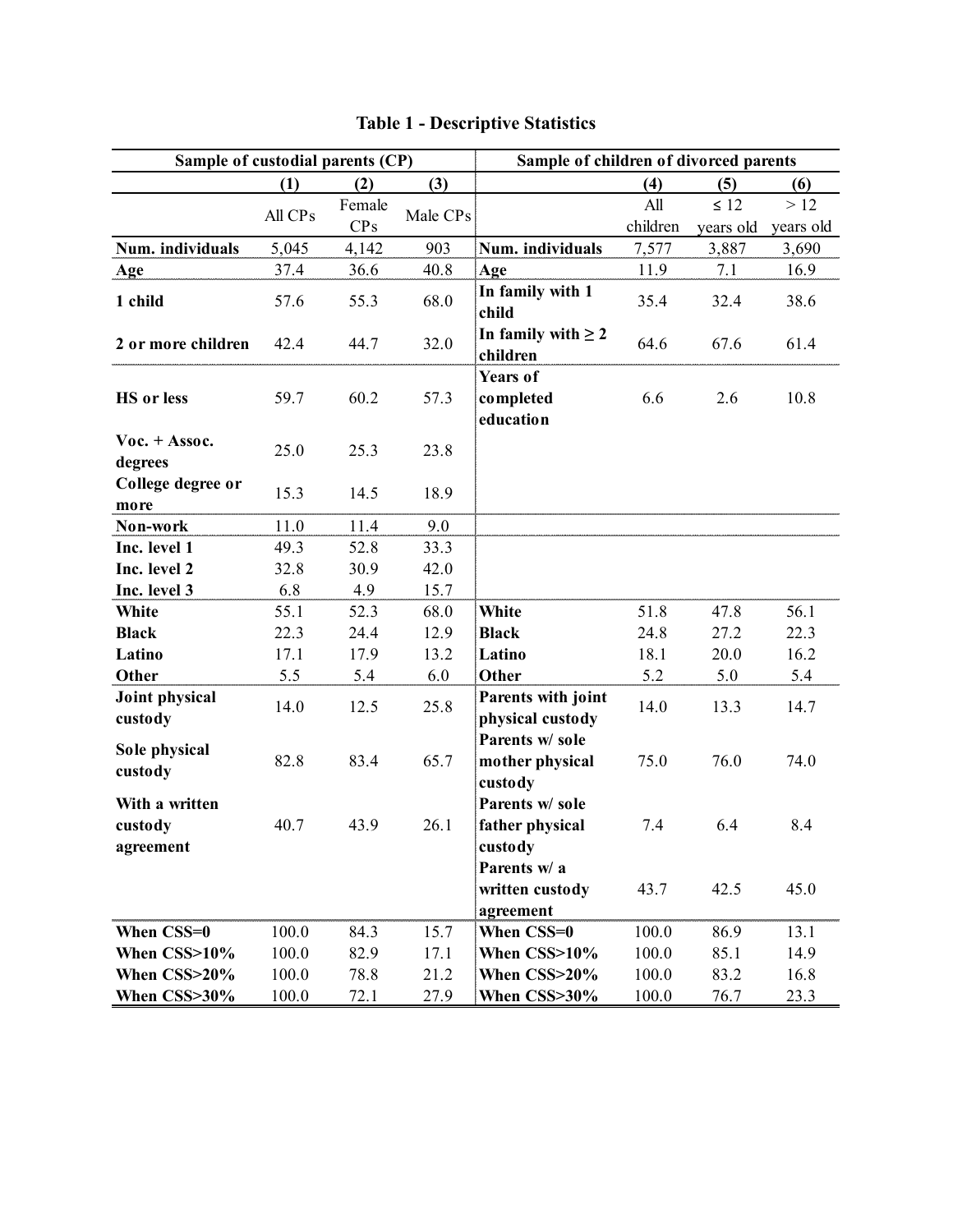# Table 1 - Descriptive Statistics

| Sample of custodial parents (CP) | | | | Sample of children of divorced parents | | | |
|---|---|---|---|---|---|---|---|
| | (1) | (2) | (3) | | (4) | (5) | (6) |
| | All CPs | Female CPs | Male CPs | | All children | ≤ 12 years old | > 12 years old |
| **Num. individuals** | 5,045 | 4,142 | 903 | **Num. individuals** | 7,577 | 3,887 | 3,690 |
| **Age** | 37.4 | 36.6 | 40.8 | **Age** | 11.9 | 7.1 | 16.9 |
| **1 child** | 57.6 | 55.3 | 68.0 | **In family with 1 child** | 35.4 | 32.4 | 38.6 |
| **2 or more children** | 42.4 | 44.7 | 32.0 | **In family with ≥ 2 children** | 64.6 | 67.6 | 61.4 |
| **HS or less** | 59.7 | 60.2 | 57.3 | **Years of completed education** | 6.6 | 2.6 | 10.8 |
| **Voc. + Assoc. degrees** | 25.0 | 25.3 | 23.8 | | | | |
| **College degree or more** | 15.3 | 14.5 | 18.9 | | | | |
| **Non-work** | 11.0 | 11.4 | 9.0 | | | | |
| **Inc. level 1** | 49.3 | 52.8 | 33.3 | | | | |
| **Inc. level 2** | 32.8 | 30.9 | 42.0 | | | | |
| **Inc. level 3** | 6.8 | 4.9 | 15.7 | | | | |
| **White** | 55.1 | 52.3 | 68.0 | **White** | 51.8 | 47.8 | 56.1 |
| **Black** | 22.3 | 24.4 | 12.9 | **Black** | 24.8 | 27.2 | 22.3 |
| **Latino** | 17.1 | 17.9 | 13.2 | **Latino** | 18.1 | 20.0 | 16.2 |
| **Other** | 5.5 | 5.4 | 6.0 | **Other** | 5.2 | 5.0 | 5.4 |
| **Joint physical custody** | 14.0 | 12.5 | 25.8 | **Parents with joint physical custody** | 14.0 | 13.3 | 14.7 |
| **Sole physical custody** | 82.8 | 83.4 | 65.7 | **Parents w/ sole mother physical custody** | 75.0 | 76.0 | 74.0 |
| **With a written custody agreement** | 40.7 | 43.9 | 26.1 | **Parents w/ sole father physical custody** | 7.4 | 6.4 | 8.4 |
| | | | | **Parents w/ a written custody agreement** | 43.7 | 42.5 | 45.0 |
| **When CSS=0** | 100.0 | 84.3 | 15.7 | **When CSS=0** | 100.0 | 86.9 | 13.1 |
| **When CSS>10%** | 100.0 | 82.9 | 17.1 | **When CSS>10%** | 100.0 | 85.1 | 14.9 |
| **When CSS>20%** | 100.0 | 78.8 | 21.2 | **When CSS>20%** | 100.0 | 83.2 | 16.8 |
| **When CSS>30%** | 100.0 | 72.1 | 27.9 | **When CSS>30%** | 100.0 | 76.7 | 23.3 |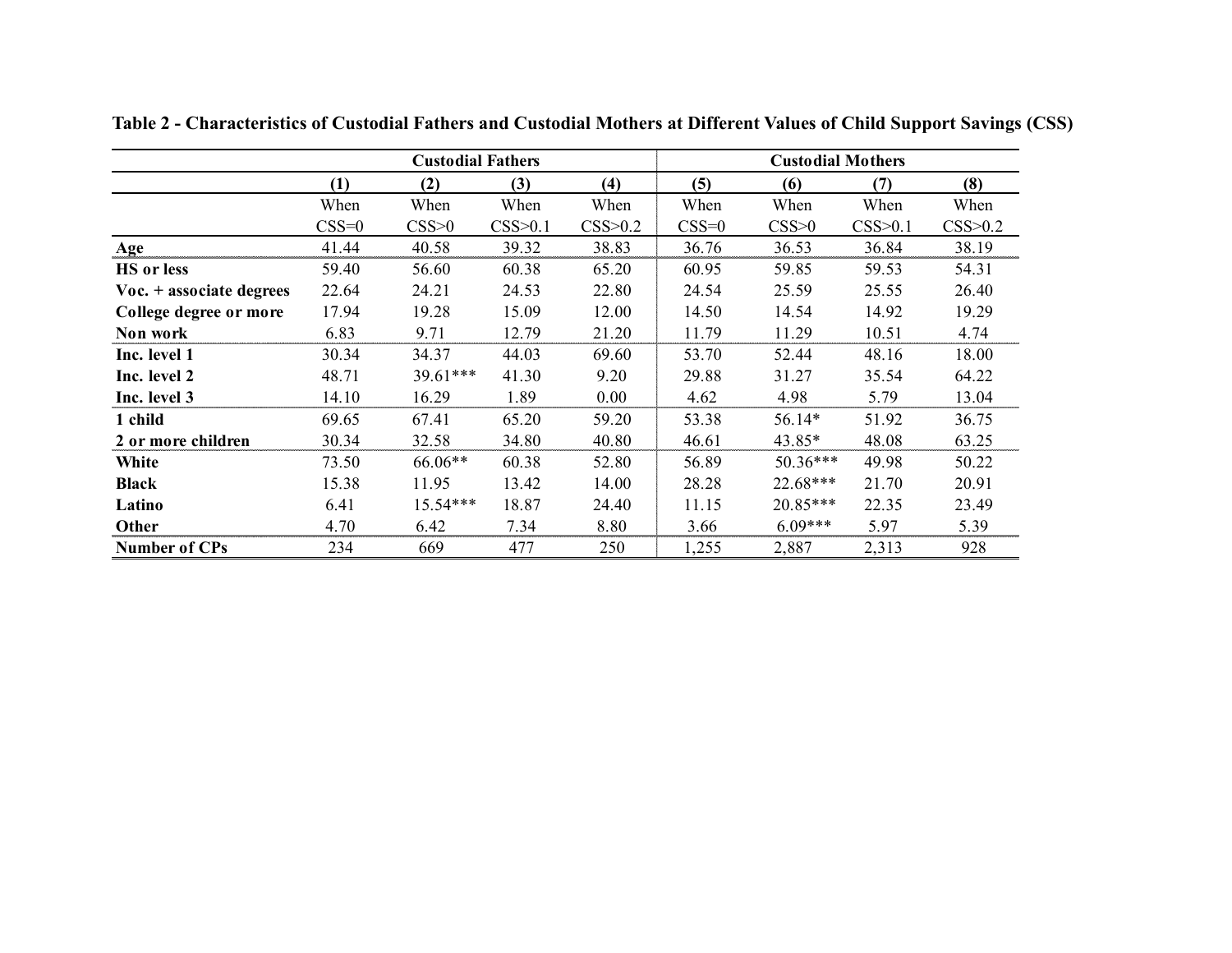**Table 2 - Characteristics of Custodial Fathers and Custodial Mothers at Different Values of Child Support Savings (CSS)**

| | Custodial Fathers | | | | Custodial Mothers | | | |
|---|---|---|---|---|---|---|---|---|
| | (1) | (2) | (3) | (4) | (5) | (6) | (7) | (8) |
| | When CSS=0 | When CSS>0 | When CSS>0.1 | When CSS>0.2 | When CSS=0 | When CSS>0 | When CSS>0.1 | When CSS>0.2 |
| **Age** | 41.44 | 40.58 | 39.32 | 38.83 | 36.76 | 36.53 | 36.84 | 38.19 |
| **HS or less** | 59.40 | 56.60 | 60.38 | 65.20 | 60.95 | 59.85 | 59.53 | 54.31 |
| **Voc. + associate degrees** | 22.64 | 24.21 | 24.53 | 22.80 | 24.54 | 25.59 | 25.55 | 26.40 |
| **College degree or more** | 17.94 | 19.28 | 15.09 | 12.00 | 14.50 | 14.54 | 14.92 | 19.29 |
| **Non work** | 6.83 | 9.71 | 12.79 | 21.20 | 11.79 | 11.29 | 10.51 | 4.74 |
| **Inc. level 1** | 30.34 | 34.37 | 44.03 | 69.60 | 53.70 | 52.44 | 48.16 | 18.00 |
| **Inc. level 2** | 48.71 | 39.61*** | 41.30 | 9.20 | 29.88 | 31.27 | 35.54 | 64.22 |
| **Inc. level 3** | 14.10 | 16.29 | 1.89 | 0.00 | 4.62 | 4.98 | 5.79 | 13.04 |
| **1 child** | 69.65 | 67.41 | 65.20 | 59.20 | 53.38 | 56.14* | 51.92 | 36.75 |
| **2 or more children** | 30.34 | 32.58 | 34.80 | 40.80 | 46.61 | 43.85* | 48.08 | 63.25 |
| **White** | 73.50 | 66.06** | 60.38 | 52.80 | 56.89 | 50.36*** | 49.98 | 50.22 |
| **Black** | 15.38 | 11.95 | 13.42 | 14.00 | 28.28 | 22.68*** | 21.70 | 20.91 |
| **Latino** | 6.41 | 15.54*** | 18.87 | 24.40 | 11.15 | 20.85*** | 22.35 | 23.49 |
| **Other** | 4.70 | 6.42 | 7.34 | 8.80 | 3.66 | 6.09*** | 5.97 | 5.39 |
| **Number of CPs** | 234 | 669 | 477 | 250 | 1,255 | 2,887 | 2,313 | 928 |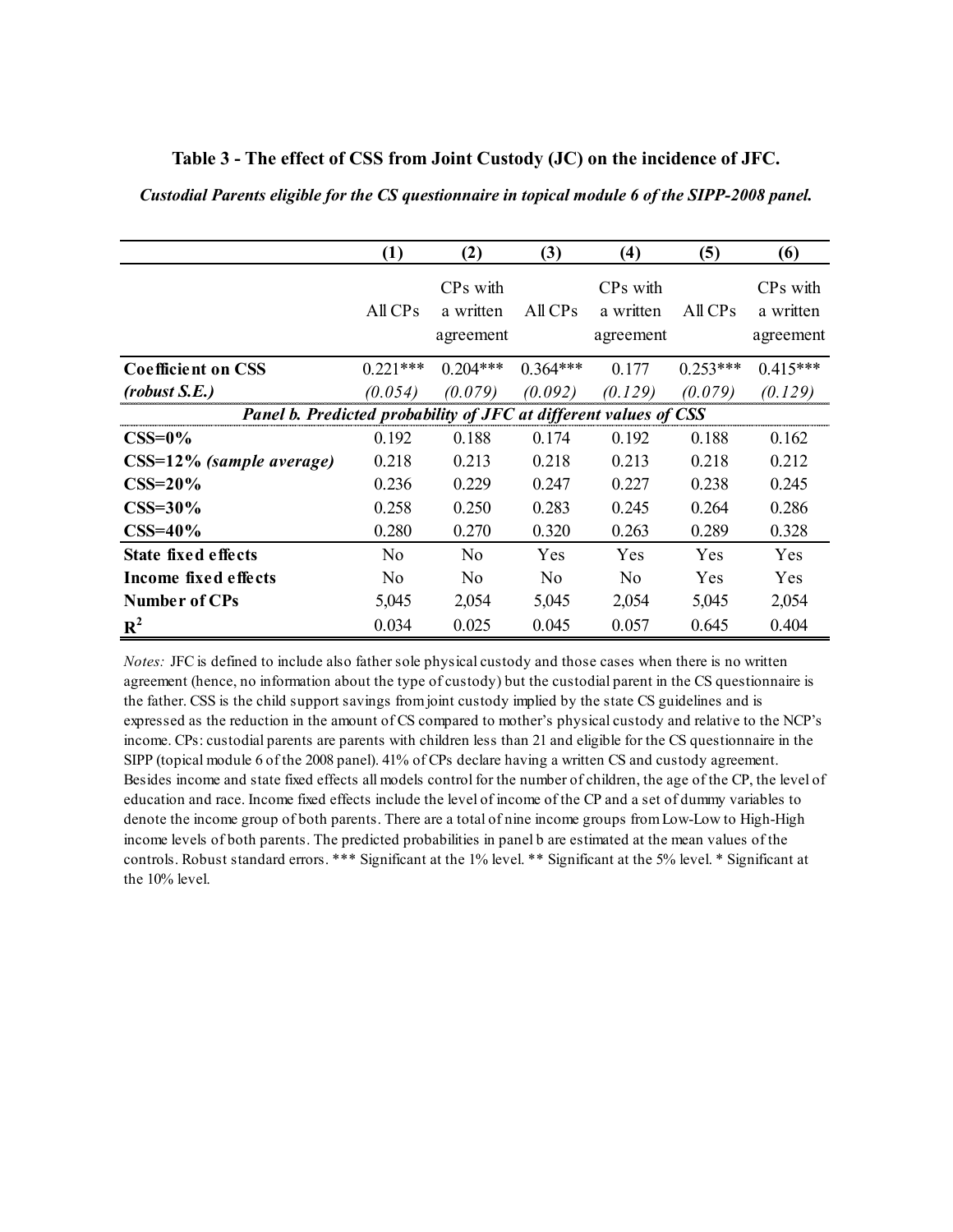**Table 3 - The effect of CSS from Joint Custody (JC) on the incidence of JFC.**

***Custodial Parents eligible for the CS questionnaire in topical module 6 of the SIPP-2008 panel.***

| | (1) | (2) | (3) | (4) | (5) | (6) |
|---|---|---|---|---|---|---|
| | All CPs | CPs with a written agreement | All CPs | CPs with a written agreement | All CPs | CPs with a written agreement |
| **Coefficient on CSS** | 0.221*** | 0.204*** | 0.364*** | 0.177 | 0.253*** | 0.415*** |
| ***(robust S.E.)*** | *(0.054)* | *(0.079)* | *(0.092)* | *(0.129)* | *(0.079)* | *(0.129)* |
| ***Panel b. Predicted probability of JFC at different values of CSS*** | | | | | | |
| **CSS=0%** | 0.192 | 0.188 | 0.174 | 0.192 | 0.188 | 0.162 |
| **CSS=12%** ***(sample average)*** | 0.218 | 0.213 | 0.218 | 0.213 | 0.218 | 0.212 |
| **CSS=20%** | 0.236 | 0.229 | 0.247 | 0.227 | 0.238 | 0.245 |
| **CSS=30%** | 0.258 | 0.250 | 0.283 | 0.245 | 0.264 | 0.286 |
| **CSS=40%** | 0.280 | 0.270 | 0.320 | 0.263 | 0.289 | 0.328 |
| **State fixed effects** | No | No | Yes | Yes | Yes | Yes |
| **Income fixed effects** | No | No | No | No | Yes | Yes |
| **Number of CPs** | 5,045 | 2,054 | 5,045 | 2,054 | 5,045 | 2,054 |
| $\mathbf{R^2}$ | 0.034 | 0.025 | 0.045 | 0.057 | 0.645 | 0.404 |

*Notes:* JFC is defined to include also father sole physical custody and those cases when there is no written agreement (hence, no information about the type of custody) but the custodial parent in the CS questionnaire is the father. CSS is the child support savings from joint custody implied by the state CS guidelines and is expressed as the reduction in the amount of CS compared to mother's physical custody and relative to the NCP's income. CPs: custodial parents are parents with children less than 21 and eligible for the CS questionnaire in the SIPP (topical module 6 of the 2008 panel). 41% of CPs declare having a written CS and custody agreement. Besides income and state fixed effects all models control for the number of children, the age of the CP, the level of education and race. Income fixed effects include the level of income of the CP and a set of dummy variables to denote the income group of both parents. There are a total of nine income groups from Low-Low to High-High income levels of both parents. The predicted probabilities in panel b are estimated at the mean values of the controls. Robust standard errors. *** Significant at the 1% level. ** Significant at the 5% level. * Significant at the 10% level.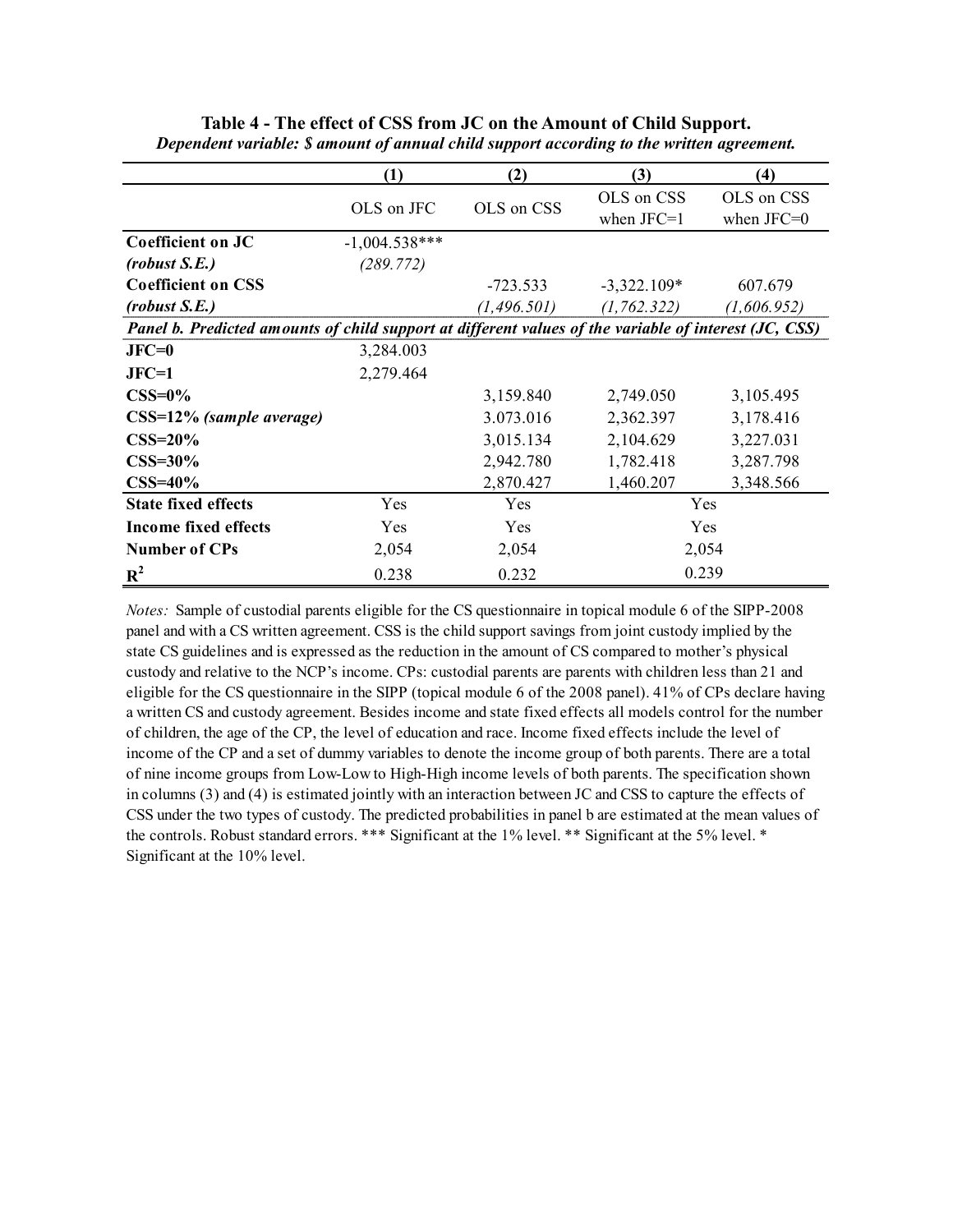**Table 4 - The effect of CSS from JC on the Amount of Child Support.**

***Dependent variable: $ amount of annual child support according to the written agreement.***

| | (1) | (2) | (3) | (4) |
|---|---|---|---|---|
| | OLS on JFC | OLS on CSS | OLS on CSS when JFC=1 | OLS on CSS when JFC=0 |
| **Coefficient on JC** | -1,004.538*** | | | |
| ***(robust S.E.)*** | *(289.772)* | | | |
| **Coefficient on CSS** | | -723.533 | -3,322.109* | 607.679 |
| ***(robust S.E.)*** | | *(1,496.501)* | *(1,762.322)* | *(1,606.952)* |
| ***Panel b. Predicted amounts of child support at different values of the variable of interest (JC, CSS)*** | | | | |
| **JFC=0** | 3,284.003 | | | |
| **JFC=1** | 2,279.464 | | | |
| **CSS=0%** | | 3,159.840 | 2,749.050 | 3,105.495 |
| **CSS=12%** ***(sample average)*** | | 3.073.016 | 2,362.397 | 3,178.416 |
| **CSS=20%** | | 3,015.134 | 2,104.629 | 3,227.031 |
| **CSS=30%** | | 2,942.780 | 1,782.418 | 3,287.798 |
| **CSS=40%** | | 2,870.427 | 1,460.207 | 3,348.566 |
| **State fixed effects** | Yes | Yes | Yes | |
| **Income fixed effects** | Yes | Yes | Yes | |
| **Number of CPs** | 2,054 | 2,054 | 2,054 | |
| $\mathbf{R^2}$ | 0.238 | 0.232 | 0.239 | |

*Notes:* Sample of custodial parents eligible for the CS questionnaire in topical module 6 of the SIPP-2008 panel and with a CS written agreement. CSS is the child support savings from joint custody implied by the state CS guidelines and is expressed as the reduction in the amount of CS compared to mother's physical custody and relative to the NCP's income. CPs: custodial parents are parents with children less than 21 and eligible for the CS questionnaire in the SIPP (topical module 6 of the 2008 panel). 41% of CPs declare having a written CS and custody agreement. Besides income and state fixed effects all models control for the number of children, the age of the CP, the level of education and race. Income fixed effects include the level of income of the CP and a set of dummy variables to denote the income group of both parents. There are a total of nine income groups from Low-Low to High-High income levels of both parents. The specification shown in columns (3) and (4) is estimated jointly with an interaction between JC and CSS to capture the effects of CSS under the two types of custody. The predicted probabilities in panel b are estimated at the mean values of the controls. Robust standard errors. *** Significant at the 1% level. ** Significant at the 5% level. * Significant at the 10% level.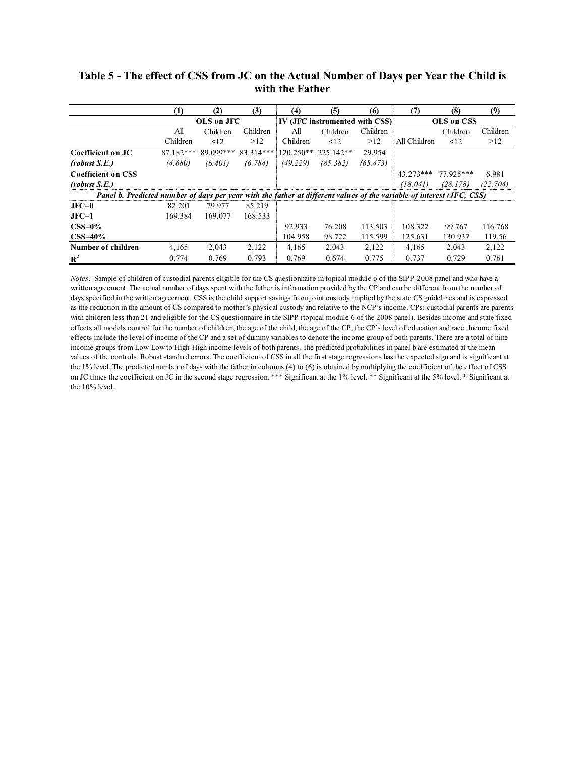# Table 5 - The effect of CSS from JC on the Actual Number of Days per Year the Child is with the Father

| | (1) | (2) | (3) | (4) | (5) | (6) | (7) | (8) | (9) |
|---|---|---|---|---|---|---|---|---|---|
| | OLS on JFC | | | IV (JFC instrumented with CSS) | | | OLS on CSS | | |
| | All Children | Children ≤12 | Children >12 | All Children | Children ≤12 | Children >12 | All Children | Children ≤12 | Children >12 |
| **Coefficient on JC** | 87.182*** | 89.099*** | 83.314*** | 120.250** | 225.142** | 29.954 | | | |
| ***(robust S.E.)*** | *(4.680)* | *(6.401)* | *(6.784)* | *(49.229)* | *(85.382)* | *(65.473)* | | | |
| **Coefficient on CSS** | | | | | | | 43.273*** | 77.925*** | 6.981 |
| ***(robust S.E.)*** | | | | | | | *(18.041)* | *(28.178)* | *(22.704)* |
| ***Panel b. Predicted number of days per year with the father at different values of the variable of interest (JFC, CSS)*** | | | | | | | | | |
| **JFC=0** | 82.201 | 79.977 | 85.219 | | | | | | |
| **JFC=1** | 169.384 | 169.077 | 168.533 | | | | | | |
| **CSS=0%** | | | | 92.933 | 76.208 | 113.503 | 108.322 | 99.767 | 116.768 |
| **CSS=40%** | | | | 104.958 | 98.722 | 115.599 | 125.631 | 130.937 | 119.56 |
| **Number of children** | 4,165 | 2,043 | 2,122 | 4,165 | 2,043 | 2,122 | 4,165 | 2,043 | 2,122 |
| **$R^2$** | 0.774 | 0.769 | 0.793 | 0.769 | 0.674 | 0.775 | 0.737 | 0.729 | 0.761 |

*Notes:* Sample of children of custodial parents eligible for the CS questionnaire in topical module 6 of the SIPP-2008 panel and who have a written agreement. The actual number of days spent with the father is information provided by the CP and can be different from the number of days specified in the written agreement. CSS is the child support savings from joint custody implied by the state CS guidelines and is expressed as the reduction in the amount of CS compared to mother's physical custody and relative to the NCP's income. CPs: custodial parents are parents with children less than 21 and eligible for the CS questionnaire in the SIPP (topical module 6 of the 2008 panel). Besides income and state fixed effects all models control for the number of children, the age of the child, the age of the CP, the CP's level of education and race. Income fixed effects include the level of income of the CP and a set of dummy variables to denote the income group of both parents. There are a total of nine income groups from Low-Low to High-High income levels of both parents. The predicted probabilities in panel b are estimated at the mean values of the controls. Robust standard errors. The coefficient of CSS in all the first stage regressions has the expected sign and is significant at the 1% level. The predicted number of days with the father in columns (4) to (6) is obtained by multiplying the coefficient of the effect of CSS on JC times the coefficient on JC in the second stage regression. *** Significant at the 1% level. ** Significant at the 5% level. * Significant at the 10% level.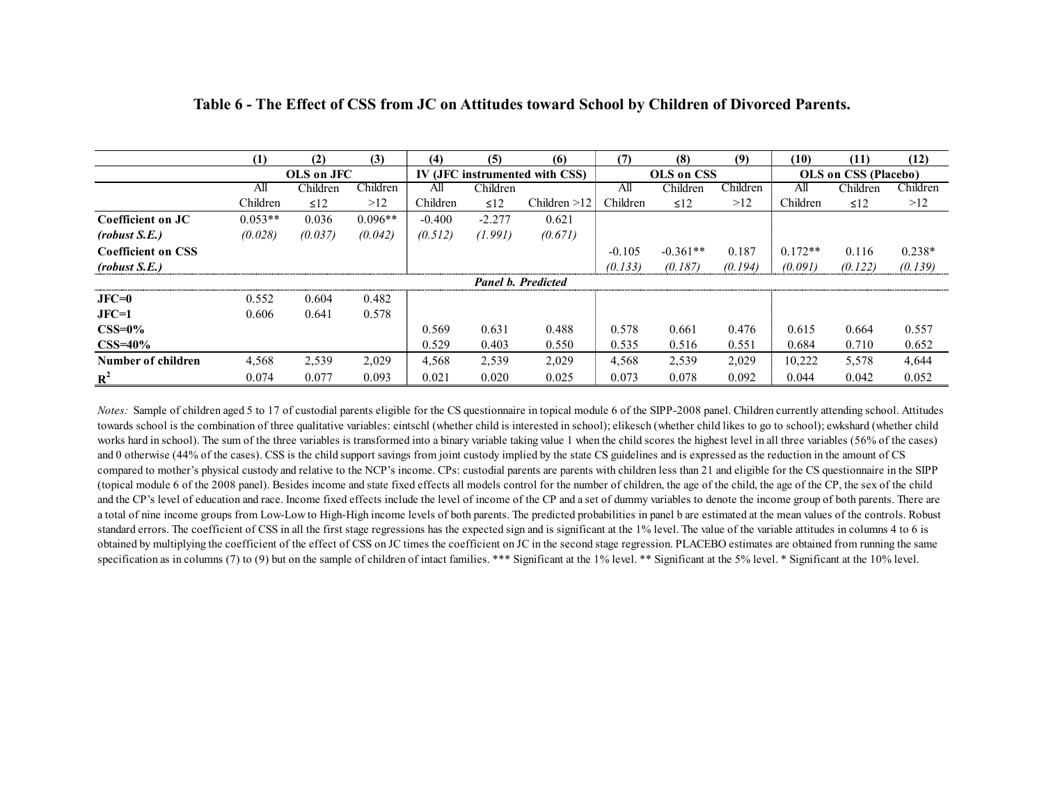**Table 6 - The Effect of CSS from JC on Attitudes toward School by Children of Divorced Parents.**

| | (1) | (2) | (3) | (4) | (5) | (6) | (7) | (8) | (9) | (10) | (11) | (12) |
|---|---|---|---|---|---|---|---|---|---|---|---|---|
| | OLS on JFC | | | IV (JFC instrumented with CSS) | | | OLS on CSS | | | OLS on CSS (Placebo) | | |
| | All Children | Children ≤12 | Children >12 | All Children | Children ≤12 | Children >12 | All Children | Children ≤12 | Children >12 | All Children | Children ≤12 | Children >12 |
| **Coefficient on JC** | 0.053** | 0.036 | 0.096** | -0.400 | -2.277 | 0.621 | | | | | | |
| ***(robust S.E.)*** | *(0.028)* | *(0.037)* | *(0.042)* | *(0.512)* | *(1.991)* | *(0.671)* | | | | | | |
| **Coefficient on CSS** | | | | | | | -0.105 | -0.361** | 0.187 | 0.172** | 0.116 | 0.238* |
| ***(robust S.E.)*** | | | | | | | *(0.133)* | *(0.187)* | *(0.194)* | *(0.091)* | *(0.122)* | *(0.139)* |
| ***Panel b. Predicted*** | | | | | | | | | | | | |
| **JFC=0** | 0.552 | 0.604 | 0.482 | | | | | | | | | |
| **JFC=1** | 0.606 | 0.641 | 0.578 | | | | | | | | | |
| **CSS=0%** | | | | 0.569 | 0.631 | 0.488 | 0.578 | 0.661 | 0.476 | 0.615 | 0.664 | 0.557 |
| **CSS=40%** | | | | 0.529 | 0.403 | 0.550 | 0.535 | 0.516 | 0.551 | 0.684 | 0.710 | 0.652 |
| **Number of children** | 4,568 | 2,539 | 2,029 | 4,568 | 2,539 | 2,029 | 4,568 | 2,539 | 2,029 | 10,222 | 5,578 | 4,644 |
| **$R^2$** | 0.074 | 0.077 | 0.093 | 0.021 | 0.020 | 0.025 | 0.073 | 0.078 | 0.092 | 0.044 | 0.042 | 0.052 |

*Notes:* Sample of children aged 5 to 17 of custodial parents eligible for the CS questionnaire in topical module 6 of the SIPP-2008 panel. Children currently attending school. Attitudes towards school is the combination of three qualitative variables: eintschl (whether child is interested in school); elikesch (whether child likes to go to school); ewkshard (whether child works hard in school). The sum of the three variables is transformed into a binary variable taking value 1 when the child scores the highest level in all three variables (56% of the cases) and 0 otherwise (44% of the cases). CSS is the child support savings from joint custody implied by the state CS guidelines and is expressed as the reduction in the amount of CS compared to mother's physical custody and relative to the NCP's income. CPs: custodial parents are parents with children less than 21 and eligible for the CS questionnaire in the SIPP (topical module 6 of the 2008 panel). Besides income and state fixed effects all models control for the number of children, the age of the child, the age of the CP, the sex of the child and the CP's level of education and race. Income fixed effects include the level of income of the CP and a set of dummy variables to denote the income group of both parents. There are a total of nine income groups from Low-Low to High-High income levels of both parents. The predicted probabilities in panel b are estimated at the mean values of the controls. Robust standard errors. The coefficient of CSS in all the first stage regressions has the expected sign and is significant at the 1% level. The value of the variable attitudes in columns 4 to 6 is obtained by multiplying the coefficient of the effect of CSS on JC times the coefficient on JC in the second stage regression. PLACEBO estimates are obtained from running the same specification as in columns (7) to (9) but on the sample of children of intact families. *** Significant at the 1% level. ** Significant at the 5% level. * Significant at the 10% level.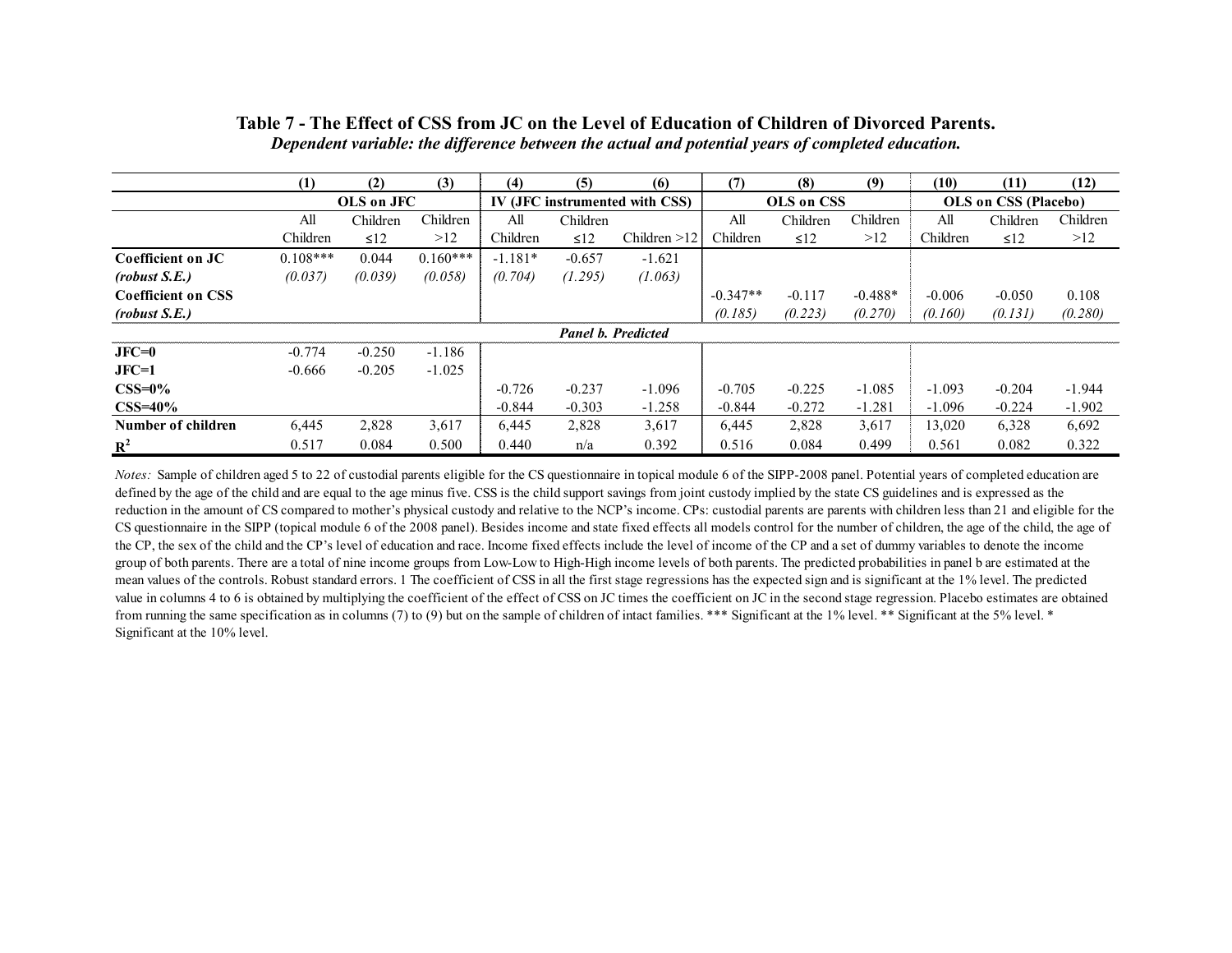**Table 7 - The Effect of CSS from JC on the Level of Education of Children of Divorced Parents.**

***Dependent variable: the difference between the actual and potential years of completed education.***

| | (1) | (2) | (3) | (4) | (5) | (6) | (7) | (8) | (9) | (10) | (11) | (12) |
|---|---|---|---|---|---|---|---|---|---|---|---|---|
| | OLS on JFC | | | IV (JFC instrumented with CSS) | | | OLS on CSS | | | OLS on CSS (Placebo) | | |
| | All Children | Children ≤12 | Children >12 | All Children | Children ≤12 | Children >12 | All Children | Children ≤12 | Children >12 | All Children | Children ≤12 | Children >12 |
| **Coefficient on JC** | 0.108*** | 0.044 | 0.160*** | -1.181* | -0.657 | -1.621 | | | | | | |
| ***(robust S.E.)*** | *(0.037)* | *(0.039)* | *(0.058)* | *(0.704)* | *(1.295)* | *(1.063)* | | | | | | |
| **Coefficient on CSS** | | | | | | | -0.347** | -0.117 | -0.488* | -0.006 | -0.050 | 0.108 |
| ***(robust S.E.)*** | | | | | | | *(0.185)* | *(0.223)* | *(0.270)* | *(0.160)* | *(0.131)* | *(0.280)* |
| ***Panel b. Predicted*** | | | | | | | | | | | | |
| **JFC=0** | -0.774 | -0.250 | -1.186 | | | | | | | | | |
| **JFC=1** | -0.666 | -0.205 | -1.025 | | | | | | | | | |
| **CSS=0%** | | | | -0.726 | -0.237 | -1.096 | -0.705 | -0.225 | -1.085 | -1.093 | -0.204 | -1.944 |
| **CSS=40%** | | | | -0.844 | -0.303 | -1.258 | -0.844 | -0.272 | -1.281 | -1.096 | -0.224 | -1.902 |
| **Number of children** | 6,445 | 2,828 | 3,617 | 6,445 | 2,828 | 3,617 | 6,445 | 2,828 | 3,617 | 13,020 | 6,328 | 6,692 |
| **$R^2$** | 0.517 | 0.084 | 0.500 | 0.440 | n/a | 0.392 | 0.516 | 0.084 | 0.499 | 0.561 | 0.082 | 0.322 |

*Notes:* Sample of children aged 5 to 22 of custodial parents eligible for the CS questionnaire in topical module 6 of the SIPP-2008 panel. Potential years of completed education are defined by the age of the child and are equal to the age minus five. CSS is the child support savings from joint custody implied by the state CS guidelines and is expressed as the reduction in the amount of CS compared to mother's physical custody and relative to the NCP's income. CPs: custodial parents are parents with children less than 21 and eligible for the CS questionnaire in the SIPP (topical module 6 of the 2008 panel). Besides income and state fixed effects all models control for the number of children, the age of the child, the age of the CP, the sex of the child and the CP's level of education and race. Income fixed effects include the level of income of the CP and a set of dummy variables to denote the income group of both parents. There are a total of nine income groups from Low-Low to High-High income levels of both parents. The predicted probabilities in panel b are estimated at the mean values of the controls. Robust standard errors. 1 The coefficient of CSS in all the first stage regressions has the expected sign and is significant at the 1% level. The predicted value in columns 4 to 6 is obtained by multiplying the coefficient of the effect of CSS on JC times the coefficient on JC in the second stage regression. Placebo estimates are obtained from running the same specification as in columns (7) to (9) but on the sample of children of intact families. *** Significant at the 1% level. ** Significant at the 5% level. * Significant at the 10% level.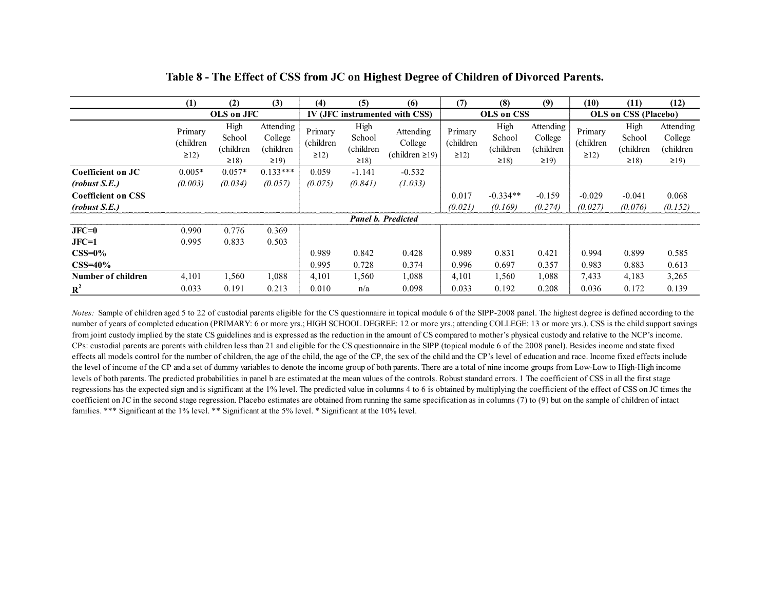# Table 8 - The Effect of CSS from JC on Highest Degree of Children of Divorced Parents.

| | (1) | (2) | (3) | (4) | (5) | (6) | (7) | (8) | (9) | (10) | (11) | (12) |
|---|---|---|---|---|---|---|---|---|---|---|---|---|
| | OLS on JFC | | | IV (JFC instrumented with CSS) | | | OLS on CSS | | | OLS on CSS (Placebo) | | |
| | Primary (children ≥12) | High School (children ≥18) | Attending College (children ≥19) | Primary (children ≥12) | High School (children ≥18) | Attending College (children ≥19) | Primary (children ≥12) | High School (children ≥18) | Attending College (children ≥19) | Primary (children ≥12) | High School (children ≥18) | Attending College (children ≥19) |
| **Coefficient on JC** | 0.005* | 0.057* | 0.133*** | 0.059 | -1.141 | -0.532 | | | | | | |
| ***(robust S.E.)*** | *(0.003)* | *(0.034)* | *(0.057)* | *(0.075)* | *(0.841)* | *(1.033)* | | | | | | |
| **Coefficient on CSS** | | | | | | | 0.017 | -0.334** | -0.159 | -0.029 | -0.041 | 0.068 |
| ***(robust S.E.)*** | | | | | | | *(0.021)* | *(0.169)* | *(0.274)* | *(0.027)* | *(0.076)* | *(0.152)* |
| ***Panel b. Predicted*** | | | | | | | | | | | | |
| **JFC=0** | 0.990 | 0.776 | 0.369 | | | | | | | | | |
| **JFC=1** | 0.995 | 0.833 | 0.503 | | | | | | | | | |
| **CSS=0%** | | | | 0.989 | 0.842 | 0.428 | 0.989 | 0.831 | 0.421 | 0.994 | 0.899 | 0.585 |
| **CSS=40%** | | | | 0.995 | 0.728 | 0.374 | 0.996 | 0.697 | 0.357 | 0.983 | 0.883 | 0.613 |
| **Number of children** | 4,101 | 1,560 | 1,088 | 4,101 | 1,560 | 1,088 | 4,101 | 1,560 | 1,088 | 7,433 | 4,183 | 3,265 |
| **$R^2$** | 0.033 | 0.191 | 0.213 | 0.010 | n/a | 0.098 | 0.033 | 0.192 | 0.208 | 0.036 | 0.172 | 0.139 |

*Notes:* Sample of children aged 5 to 22 of custodial parents eligible for the CS questionnaire in topical module 6 of the SIPP-2008 panel. The highest degree is defined according to the number of years of completed education (PRIMARY: 6 or more yrs.; HIGH SCHOOL DEGREE: 12 or more yrs.; attending COLLEGE: 13 or more yrs.). CSS is the child support savings from joint custody implied by the state CS guidelines and is expressed as the reduction in the amount of CS compared to mother's physical custody and relative to the NCP's income. CPs: custodial parents are parents with children less than 21 and eligible for the CS questionnaire in the SIPP (topical module 6 of the 2008 panel). Besides income and state fixed effects all models control for the number of children, the age of the child, the age of the CP, the sex of the child and the CP's level of education and race. Income fixed effects include the level of income of the CP and a set of dummy variables to denote the income group of both parents. There are a total of nine income groups from Low-Low to High-High income levels of both parents. The predicted probabilities in panel b are estimated at the mean values of the controls. Robust standard errors. 1 The coefficient of CSS in all the first stage regressions has the expected sign and is significant at the 1% level. The predicted value in columns 4 to 6 is obtained by multiplying the coefficient of the effect of CSS on JC times the coefficient on JC in the second stage regression. Placebo estimates are obtained from running the same specification as in columns (7) to (9) but on the sample of children of intact families. *** Significant at the 1% level. ** Significant at the 5% level. * Significant at the 10% level.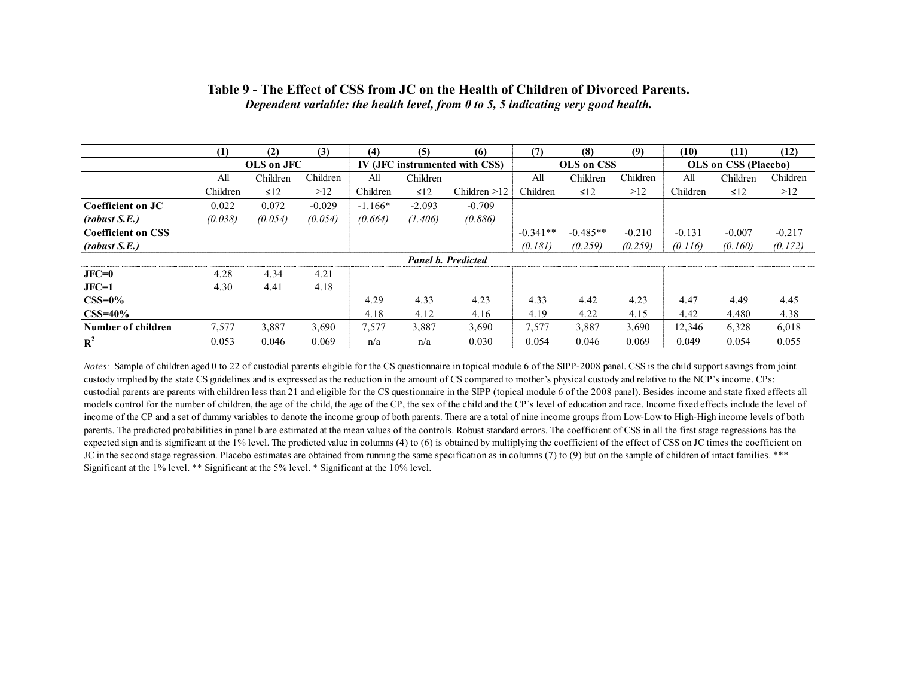**Table 9 - The Effect of CSS from JC on the Health of Children of Divorced Parents.**

***Dependent variable: the health level, from 0 to 5, 5 indicating very good health.***

| | (1) | (2) | (3) | (4) | (5) | (6) | (7) | (8) | (9) | (10) | (11) | (12) |
|---|---|---|---|---|---|---|---|---|---|---|---|---|
| | OLS on JFC | | | IV (JFC instrumented with CSS) | | | OLS on CSS | | | OLS on CSS (Placebo) | | |
| | All Children | Children ≤12 | Children >12 | All Children | Children ≤12 | Children >12 | All Children | Children ≤12 | Children >12 | All Children | Children ≤12 | Children >12 |
| **Coefficient on JC** | 0.022 | 0.072 | -0.029 | -1.166* | -2.093 | -0.709 | | | | | | |
| ***(robust S.E.)*** | *(0.038)* | *(0.054)* | *(0.054)* | *(0.664)* | *(1.406)* | *(0.886)* | | | | | | |
| **Coefficient on CSS** | | | | | | | -0.341** | -0.485** | -0.210 | -0.131 | -0.007 | -0.217 |
| ***(robust S.E.)*** | | | | | | | *(0.181)* | *(0.259)* | *(0.259)* | *(0.116)* | *(0.160)* | *(0.172)* |
| ***Panel b. Predicted*** | | | | | | | | | | | | |
| **JFC=0** | 4.28 | 4.34 | 4.21 | | | | | | | | | |
| **JFC=1** | 4.30 | 4.41 | 4.18 | | | | | | | | | |
| **CSS=0%** | | | | 4.29 | 4.33 | 4.23 | 4.33 | 4.42 | 4.23 | 4.47 | 4.49 | 4.45 |
| **CSS=40%** | | | | 4.18 | 4.12 | 4.16 | 4.19 | 4.22 | 4.15 | 4.42 | 4.480 | 4.38 |
| **Number of children** | 7,577 | 3,887 | 3,690 | 7,577 | 3,887 | 3,690 | 7,577 | 3,887 | 3,690 | 12,346 | 6,328 | 6,018 |
| $R^2$ | 0.053 | 0.046 | 0.069 | n/a | n/a | 0.030 | 0.054 | 0.046 | 0.069 | 0.049 | 0.054 | 0.055 |

*Notes:* Sample of children aged 0 to 22 of custodial parents eligible for the CS questionnaire in topical module 6 of the SIPP-2008 panel. CSS is the child support savings from joint custody implied by the state CS guidelines and is expressed as the reduction in the amount of CS compared to mother's physical custody and relative to the NCP's income. CPs: custodial parents are parents with children less than 21 and eligible for the CS questionnaire in the SIPP (topical module 6 of the 2008 panel). Besides income and state fixed effects all models control for the number of children, the age of the child, the age of the CP, the sex of the child and the CP's level of education and race. Income fixed effects include the level of income of the CP and a set of dummy variables to denote the income group of both parents. There are a total of nine income groups from Low-Low to High-High income levels of both parents. The predicted probabilities in panel b are estimated at the mean values of the controls. Robust standard errors. The coefficient of CSS in all the first stage regressions has the expected sign and is significant at the 1% level. The predicted value in columns (4) to (6) is obtained by multiplying the coefficient of the effect of CSS on JC times the coefficient on JC in the second stage regression. Placebo estimates are obtained from running the same specification as in columns (7) to (9) but on the sample of children of intact families. *** Significant at the 1% level. ** Significant at the 5% level. * Significant at the 10% level.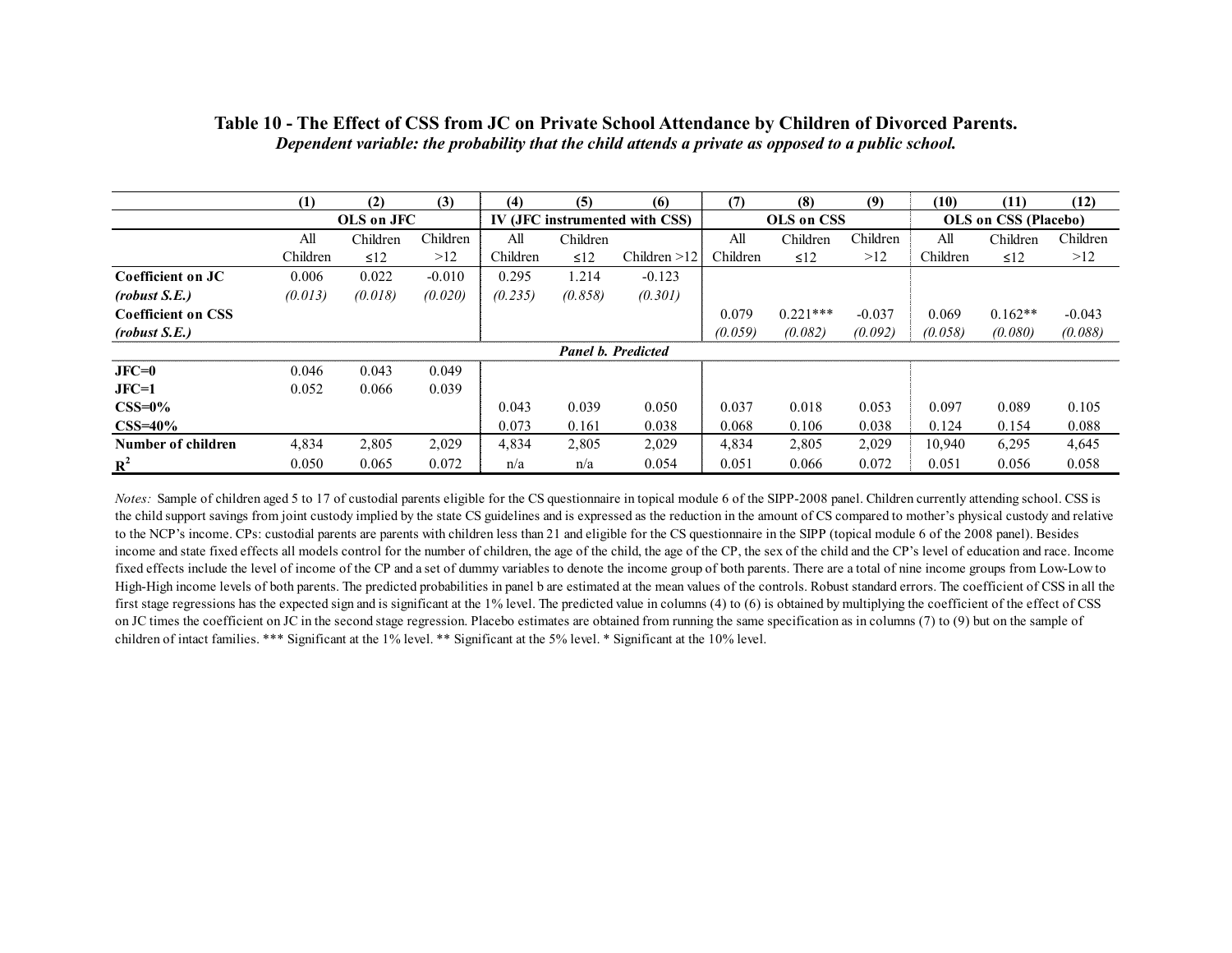**Table 10 - The Effect of CSS from JC on Private School Attendance by Children of Divorced Parents.**
***Dependent variable: the probability that the child attends a private as opposed to a public school.***

| | (1) | (2) | (3) | (4) | (5) | (6) | (7) | (8) | (9) | (10) | (11) | (12) |
|---|---|---|---|---|---|---|---|---|---|---|---|---|
| | OLS on JFC | | | IV (JFC instrumented with CSS) | | | OLS on CSS | | | OLS on CSS (Placebo) | | |
| | All Children | Children ≤12 | Children >12 | All Children | Children ≤12 | Children >12 | All Children | Children ≤12 | Children >12 | All Children | Children ≤12 | Children >12 |
| **Coefficient on JC** | 0.006 | 0.022 | -0.010 | 0.295 | 1.214 | -0.123 | | | | | | |
| ***(robust S.E.)*** | *(0.013)* | *(0.018)* | *(0.020)* | *(0.235)* | *(0.858)* | *(0.301)* | | | | | | |
| **Coefficient on CSS** | | | | | | | 0.079 | 0.221*** | -0.037 | 0.069 | 0.162** | -0.043 |
| ***(robust S.E.)*** | | | | | | | *(0.059)* | *(0.082)* | *(0.092)* | *(0.058)* | *(0.080)* | *(0.088)* |
| | | | | | | ***Panel b. Predicted*** | | | | | | |
| **JFC=0** | 0.046 | 0.043 | 0.049 | | | | | | | | | |
| **JFC=1** | 0.052 | 0.066 | 0.039 | | | | | | | | | |
| **CSS=0%** | | | | 0.043 | 0.039 | 0.050 | 0.037 | 0.018 | 0.053 | 0.097 | 0.089 | 0.105 |
| **CSS=40%** | | | | 0.073 | 0.161 | 0.038 | 0.068 | 0.106 | 0.038 | 0.124 | 0.154 | 0.088 |
| **Number of children** | 4,834 | 2,805 | 2,029 | 4,834 | 2,805 | 2,029 | 4,834 | 2,805 | 2,029 | 10,940 | 6,295 | 4,645 |
| $R^2$ | 0.050 | 0.065 | 0.072 | n/a | n/a | 0.054 | 0.051 | 0.066 | 0.072 | 0.051 | 0.056 | 0.058 |

*Notes:* Sample of children aged 5 to 17 of custodial parents eligible for the CS questionnaire in topical module 6 of the SIPP-2008 panel. Children currently attending school. CSS is the child support savings from joint custody implied by the state CS guidelines and is expressed as the reduction in the amount of CS compared to mother's physical custody and relative to the NCP's income. CPs: custodial parents are parents with children less than 21 and eligible for the CS questionnaire in the SIPP (topical module 6 of the 2008 panel). Besides income and state fixed effects all models control for the number of children, the age of the child, the age of the CP, the sex of the child and the CP's level of education and race. Income fixed effects include the level of income of the CP and a set of dummy variables to denote the income group of both parents. There are a total of nine income groups from Low-Low to High-High income levels of both parents. The predicted probabilities in panel b are estimated at the mean values of the controls. Robust standard errors. The coefficient of CSS in all the first stage regressions has the expected sign and is significant at the 1% level. The predicted value in columns (4) to (6) is obtained by multiplying the coefficient of the effect of CSS on JC times the coefficient on JC in the second stage regression. Placebo estimates are obtained from running the same specification as in columns (7) to (9) but on the sample of children of intact families. *** Significant at the 1% level. ** Significant at the 5% level. * Significant at the 10% level.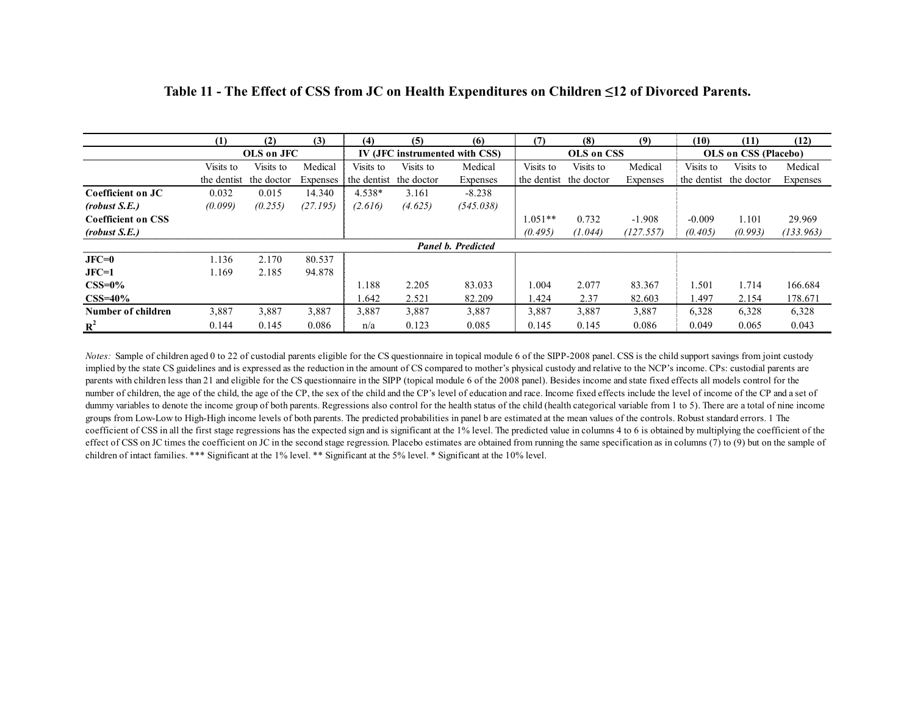### Table 11 - The Effect of CSS from JC on Health Expenditures on Children ≤12 of Divorced Parents.

| | (1) | (2) | (3) | (4) | (5) | (6) | (7) | (8) | (9) | (10) | (11) | (12) |
|---|---|---|---|---|---|---|---|---|---|---|---|---|
| | OLS on JFC | | | IV (JFC instrumented with CSS) | | | OLS on CSS | | | OLS on CSS (Placebo) | | |
| | Visits to the dentist | Visits to the doctor | Medical Expenses | Visits to the dentist | Visits to the doctor | Medical Expenses | Visits to the dentist | Visits to the doctor | Medical Expenses | Visits to the dentist | Visits to the doctor | Medical Expenses |
| **Coefficient on JC** | 0.032 | 0.015 | 14.340 | 4.538* | 3.161 | -8.238 | | | | | | |
| ***(robust S.E.)*** | *(0.099)* | *(0.255)* | *(27.195)* | *(2.616)* | *(4.625)* | *(545.038)* | | | | | | |
| **Coefficient on CSS** | | | | | | | 1.051** | 0.732 | -1.908 | -0.009 | 1.101 | 29.969 |
| ***(robust S.E.)*** | | | | | | | *(0.495)* | *(1.044)* | *(127.557)* | *(0.405)* | *(0.993)* | *(133.963)* |
| ***Panel b. Predicted*** | | | | | | | | | | | | |
| **JFC=0** | 1.136 | 2.170 | 80.537 | | | | | | | | | |
| **JFC=1** | 1.169 | 2.185 | 94.878 | | | | | | | | | |
| **CSS=0%** | | | | 1.188 | 2.205 | 83.033 | 1.004 | 2.077 | 83.367 | 1.501 | 1.714 | 166.684 |
| **CSS=40%** | | | | 1.642 | 2.521 | 82.209 | 1.424 | 2.37 | 82.603 | 1.497 | 2.154 | 178.671 |
| **Number of children** | 3,887 | 3,887 | 3,887 | 3,887 | 3,887 | 3,887 | 3,887 | 3,887 | 3,887 | 6,328 | 6,328 | 6,328 |
| $R^2$ | 0.144 | 0.145 | 0.086 | n/a | 0.123 | 0.085 | 0.145 | 0.145 | 0.086 | 0.049 | 0.065 | 0.043 |

*Notes:* Sample of children aged 0 to 22 of custodial parents eligible for the CS questionnaire in topical module 6 of the SIPP-2008 panel. CSS is the child support savings from joint custody implied by the state CS guidelines and is expressed as the reduction in the amount of CS compared to mother's physical custody and relative to the NCP's income. CPs: custodial parents are parents with children less than 21 and eligible for the CS questionnaire in the SIPP (topical module 6 of the 2008 panel). Besides income and state fixed effects all models control for the number of children, the age of the child, the age of the CP, the sex of the child and the CP's level of education and race. Income fixed effects include the level of income of the CP and a set of dummy variables to denote the income group of both parents. Regressions also control for the health status of the child (health categorical variable from 1 to 5). There are a total of nine income groups from Low-Low to High-High income levels of both parents. The predicted probabilities in panel b are estimated at the mean values of the controls. Robust standard errors. 1 The coefficient of CSS in all the first stage regressions has the expected sign and is significant at the 1% level. The predicted value in columns 4 to 6 is obtained by multiplying the coefficient of the effect of CSS on JC times the coefficient on JC in the second stage regression. Placebo estimates are obtained from running the same specification as in columns (7) to (9) but on the sample of children of intact families. *** Significant at the 1% level. ** Significant at the 5% level. * Significant at the 10% level.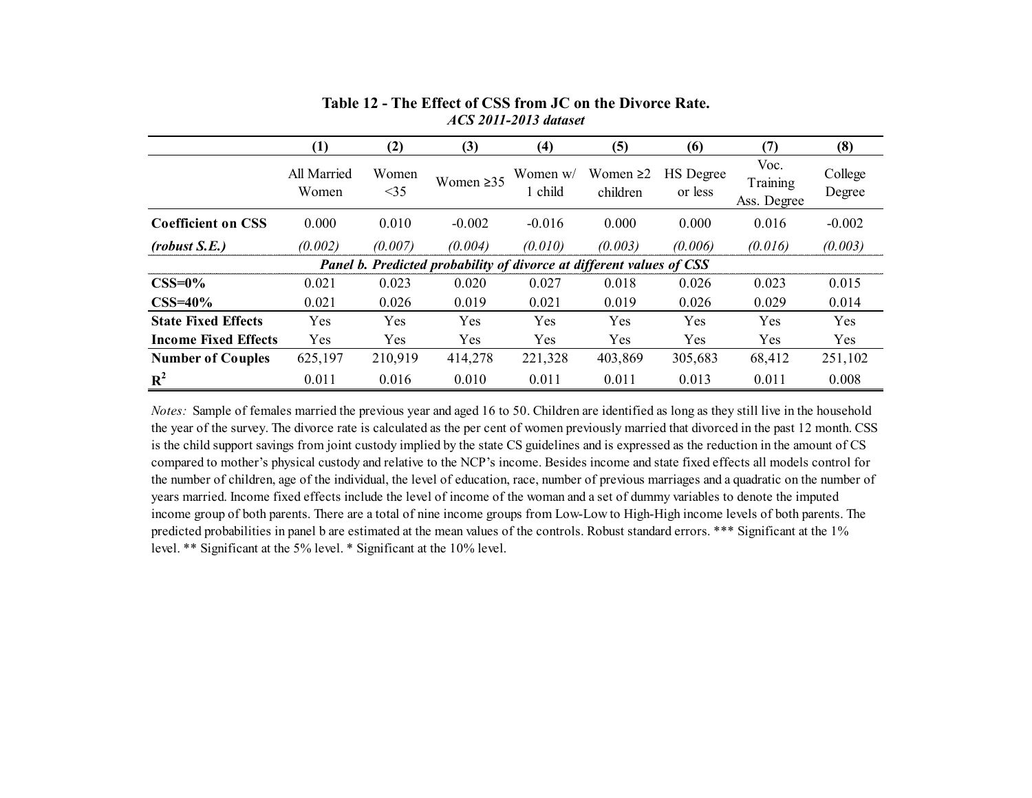**Table 12 - The Effect of CSS from JC on the Divorce Rate.**
***ACS 2011-2013 dataset***

| | (1) | (2) | (3) | (4) | (5) | (6) | (7) | (8) |
|---|---|---|---|---|---|---|---|---|
| | All Married Women | Women <35 | Women ≥35 | Women w/ 1 child | Women ≥2 children | HS Degree or less | Voc. Training Ass. Degree | College Degree |
| **Coefficient on CSS** | 0.000 | 0.010 | -0.002 | -0.016 | 0.000 | 0.000 | 0.016 | -0.002 |
| ***(robust S.E.)*** | *(0.002)* | *(0.007)* | *(0.004)* | *(0.010)* | *(0.003)* | *(0.006)* | *(0.016)* | *(0.003)* |
| ***Panel b. Predicted probability of divorce at different values of CSS*** | | | | | | | | |
| **CSS=0%** | 0.021 | 0.023 | 0.020 | 0.027 | 0.018 | 0.026 | 0.023 | 0.015 |
| **CSS=40%** | 0.021 | 0.026 | 0.019 | 0.021 | 0.019 | 0.026 | 0.029 | 0.014 |
| **State Fixed Effects** | Yes | Yes | Yes | Yes | Yes | Yes | Yes | Yes |
| **Income Fixed Effects** | Yes | Yes | Yes | Yes | Yes | Yes | Yes | Yes |
| **Number of Couples** | 625,197 | 210,919 | 414,278 | 221,328 | 403,869 | 305,683 | 68,412 | 251,102 |
| $\mathbf{R^2}$ | 0.011 | 0.016 | 0.010 | 0.011 | 0.011 | 0.013 | 0.011 | 0.008 |

*Notes:* Sample of females married the previous year and aged 16 to 50. Children are identified as long as they still live in the household the year of the survey. The divorce rate is calculated as the per cent of women previously married that divorced in the past 12 month. CSS is the child support savings from joint custody implied by the state CS guidelines and is expressed as the reduction in the amount of CS compared to mother's physical custody and relative to the NCP's income. Besides income and state fixed effects all models control for the number of children, age of the individual, the level of education, race, number of previous marriages and a quadratic on the number of years married. Income fixed effects include the level of income of the woman and a set of dummy variables to denote the imputed income group of both parents. There are a total of nine income groups from Low-Low to High-High income levels of both parents. The predicted probabilities in panel b are estimated at the mean values of the controls. Robust standard errors. *** Significant at the 1% level. ** Significant at the 5% level. * Significant at the 10% level.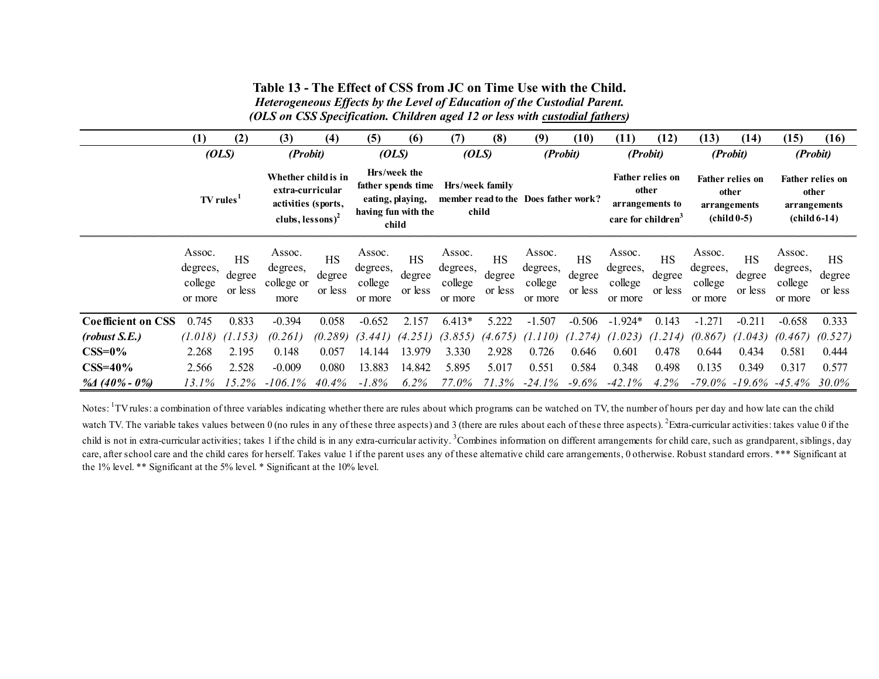**Table 13 - The Effect of CSS from JC on Time Use with the Child.**

***Heterogeneous Effects by the Level of Education of the Custodial Parent.***

***(OLS on CSS Specification. Children aged 12 or less with custodial fathers)***

| | (1) | (2) | (3) | (4) | (5) | (6) | (7) | (8) | (9) | (10) | (11) | (12) | (13) | (14) | (15) | (16) |
|---|---|---|---|---|---|---|---|---|---|---|---|---|---|---|---|---|
| | *(OLS)* | | *(Probit)* | | *(OLS)* | | *(OLS)* | | *(Probit)* | | *(Probit)* | | *(Probit)* | | *(Probit)* | |
| | TV rules[1] | | Whether child is in extra-curricular activities (sports, clubs, lessons)[2] | | Hrs/week the father spends time eating, playing, having fun with the child | | Hrs/week family member read to the child | | Does father work? | | Father relies on other arrangements to care for children[3] | | Father relies on other arrangements (child 0-5) | | Father relies on other arrangements (child 6-14) | |
| | Assoc. degrees, college or more | HS degree or less | Assoc. degrees, college or more | HS degree or less | Assoc. degrees, college or more | HS degree or less | Assoc. degrees, college or more | HS degree or less | Assoc. degrees, college or more | HS degree or less | Assoc. degrees, college or more | HS degree or less | Assoc. degrees, college or more | HS degree or less | Assoc. degrees, college or more | HS degree or less |
| **Coefficient on CSS** | 0.745 | 0.833 | -0.394 | 0.058 | -0.652 | 2.157 | 6.413* | 5.222 | -1.507 | -0.506 | -1.924* | 0.143 | -1.271 | -0.211 | -0.658 | 0.333 |
| ***(robust S.E.)*** | *(1.018)* | *(1.153)* | *(0.261)* | *(0.289)* | *(3.441)* | *(4.251)* | *(3.855)* | *(4.675)* | *(1.110)* | *(1.274)* | *(1.023)* | *(1.214)* | *(0.867)* | *(1.043)* | *(0.467)* | *(0.527)* |
| **CSS=0%** | 2.268 | 2.195 | 0.148 | 0.057 | 14.144 | 13.979 | 3.330 | 2.928 | 0.726 | 0.646 | 0.601 | 0.478 | 0.644 | 0.434 | 0.581 | 0.444 |
| **CSS=40%** | 2.566 | 2.528 | -0.009 | 0.080 | 13.883 | 14.842 | 5.895 | 5.017 | 0.551 | 0.584 | 0.348 | 0.498 | 0.135 | 0.349 | 0.317 | 0.577 |
| ***%Δ (40% - 0%)*** | *13.1%* | *15.2%* | *-106.1%* | *40.4%* | *-1.8%* | *6.2%* | *77.0%* | *71.3%* | *-24.1%* | *-9.6%* | *-42.1%* | *4.2%* | *-79.0%* | *-19.6%* | *-45.4%* | *30.0%* |

Notes: [1]TV rules: a combination of three variables indicating whether there are rules about which programs can be watched on TV, the number of hours per day and how late can the child watch TV. The variable takes values between 0 (no rules in any of these three aspects) and 3 (there are rules about each of these three aspects). [2]Extra-curricular activities: takes value 0 if the child is not in extra-curricular activities; takes 1 if the child is in any extra-curricular activity. [3]Combines information on different arrangements for child care, such as grandparent, siblings, day care, after school care and the child cares for herself. Takes value 1 if the parent uses any of these alternative child care arrangements, 0 otherwise. Robust standard errors. *** Significant at the 1% level. ** Significant at the 5% level. * Significant at the 10% level.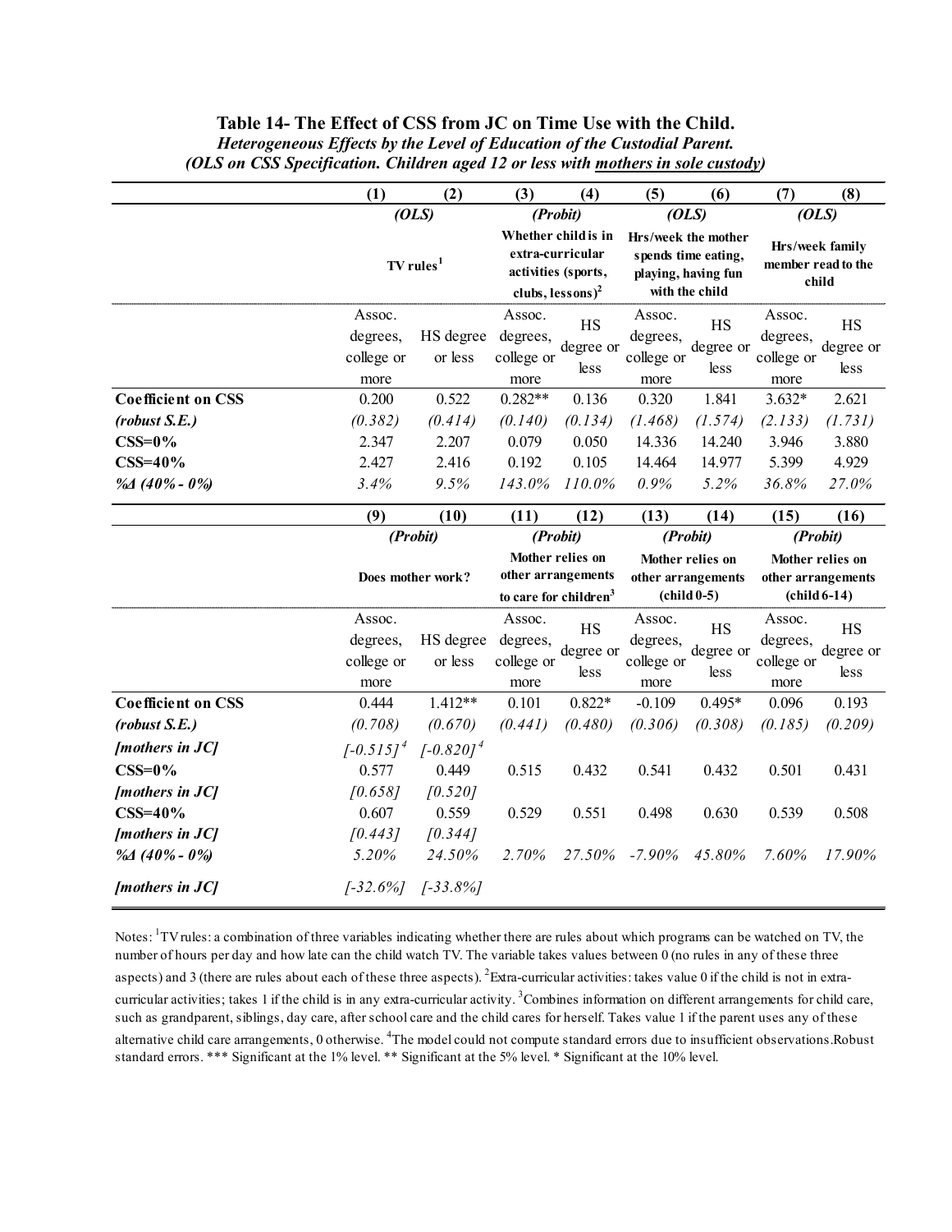**Table 14- The Effect of CSS from JC on Time Use with the Child.**

***Heterogeneous Effects by the Level of Education of the Custodial Parent.***

***(OLS on CSS Specification. Children aged 12 or less with mothers in sole custody)***

| | (1) | (2) | (3) | (4) | (5) | (6) | (7) | (8) |
|---|---|---|---|---|---|---|---|---|
| | *(OLS)* | | *(Probit)* | | *(OLS)* | | *(OLS)* | |
| | TV rules[1] | | Whether child is in extra-curricular activities (sports, clubs, lessons)[2] | | Hrs/week the mother spends time eating, playing, having fun with the child | | Hrs/week family member read to the child | |
| | Assoc. degrees, college or more | HS degree or less | Assoc. degrees, college or more | HS degree or less | Assoc. degrees, college or more | HS degree or less | Assoc. degrees, college or more | HS degree or less |
| **Coefficient on CSS** | 0.200 | 0.522 | 0.282** | 0.136 | 0.320 | 1.841 | 3.632* | 2.621 |
| ***(robust S.E.)*** | *(0.382)* | *(0.414)* | *(0.140)* | *(0.134)* | *(1.468)* | *(1.574)* | *(2.133)* | *(1.731)* |
| **CSS=0%** | 2.347 | 2.207 | 0.079 | 0.050 | 14.336 | 14.240 | 3.946 | 3.880 |
| **CSS=40%** | 2.427 | 2.416 | 0.192 | 0.105 | 14.464 | 14.977 | 5.399 | 4.929 |
| ***%Δ (40% - 0%)*** | *3.4%* | *9.5%* | *143.0%* | *110.0%* | *0.9%* | *5.2%* | *36.8%* | *27.0%* |
| | **(9)** | **(10)** | **(11)** | **(12)** | **(13)** | **(14)** | **(15)** | **(16)** |
| | *(Probit)* | | *(Probit)* | | *(Probit)* | | *(Probit)* | |
| | Does mother work? | | Mother relies on other arrangements to care for children[3] | | Mother relies on other arrangements (child 0-5) | | Mother relies on other arrangements (child 6-14) | |
| | Assoc. degrees, college or more | HS degree or less | Assoc. degrees, college or more | HS degree or less | Assoc. degrees, college or more | HS degree or less | Assoc. degrees, college or more | HS degree or less |
| **Coefficient on CSS** | 0.444 | 1.412** | 0.101 | 0.822* | -0.109 | 0.495* | 0.096 | 0.193 |
| ***(robust S.E.)*** | *(0.708)* | *(0.670)* | *(0.441)* | *(0.480)* | *(0.306)* | *(0.308)* | *(0.185)* | *(0.209)* |
| ***[mothers in JC]*** | *[-0.515]*[4] | *[-0.820]*[4] | | | | | | |
| **CSS=0%** | 0.577 | 0.449 | 0.515 | 0.432 | 0.541 | 0.432 | 0.501 | 0.431 |
| ***[mothers in JC]*** | *[0.658]* | *[0.520]* | | | | | | |
| **CSS=40%** | 0.607 | 0.559 | 0.529 | 0.551 | 0.498 | 0.630 | 0.539 | 0.508 |
| ***[mothers in JC]*** | *[0.443]* | *[0.344]* | | | | | | |
| ***%Δ (40% - 0%)*** | *5.20%* | *24.50%* | *2.70%* | *27.50%* | *-7.90%* | *45.80%* | *7.60%* | *17.90%* |
| ***[mothers in JC]*** | *[-32.6%]* | *[-33.8%]* | | | | | | |

Notes: [1]TV rules: a combination of three variables indicating whether there are rules about which programs can be watched on TV, the number of hours per day and how late can the child watch TV. The variable takes values between 0 (no rules in any of these three aspects) and 3 (there are rules about each of these three aspects). [2]Extra-curricular activities: takes value 0 if the child is not in extra-curricular activities; takes 1 if the child is in any extra-curricular activity. [3]Combines information on different arrangements for child care, such as grandparent, siblings, day care, after school care and the child cares for herself. Takes value 1 if the parent uses any of these alternative child care arrangements, 0 otherwise. [4]The model could not compute standard errors due to insufficient observations.Robust standard errors. *** Significant at the 1% level. ** Significant at the 5% level. * Significant at the 10% level.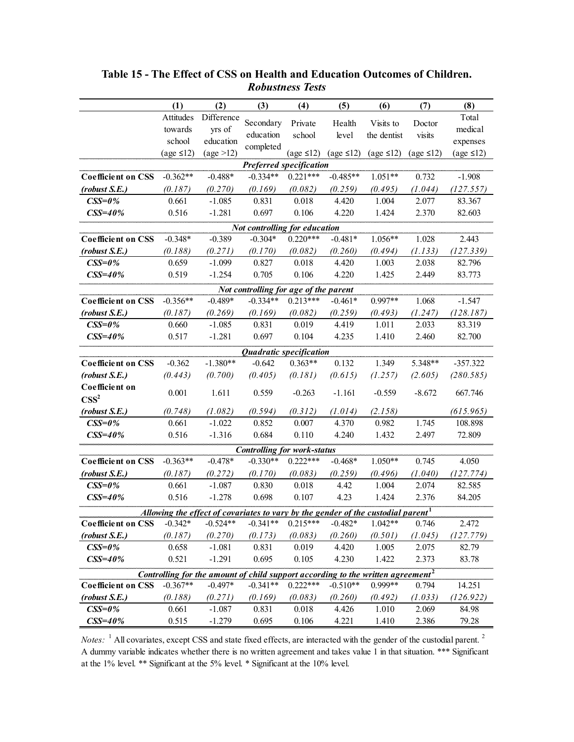**Table 15 - The Effect of CSS on Health and Education Outcomes of Children.**
***Robustness Tests***

| | (1) | (2) | (3) | (4) | (5) | (6) | (7) | (8) |
|---|---|---|---|---|---|---|---|---|
| | Attitudes towards school (age ≤12) | Difference yrs of education (age >12) | Secondary education completed | Private school (age ≤12) | Health level (age ≤12) | Visits to the dentist (age ≤12) | Doctor visits (age ≤12) | Total medical expenses (age ≤12) |
| | | | ***Preferred specification*** | | | | | |
| **Coefficient on CSS** | -0.362** | -0.488* | -0.334** | 0.221*** | -0.485** | 1.051** | 0.732 | -1.908 |
| ***(robust S.E.)*** | *(0.187)* | *(0.270)* | *(0.169)* | *(0.082)* | *(0.259)* | *(0.495)* | *(1.044)* | *(127.557)* |
| ***CSS=0%*** | 0.661 | -1.085 | 0.831 | 0.018 | 4.420 | 1.004 | 2.077 | 83.367 |
| ***CSS=40%*** | 0.516 | -1.281 | 0.697 | 0.106 | 4.220 | 1.424 | 2.370 | 82.603 |
| | | | ***Not controlling for education*** | | | | | |
| **Coefficient on CSS** | -0.348* | -0.389 | -0.304* | 0.220*** | -0.481* | 1.056** | 1.028 | 2.443 |
| ***(robust S.E.)*** | *(0.188)* | *(0.271)* | *(0.170)* | *(0.082)* | *(0.260)* | *(0.494)* | *(1.133)* | *(127.339)* |
| ***CSS=0%*** | 0.659 | -1.099 | 0.827 | 0.018 | 4.420 | 1.003 | 2.038 | 82.796 |
| ***CSS=40%*** | 0.519 | -1.254 | 0.705 | 0.106 | 4.220 | 1.425 | 2.449 | 83.773 |
| | | | ***Not controlling for age of the parent*** | | | | | |
| **Coefficient on CSS** | -0.356** | -0.489* | -0.334** | 0.213*** | -0.461* | 0.997** | 1.068 | -1.547 |
| ***(robust S.E.)*** | *(0.187)* | *(0.269)* | *(0.169)* | *(0.082)* | *(0.259)* | *(0.493)* | *(1.247)* | *(128.187)* |
| ***CSS=0%*** | 0.660 | -1.085 | 0.831 | 0.019 | 4.419 | 1.011 | 2.033 | 83.319 |
| ***CSS=40%*** | 0.517 | -1.281 | 0.697 | 0.104 | 4.235 | 1.410 | 2.460 | 82.700 |
| | | | ***Quadratic specification*** | | | | | |
| **Coefficient on CSS** | -0.362 | -1.380** | -0.642 | 0.363** | 0.132 | 1.349 | 5.348** | -357.322 |
| ***(robust S.E.)*** | *(0.443)* | *(0.700)* | *(0.405)* | *(0.181)* | *(0.615)* | *(1.257)* | *(2.605)* | *(280.585)* |
| **Coefficient on $CSS^2$** | 0.001 | 1.611 | 0.559 | -0.263 | -1.161 | -0.559 | -8.672 | 667.746 |
| ***(robust S.E.)*** | *(0.748)* | *(1.082)* | *(0.594)* | *(0.312)* | *(1.014)* | *(2.158)* | | *(615.965)* |
| ***CSS=0%*** | 0.661 | -1.022 | 0.852 | 0.007 | 4.370 | 0.982 | 1.745 | 108.898 |
| ***CSS=40%*** | 0.516 | -1.316 | 0.684 | 0.110 | 4.240 | 1.432 | 2.497 | 72.809 |
| | | | ***Controlling for work-status*** | | | | | |
| **Coefficient on CSS** | -0.363** | -0.478* | -0.330** | 0.222*** | -0.468* | 1.050** | 0.745 | 4.050 |
| ***(robust S.E.)*** | *(0.187)* | *(0.272)* | *(0.170)* | *(0.083)* | *(0.259)* | *(0.496)* | *(1.040)* | *(127.774)* |
| ***CSS=0%*** | 0.661 | -1.087 | 0.830 | 0.018 | 4.42 | 1.004 | 2.074 | 82.585 |
| ***CSS=40%*** | 0.516 | -1.278 | 0.698 | 0.107 | 4.23 | 1.424 | 2.376 | 84.205 |
| | | | ***Allowing the effect of covariates to vary by the gender of the custodial parent[1]*** | | | | | |
| **Coefficient on CSS** | -0.342* | -0.524** | -0.341** | 0.215*** | -0.482* | 1.042** | 0.746 | 2.472 |
| ***(robust S.E.)*** | *(0.187)* | *(0.270)* | *(0.173)* | *(0.083)* | *(0.260)* | *(0.501)* | *(1.045)* | *(127.779)* |
| ***CSS=0%*** | 0.658 | -1.081 | 0.831 | 0.019 | 4.420 | 1.005 | 2.075 | 82.79 |
| ***CSS=40%*** | 0.521 | -1.291 | 0.695 | 0.105 | 4.230 | 1.422 | 2.373 | 83.78 |
| | | | ***Controlling for the amount of child support according to the written agreement[2]*** | | | | | |
| **Coefficient on CSS** | -0.367** | -0.497* | -0.341** | 0.222*** | -0.510** | 0.999** | 0.794 | 14.251 |
| ***(robust S.E.)*** | *(0.188)* | *(0.271)* | *(0.169)* | *(0.083)* | *(0.260)* | *(0.492)* | *(1.033)* | *(126.922)* |
| ***CSS=0%*** | 0.661 | -1.087 | 0.831 | 0.018 | 4.426 | 1.010 | 2.069 | 84.98 |
| ***CSS=40%*** | 0.515 | -1.279 | 0.695 | 0.106 | 4.221 | 1.410 | 2.386 | 79.28 |

*Notes:* [1] All covariates, except CSS and state fixed effects, are interacted with the gender of the custodial parent. [2] A dummy variable indicates whether there is no written agreement and takes value 1 in that situation. *** Significant at the 1% level. ** Significant at the 5% level. * Significant at the 10% level.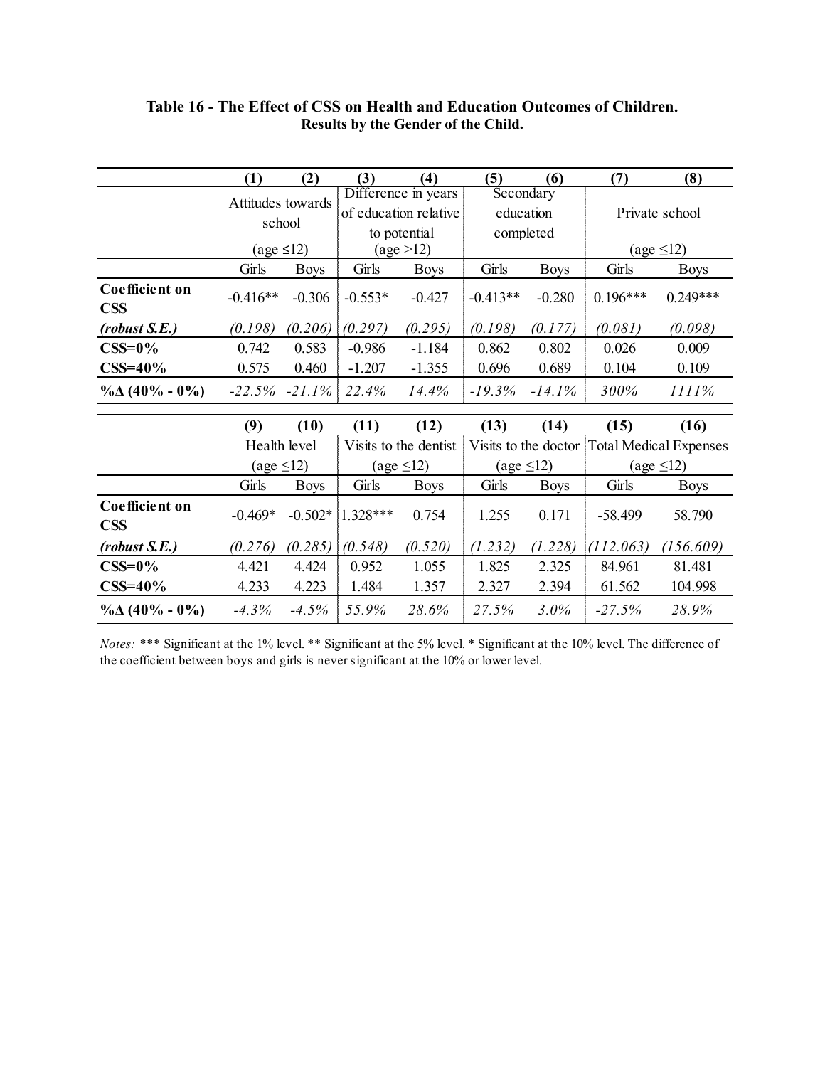**Table 16 - The Effect of CSS on Health and Education Outcomes of Children.**
**Results by the Gender of the Child.**

| | (1) | (2) | (3) | (4) | (5) | (6) | (7) | (8) |
|---|---|---|---|---|---|---|---|---|
| | Attitudes towards school (age ≤12) | | Difference in years of education relative to potential (age >12) | | Secondary education completed | | Private school (age ≤12) | |
| | Girls | Boys | Girls | Boys | Girls | Boys | Girls | Boys |
| **Coefficient on CSS** | -0.416** | -0.306 | -0.553* | -0.427 | -0.413** | -0.280 | 0.196*** | 0.249*** |
| ***(robust S.E.)*** | *(0.198)* | *(0.206)* | *(0.297)* | *(0.295)* | *(0.198)* | *(0.177)* | *(0.081)* | *(0.098)* |
| **CSS=0%** | 0.742 | 0.583 | -0.986 | -1.184 | 0.862 | 0.802 | 0.026 | 0.009 |
| **CSS=40%** | 0.575 | 0.460 | -1.207 | -1.355 | 0.696 | 0.689 | 0.104 | 0.109 |
| **%Δ (40% - 0%)** | *-22.5%* | *-21.1%* | *22.4%* | *14.4%* | *-19.3%* | *-14.1%* | *300%* | *1111%* |

| | (9) | (10) | (11) | (12) | (13) | (14) | (15) | (16) |
|---|---|---|---|---|---|---|---|---|
| | Health level (age ≤12) | | Visits to the dentist (age ≤12) | | Visits to the doctor (age ≤12) | | Total Medical Expenses (age ≤12) | |
| | Girls | Boys | Girls | Boys | Girls | Boys | Girls | Boys |
| **Coefficient on CSS** | -0.469* | -0.502* | 1.328*** | 0.754 | 1.255 | 0.171 | -58.499 | 58.790 |
| ***(robust S.E.)*** | *(0.276)* | *(0.285)* | *(0.548)* | *(0.520)* | *(1.232)* | *(1.228)* | *(112.063)* | *(156.609)* |
| **CSS=0%** | 4.421 | 4.424 | 0.952 | 1.055 | 1.825 | 2.325 | 84.961 | 81.481 |
| **CSS=40%** | 4.233 | 4.223 | 1.484 | 1.357 | 2.327 | 2.394 | 61.562 | 104.998 |
| **%Δ (40% - 0%)** | *-4.3%* | *-4.5%* | *55.9%* | *28.6%* | *27.5%* | *3.0%* | *-27.5%* | *28.9%* |

*Notes:* *** Significant at the 1% level. ** Significant at the 5% level. * Significant at the 10% level. The difference of the coefficient between boys and girls is never significant at the 10% or lower level.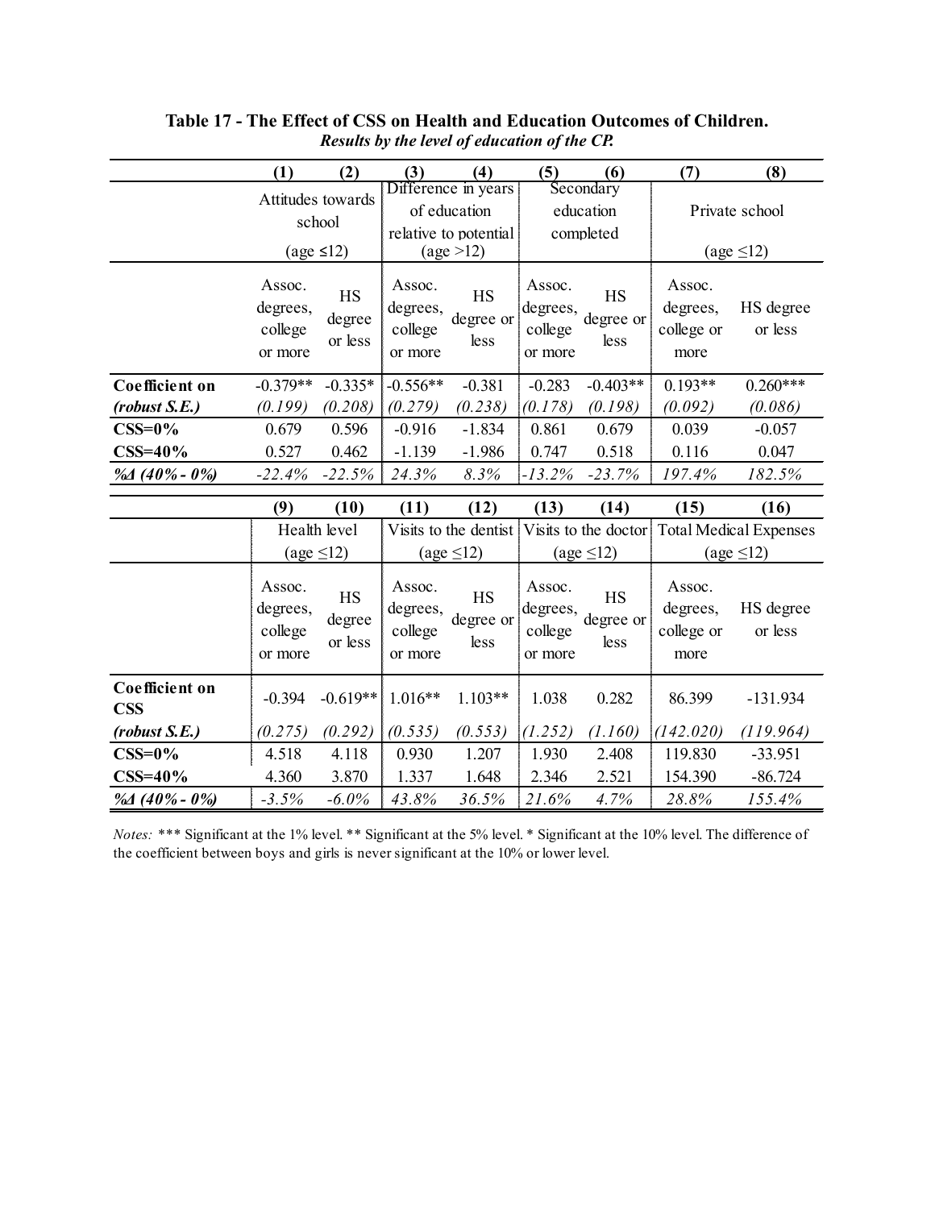**Table 17 - The Effect of CSS on Health and Education Outcomes of Children.**
***Results by the level of education of the CP.***

| | (1) | (2) | (3) | (4) | (5) | (6) | (7) | (8) |
|---|---|---|---|---|---|---|---|---|
| | Attitudes towards school (age ≤12) | | Difference in years of education relative to potential (age >12) | | Secondary education completed | | Private school (age ≤12) | |
| | Assoc. degrees, college or more | HS degree or less | Assoc. degrees, college or more | HS degree or less | Assoc. degrees, college or more | HS degree or less | Assoc. degrees, college or more | HS degree or less |
| **Coefficient on** | -0.379** | -0.335* | -0.556** | -0.381 | -0.283 | -0.403** | 0.193** | 0.260*** |
| ***(robust S.E.)*** | *(0.199)* | *(0.208)* | *(0.279)* | *(0.238)* | *(0.178)* | *(0.198)* | *(0.092)* | *(0.086)* |
| **CSS=0%** | 0.679 | 0.596 | -0.916 | -1.834 | 0.861 | 0.679 | 0.039 | -0.057 |
| **CSS=40%** | 0.527 | 0.462 | -1.139 | -1.986 | 0.747 | 0.518 | 0.116 | 0.047 |
| ***%Δ (40% - 0%)*** | *-22.4%* | *-22.5%* | *24.3%* | *8.3%* | *-13.2%* | *-23.7%* | *197.4%* | *182.5%* |

| | (9) | (10) | (11) | (12) | (13) | (14) | (15) | (16) |
|---|---|---|---|---|---|---|---|---|
| | Health level (age ≤12) | | Visits to the dentist (age ≤12) | | Visits to the doctor (age ≤12) | | Total Medical Expenses (age ≤12) | |
| | Assoc. degrees, college or more | HS degree or less | Assoc. degrees, college or more | HS degree or less | Assoc. degrees, college or more | HS degree or less | Assoc. degrees, college or more | HS degree or less |
| **Coefficient on CSS** | -0.394 | -0.619** | 1.016** | 1.103** | 1.038 | 0.282 | 86.399 | -131.934 |
| ***(robust S.E.)*** | *(0.275)* | *(0.292)* | *(0.535)* | *(0.553)* | *(1.252)* | *(1.160)* | *(142.020)* | *(119.964)* |
| **CSS=0%** | 4.518 | 4.118 | 0.930 | 1.207 | 1.930 | 2.408 | 119.830 | -33.951 |
| **CSS=40%** | 4.360 | 3.870 | 1.337 | 1.648 | 2.346 | 2.521 | 154.390 | -86.724 |
| ***%Δ (40% - 0%)*** | *-3.5%* | *-6.0%* | *43.8%* | *36.5%* | *21.6%* | *4.7%* | *28.8%* | *155.4%* |

*Notes:* *** Significant at the 1% level. ** Significant at the 5% level. * Significant at the 10% level. The difference of the coefficient between boys and girls is never significant at the 10% or lower level.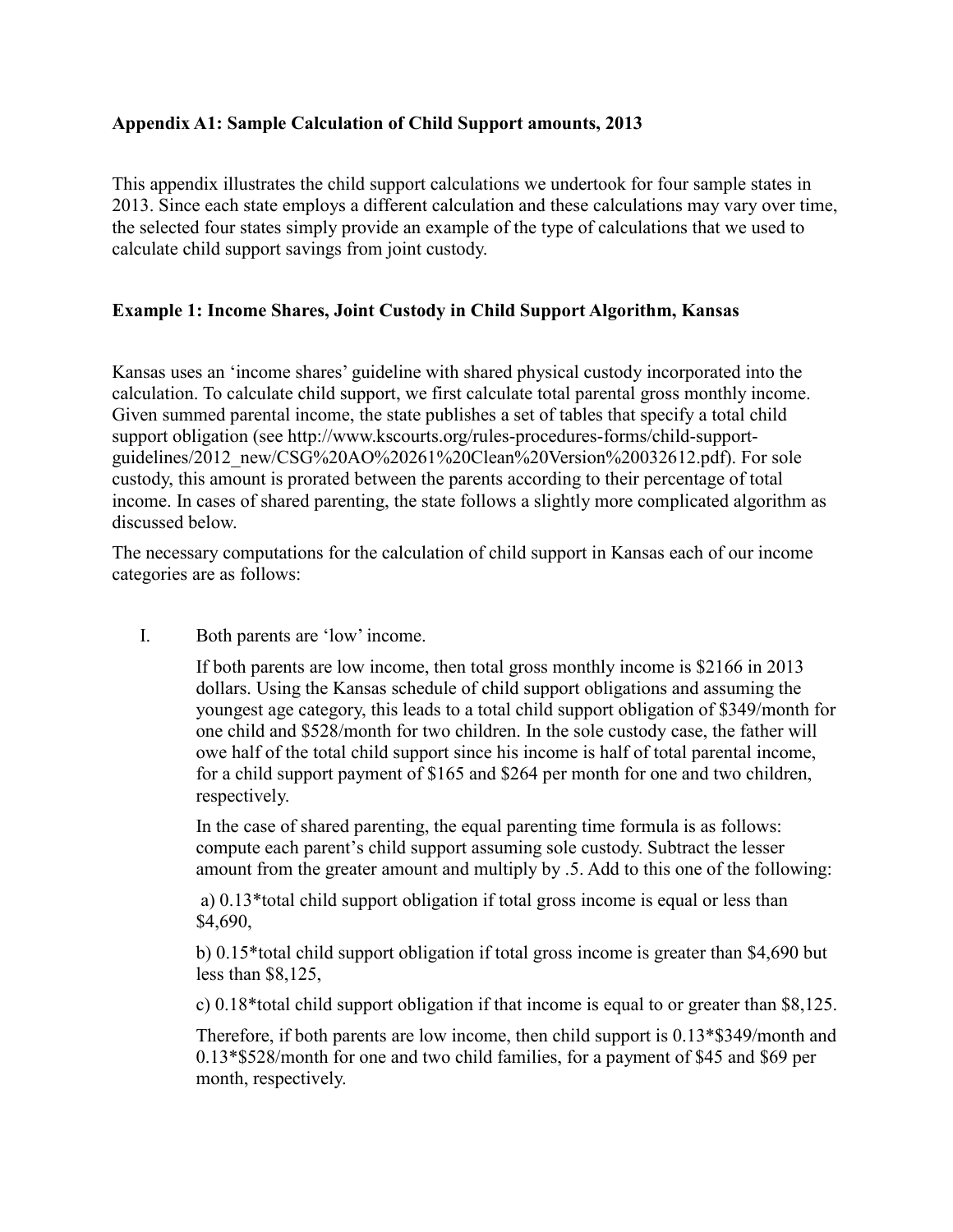**Appendix A1: Sample Calculation of Child Support amounts, 2013**

This appendix illustrates the child support calculations we undertook for four sample states in 2013. Since each state employs a different calculation and these calculations may vary over time, the selected four states simply provide an example of the type of calculations that we used to calculate child support savings from joint custody.

**Example 1: Income Shares, Joint Custody in Child Support Algorithm, Kansas**

Kansas uses an 'income shares' guideline with shared physical custody incorporated into the calculation. To calculate child support, we first calculate total parental gross monthly income. Given summed parental income, the state publishes a set of tables that specify a total child support obligation (see http://www.kscourts.org/rules-procedures-forms/child-support-guidelines/2012_new/CSG%20AO%20261%20Clean%20Version%20032612.pdf). For sole custody, this amount is prorated between the parents according to their percentage of total income. In cases of shared parenting, the state follows a slightly more complicated algorithm as discussed below.

The necessary computations for the calculation of child support in Kansas each of our income categories are as follows:

I. Both parents are 'low' income.

   If both parents are low income, then total gross monthly income is $2166 in 2013 dollars. Using the Kansas schedule of child support obligations and assuming the youngest age category, this leads to a total child support obligation of $349/month for one child and $528/month for two children. In the sole custody case, the father will owe half of the total child support since his income is half of total parental income, for a child support payment of $165 and $264 per month for one and two children, respectively.

   In the case of shared parenting, the equal parenting time formula is as follows: compute each parent's child support assuming sole custody. Subtract the lesser amount from the greater amount and multiply by .5. Add to this one of the following:

   a) 0.13*total child support obligation if total gross income is equal or less than $4,690,

   b) 0.15*total child support obligation if total gross income is greater than $4,690 but less than $8,125,

   c) 0.18*total child support obligation if that income is equal to or greater than $8,125.

   Therefore, if both parents are low income, then child support is 0.13*$349/month and 0.13*$528/month for one and two child families, for a payment of $45 and $69 per month, respectively.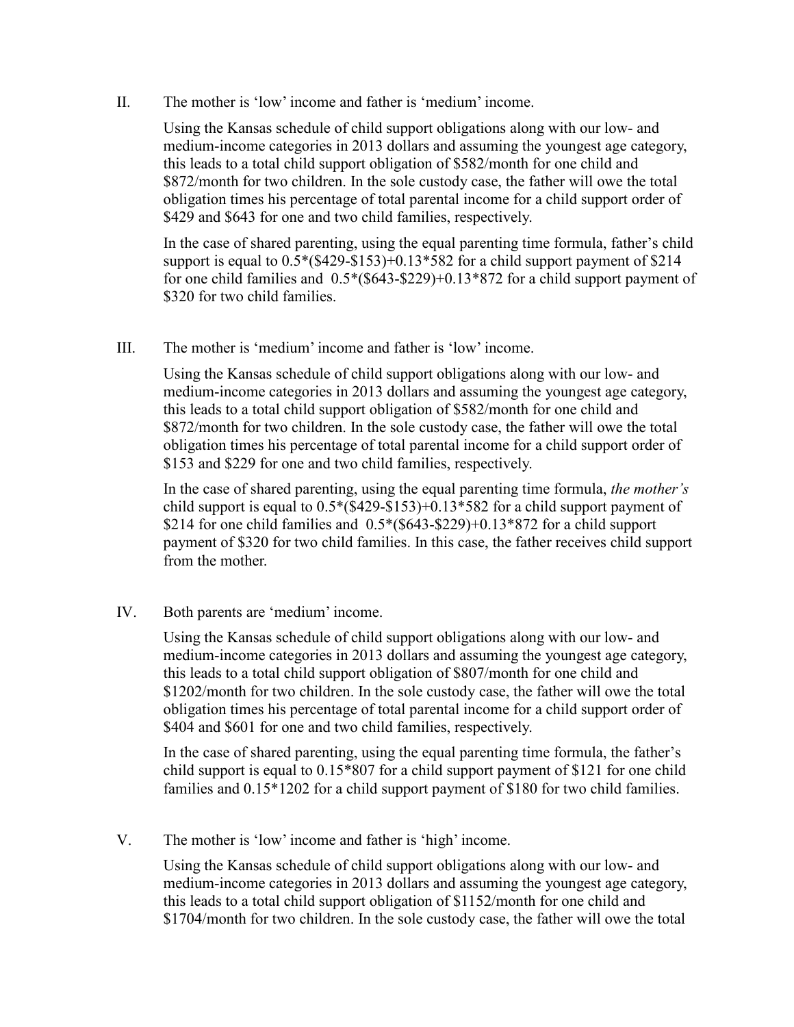II. The mother is 'low' income and father is 'medium' income.

Using the Kansas schedule of child support obligations along with our low- and medium-income categories in 2013 dollars and assuming the youngest age category, this leads to a total child support obligation of $582/month for one child and $872/month for two children. In the sole custody case, the father will owe the total obligation times his percentage of total parental income for a child support order of $429 and $643 for one and two child families, respectively.

In the case of shared parenting, using the equal parenting time formula, father's child support is equal to 0.5*($429-$153)+0.13*582 for a child support payment of $214 for one child families and 0.5*($643-$229)+0.13*872 for a child support payment of $320 for two child families.

III. The mother is 'medium' income and father is 'low' income.

Using the Kansas schedule of child support obligations along with our low- and medium-income categories in 2013 dollars and assuming the youngest age category, this leads to a total child support obligation of $582/month for one child and $872/month for two children. In the sole custody case, the father will owe the total obligation times his percentage of total parental income for a child support order of $153 and $229 for one and two child families, respectively.

In the case of shared parenting, using the equal parenting time formula, *the mother's* child support is equal to 0.5*($429-$153)+0.13*582 for a child support payment of $214 for one child families and 0.5*($643-$229)+0.13*872 for a child support payment of $320 for two child families. In this case, the father receives child support from the mother.

IV. Both parents are 'medium' income.

Using the Kansas schedule of child support obligations along with our low- and medium-income categories in 2013 dollars and assuming the youngest age category, this leads to a total child support obligation of $807/month for one child and $1202/month for two children. In the sole custody case, the father will owe the total obligation times his percentage of total parental income for a child support order of $404 and $601 for one and two child families, respectively.

In the case of shared parenting, using the equal parenting time formula, the father's child support is equal to 0.15*807 for a child support payment of $121 for one child families and 0.15*1202 for a child support payment of $180 for two child families.

V. The mother is 'low' income and father is 'high' income.

Using the Kansas schedule of child support obligations along with our low- and medium-income categories in 2013 dollars and assuming the youngest age category, this leads to a total child support obligation of $1152/month for one child and $1704/month for two children. In the sole custody case, the father will owe the total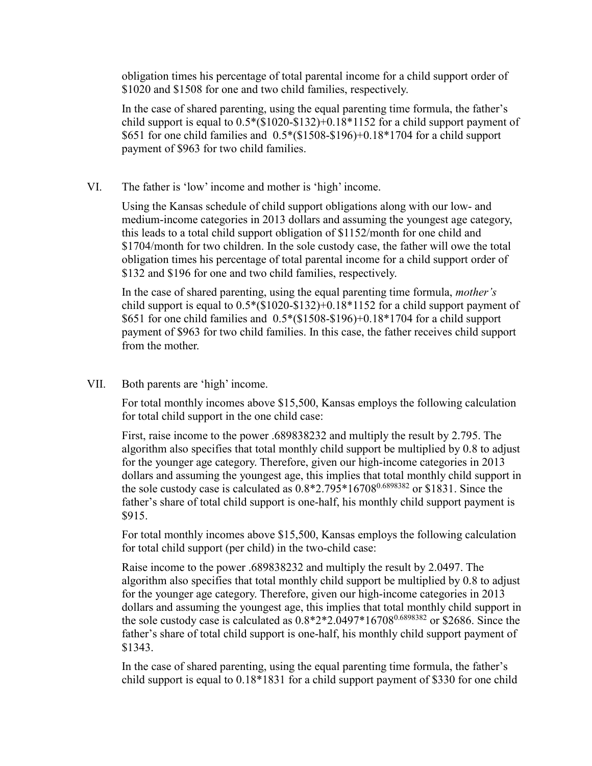obligation times his percentage of total parental income for a child support order of \$1020 and \$1508 for one and two child families, respectively.

In the case of shared parenting, using the equal parenting time formula, the father's child support is equal to $0.5*(\$1020-\$132)+0.18*1152$ for a child support payment of \$651 for one child families and $0.5*(\$1508-\$196)+0.18*1704$ for a child support payment of \$963 for two child families.

VI. The father is 'low' income and mother is 'high' income.

Using the Kansas schedule of child support obligations along with our low- and medium-income categories in 2013 dollars and assuming the youngest age category, this leads to a total child support obligation of \$1152/month for one child and \$1704/month for two children. In the sole custody case, the father will owe the total obligation times his percentage of total parental income for a child support order of \$132 and \$196 for one and two child families, respectively.

In the case of shared parenting, using the equal parenting time formula, *mother's* child support is equal to $0.5*(\$1020-\$132)+0.18*1152$ for a child support payment of \$651 for one child families and $0.5*(\$1508-\$196)+0.18*1704$ for a child support payment of \$963 for two child families. In this case, the father receives child support from the mother.

VII. Both parents are 'high' income.

For total monthly incomes above \$15,500, Kansas employs the following calculation for total child support in the one child case:

First, raise income to the power .689838232 and multiply the result by 2.795. The algorithm also specifies that total monthly child support be multiplied by 0.8 to adjust for the younger age category. Therefore, given our high-income categories in 2013 dollars and assuming the youngest age, this implies that total monthly child support in the sole custody case is calculated as $0.8*2.795*16708^{0.6898382}$ or \$1831. Since the father's share of total child support is one-half, his monthly child support payment is \$915.

For total monthly incomes above \$15,500, Kansas employs the following calculation for total child support (per child) in the two-child case:

Raise income to the power .689838232 and multiply the result by 2.0497. The algorithm also specifies that total monthly child support be multiplied by 0.8 to adjust for the younger age category. Therefore, given our high-income categories in 2013 dollars and assuming the youngest age, this implies that total monthly child support in the sole custody case is calculated as $0.8*2*2.0497*16708^{0.6898382}$ or \$2686. Since the father's share of total child support is one-half, his monthly child support payment of \$1343.

In the case of shared parenting, using the equal parenting time formula, the father's child support is equal to $0.18*1831$ for a child support payment of \$330 for one child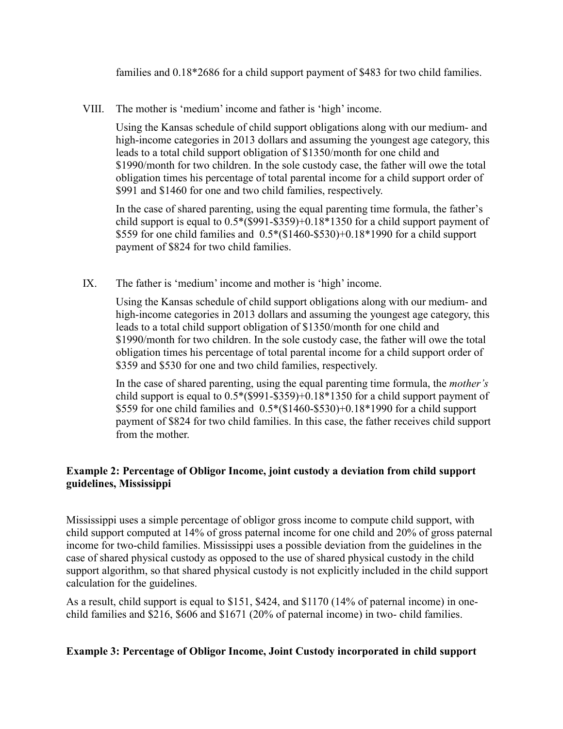families and 0.18*2686 for a child support payment of $483 for two child families.

VIII. The mother is 'medium' income and father is 'high' income.

Using the Kansas schedule of child support obligations along with our medium- and high-income categories in 2013 dollars and assuming the youngest age category, this leads to a total child support obligation of $1350/month for one child and $1990/month for two children. In the sole custody case, the father will owe the total obligation times his percentage of total parental income for a child support order of $991 and $1460 for one and two child families, respectively.

In the case of shared parenting, using the equal parenting time formula, the father's child support is equal to 0.5*($991-$359)+0.18*1350 for a child support payment of $559 for one child families and 0.5*($1460-$530)+0.18*1990 for a child support payment of $824 for two child families.

IX. The father is 'medium' income and mother is 'high' income.

Using the Kansas schedule of child support obligations along with our medium- and high-income categories in 2013 dollars and assuming the youngest age category, this leads to a total child support obligation of $1350/month for one child and $1990/month for two children. In the sole custody case, the father will owe the total obligation times his percentage of total parental income for a child support order of $359 and $530 for one and two child families, respectively.

In the case of shared parenting, using the equal parenting time formula, the *mother's* child support is equal to 0.5*($991-$359)+0.18*1350 for a child support payment of $559 for one child families and 0.5*($1460-$530)+0.18*1990 for a child support payment of $824 for two child families. In this case, the father receives child support from the mother.

**Example 2: Percentage of Obligor Income, joint custody a deviation from child support guidelines, Mississippi**

Mississippi uses a simple percentage of obligor gross income to compute child support, with child support computed at 14% of gross paternal income for one child and 20% of gross paternal income for two-child families. Mississippi uses a possible deviation from the guidelines in the case of shared physical custody as opposed to the use of shared physical custody in the child support algorithm, so that shared physical custody is not explicitly included in the child support calculation for the guidelines.

As a result, child support is equal to $151, $424, and $1170 (14% of paternal income) in one-child families and $216, $606 and $1671 (20% of paternal income) in two- child families.

**Example 3: Percentage of Obligor Income, Joint Custody incorporated in child support**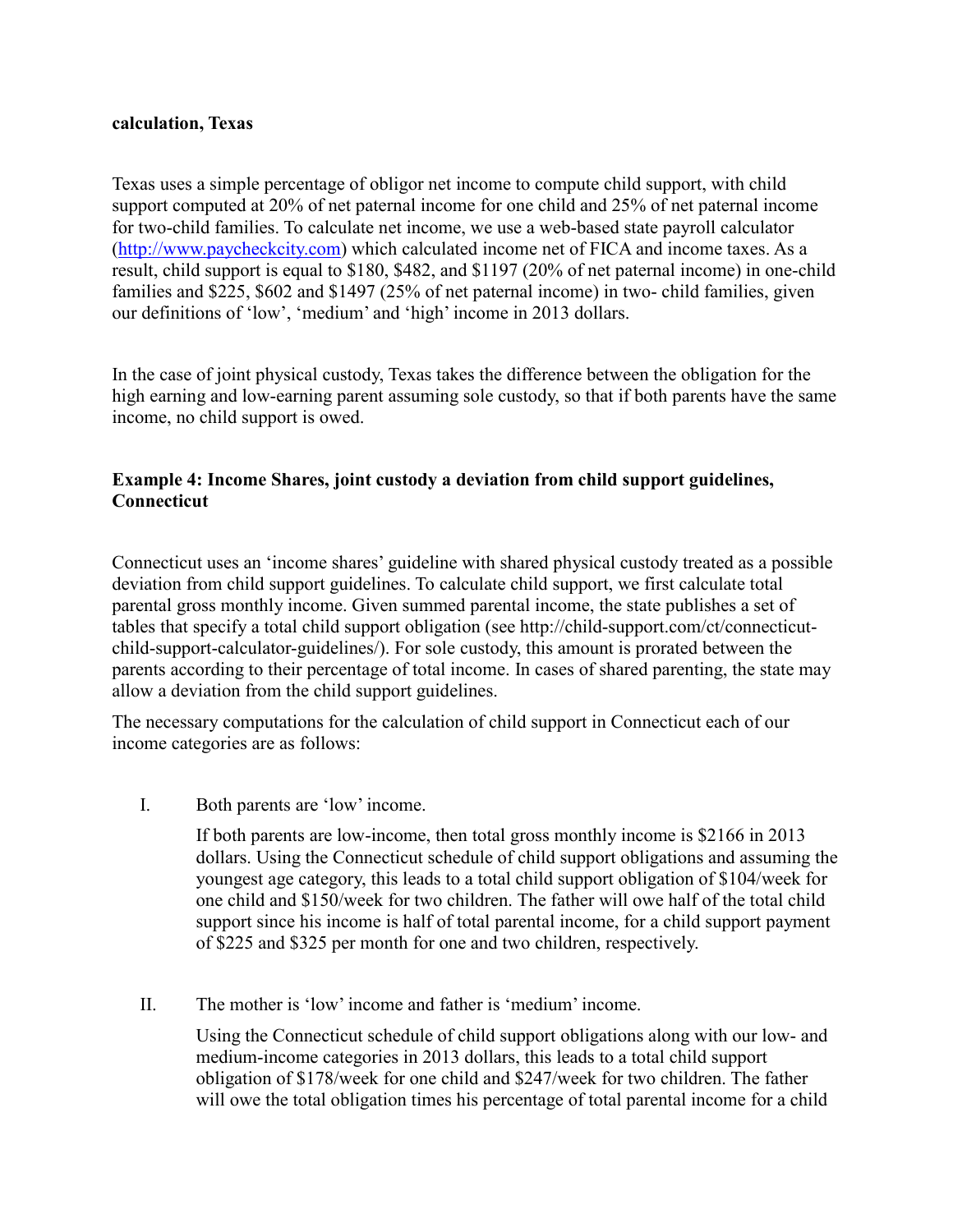**calculation, Texas**

Texas uses a simple percentage of obligor net income to compute child support, with child support computed at 20% of net paternal income for one child and 25% of net paternal income for two-child families. To calculate net income, we use a web-based state payroll calculator (http://www.paycheckcity.com) which calculated income net of FICA and income taxes. As a result, child support is equal to $180, $482, and $1197 (20% of net paternal income) in one-child families and $225, $602 and $1497 (25% of net paternal income) in two- child families, given our definitions of 'low', 'medium' and 'high' income in 2013 dollars.

In the case of joint physical custody, Texas takes the difference between the obligation for the high earning and low-earning parent assuming sole custody, so that if both parents have the same income, no child support is owed.

### Example 4: Income Shares, joint custody a deviation from child support guidelines, Connecticut

Connecticut uses an 'income shares' guideline with shared physical custody treated as a possible deviation from child support guidelines. To calculate child support, we first calculate total parental gross monthly income. Given summed parental income, the state publishes a set of tables that specify a total child support obligation (see http://child-support.com/ct/connecticut-child-support-calculator-guidelines/). For sole custody, this amount is prorated between the parents according to their percentage of total income. In cases of shared parenting, the state may allow a deviation from the child support guidelines.

The necessary computations for the calculation of child support in Connecticut each of our income categories are as follows:

I. Both parents are 'low' income.

   If both parents are low-income, then total gross monthly income is $2166 in 2013 dollars. Using the Connecticut schedule of child support obligations and assuming the youngest age category, this leads to a total child support obligation of $104/week for one child and $150/week for two children. The father will owe half of the total child support since his income is half of total parental income, for a child support payment of $225 and $325 per month for one and two children, respectively.

II. The mother is 'low' income and father is 'medium' income.

   Using the Connecticut schedule of child support obligations along with our low- and medium-income categories in 2013 dollars, this leads to a total child support obligation of $178/week for one child and $247/week for two children. The father will owe the total obligation times his percentage of total parental income for a child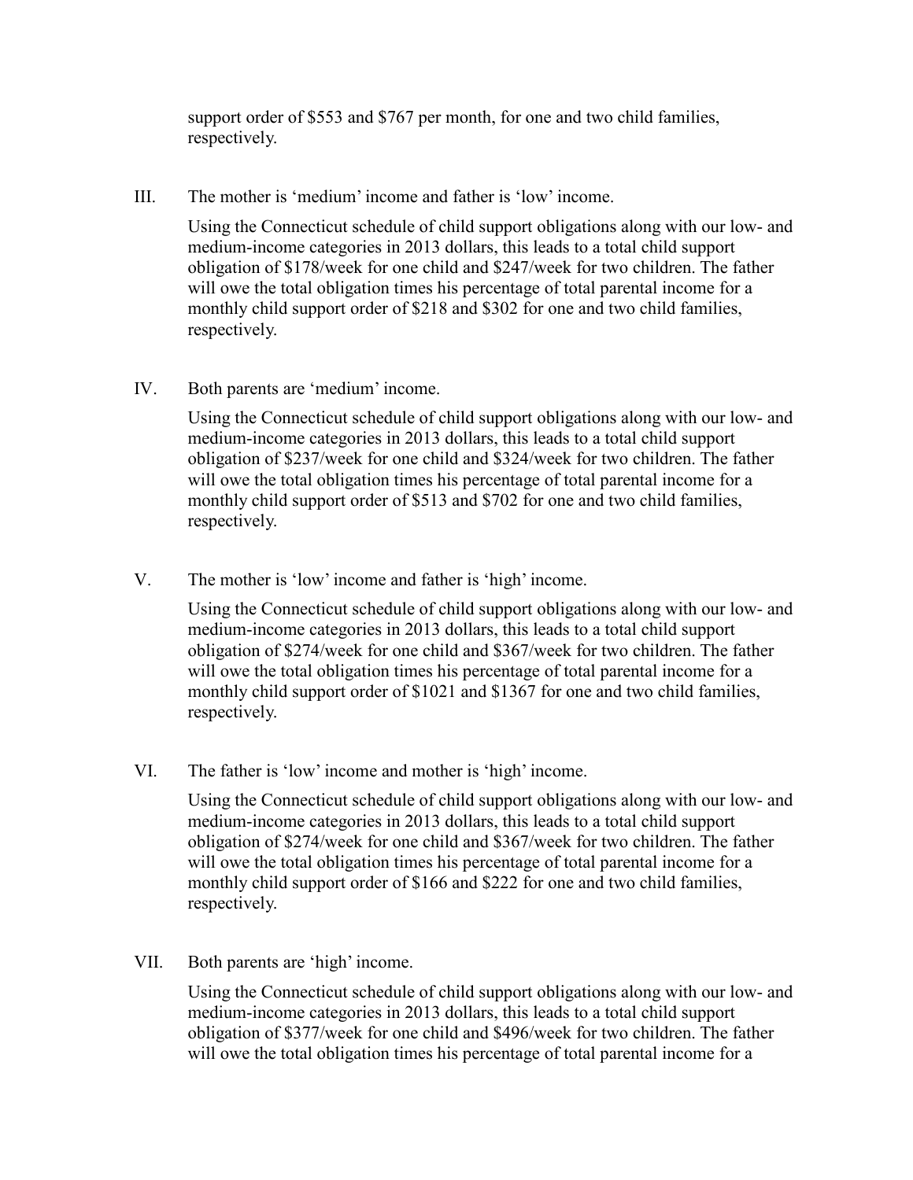support order of $553 and $767 per month, for one and two child families, respectively.

III. The mother is 'medium' income and father is 'low' income.

Using the Connecticut schedule of child support obligations along with our low- and medium-income categories in 2013 dollars, this leads to a total child support obligation of $178/week for one child and $247/week for two children. The father will owe the total obligation times his percentage of total parental income for a monthly child support order of $218 and $302 for one and two child families, respectively.

IV. Both parents are 'medium' income.

Using the Connecticut schedule of child support obligations along with our low- and medium-income categories in 2013 dollars, this leads to a total child support obligation of $237/week for one child and $324/week for two children. The father will owe the total obligation times his percentage of total parental income for a monthly child support order of $513 and $702 for one and two child families, respectively.

V. The mother is 'low' income and father is 'high' income.

Using the Connecticut schedule of child support obligations along with our low- and medium-income categories in 2013 dollars, this leads to a total child support obligation of $274/week for one child and $367/week for two children. The father will owe the total obligation times his percentage of total parental income for a monthly child support order of $1021 and $1367 for one and two child families, respectively.

VI. The father is 'low' income and mother is 'high' income.

Using the Connecticut schedule of child support obligations along with our low- and medium-income categories in 2013 dollars, this leads to a total child support obligation of $274/week for one child and $367/week for two children. The father will owe the total obligation times his percentage of total parental income for a monthly child support order of $166 and $222 for one and two child families, respectively.

VII. Both parents are 'high' income.

Using the Connecticut schedule of child support obligations along with our low- and medium-income categories in 2013 dollars, this leads to a total child support obligation of $377/week for one child and $496/week for two children. The father will owe the total obligation times his percentage of total parental income for a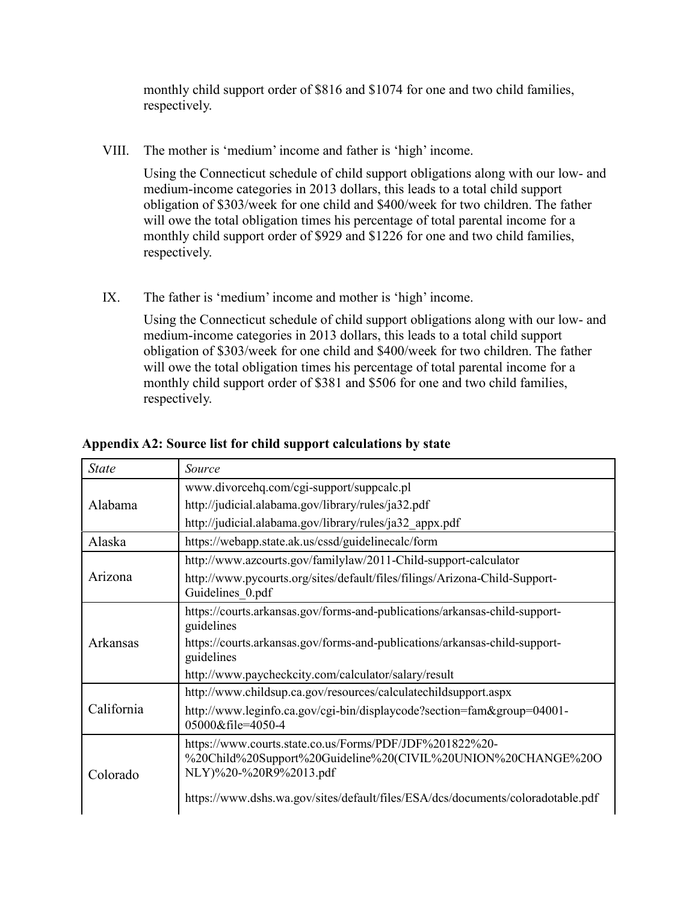monthly child support order of $816 and $1074 for one and two child families, respectively.

VIII. The mother is 'medium' income and father is 'high' income.

Using the Connecticut schedule of child support obligations along with our low- and medium-income categories in 2013 dollars, this leads to a total child support obligation of $303/week for one child and $400/week for two children. The father will owe the total obligation times his percentage of total parental income for a monthly child support order of $929 and $1226 for one and two child families, respectively.

IX. The father is 'medium' income and mother is 'high' income.

Using the Connecticut schedule of child support obligations along with our low- and medium-income categories in 2013 dollars, this leads to a total child support obligation of $303/week for one child and $400/week for two children. The father will owe the total obligation times his percentage of total parental income for a monthly child support order of $381 and $506 for one and two child families, respectively.

**Appendix A2: Source list for child support calculations by state**

| *State* | *Source* |
|---|---|
| Alabama | www.divorcehq.com/cgi-support/suppcalc.pl<br>http://judicial.alabama.gov/library/rules/ja32.pdf<br>http://judicial.alabama.gov/library/rules/ja32_appx.pdf |
| Alaska | https://webapp.state.ak.us/cssd/guidelinecalc/form |
| Arizona | http://www.azcourts.gov/familylaw/2011-Child-support-calculator<br>http://www.pycourts.org/sites/default/files/filings/Arizona-Child-Support-Guidelines_0.pdf |
| Arkansas | https://courts.arkansas.gov/forms-and-publications/arkansas-child-support-guidelines<br>https://courts.arkansas.gov/forms-and-publications/arkansas-child-support-guidelines<br>http://www.paycheckcity.com/calculator/salary/result |
| California | http://www.childsup.ca.gov/resources/calculatechildsupport.aspx<br>http://www.leginfo.ca.gov/cgi-bin/displaycode?section=fam&group=04001-05000&file=4050-4 |
| Colorado | https://www.courts.state.co.us/Forms/PDF/JDF%201822%20-%20Child%20Support%20Guideline%20(CIVIL%20UNION%20CHANGE%20ONLY)%20-%20R9%2013.pdf<br>https://www.dshs.wa.gov/sites/default/files/ESA/dcs/documents/coloradotable.pdf |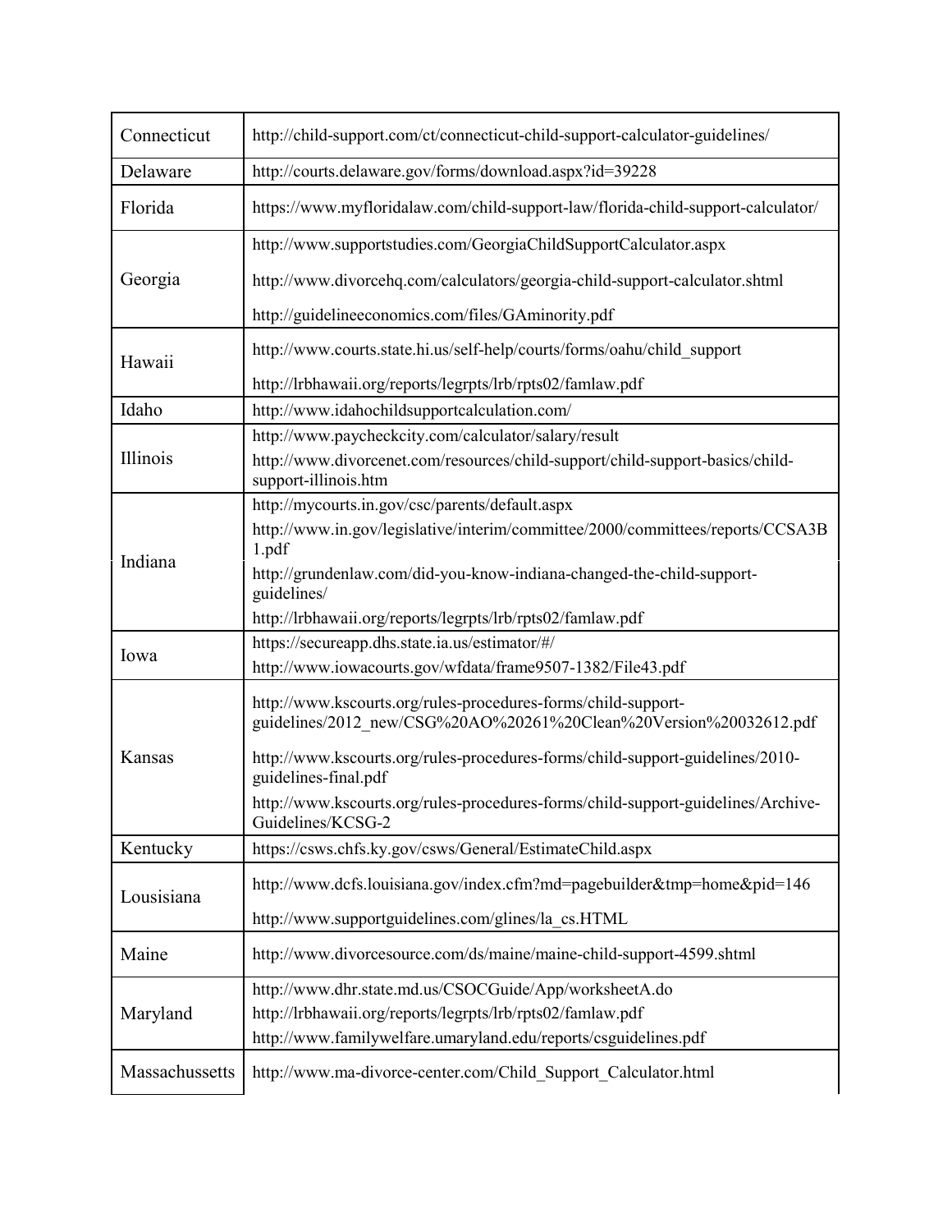| | |
|---|---|
| Connecticut | http://child-support.com/ct/connecticut-child-support-calculator-guidelines/ |
| Delaware | http://courts.delaware.gov/forms/download.aspx?id=39228 |
| Florida | https://www.myfloridalaw.com/child-support-law/florida-child-support-calculator/ |
| Georgia | http://www.supportstudies.com/GeorgiaChildSupportCalculator.aspx<br>http://www.divorcehq.com/calculators/georgia-child-support-calculator.shtml<br>http://guidelineeconomics.com/files/GAminority.pdf |
| Hawaii | http://www.courts.state.hi.us/self-help/courts/forms/oahu/child_support<br>http://lrbhawaii.org/reports/legrpts/lrb/rpts02/famlaw.pdf |
| Idaho | http://www.idahochildsupportcalculation.com/ |
| Illinois | http://www.paycheckcity.com/calculator/salary/result<br>http://www.divorcenet.com/resources/child-support/child-support-basics/child-support-illinois.htm |
| Indiana | http://mycourts.in.gov/csc/parents/default.aspx<br>http://www.in.gov/legislative/interim/committee/2000/committees/reports/CCSA3B1.pdf<br>http://grundenlaw.com/did-you-know-indiana-changed-the-child-support-guidelines/<br>http://lrbhawaii.org/reports/legrpts/lrb/rpts02/famlaw.pdf |
| Iowa | https://secureapp.dhs.state.ia.us/estimator/#/<br>http://www.iowacourts.gov/wfdata/frame9507-1382/File43.pdf |
| Kansas | http://www.kscourts.org/rules-procedures-forms/child-support-guidelines/2012_new/CSG%20AO%20261%20Clean%20Version%20032612.pdf<br>http://www.kscourts.org/rules-procedures-forms/child-support-guidelines/2010-guidelines-final.pdf<br>http://www.kscourts.org/rules-procedures-forms/child-support-guidelines/Archive-Guidelines/KCSG-2 |
| Kentucky | https://csws.chfs.ky.gov/csws/General/EstimateChild.aspx |
| Lousisiana | http://www.dcfs.louisiana.gov/index.cfm?md=pagebuilder&tmp=home&pid=146<br>http://www.supportguidelines.com/glines/la_cs.HTML |
| Maine | http://www.divorcesource.com/ds/maine/maine-child-support-4599.shtml |
| Maryland | http://www.dhr.state.md.us/CSOCGuide/App/worksheetA.do<br>http://lrbhawaii.org/reports/legrpts/lrb/rpts02/famlaw.pdf<br>http://www.familywelfare.umaryland.edu/reports/csguidelines.pdf |
| Massachussetts | http://www.ma-divorce-center.com/Child_Support_Calculator.html |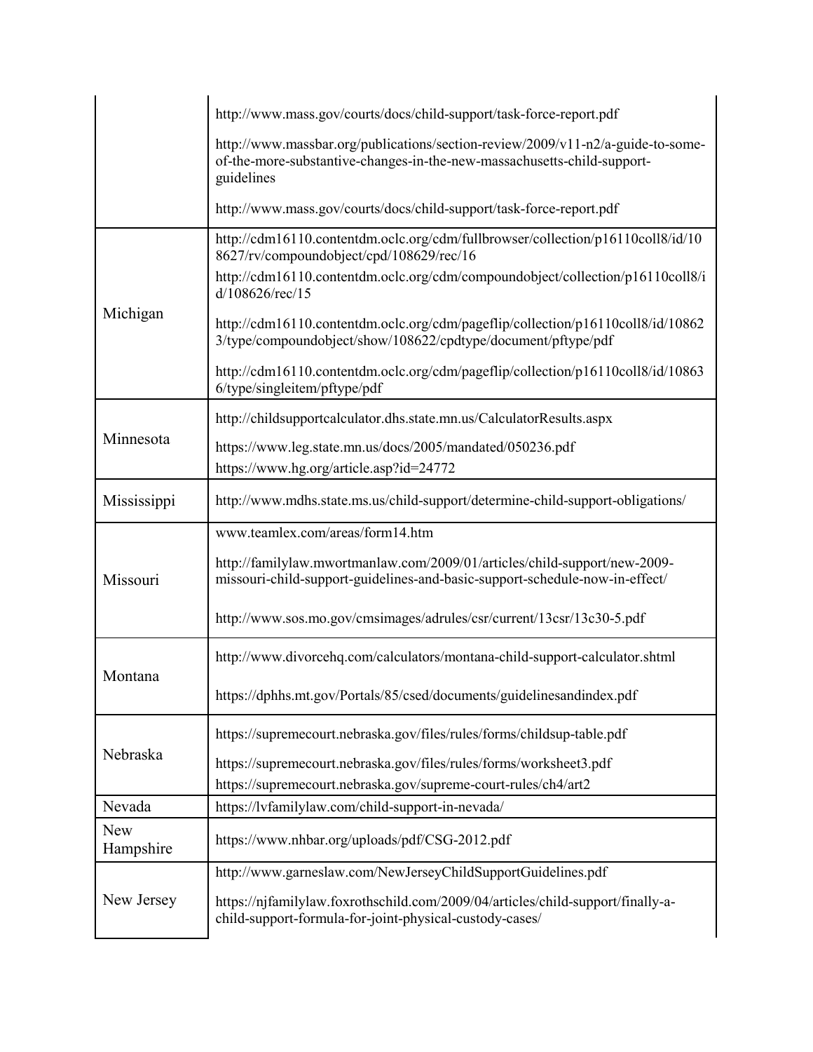| | |
|---|---|
| | http://www.mass.gov/courts/docs/child-support/task-force-report.pdf<br>http://www.massbar.org/publications/section-review/2009/v11-n2/a-guide-to-some-of-the-more-substantive-changes-in-the-new-massachusetts-child-support-guidelines<br>http://www.mass.gov/courts/docs/child-support/task-force-report.pdf |
| Michigan | http://cdm16110.contentdm.oclc.org/cdm/fullbrowser/collection/p16110coll8/id/108627/rv/compoundobject/cpd/108629/rec/16<br>http://cdm16110.contentdm.oclc.org/cdm/compoundobject/collection/p16110coll8/id/108626/rec/15<br>http://cdm16110.contentdm.oclc.org/cdm/pageflip/collection/p16110coll8/id/108623/type/compoundobject/show/108622/cpdtype/document/pftype/pdf<br>http://cdm16110.contentdm.oclc.org/cdm/pageflip/collection/p16110coll8/id/108636/type/singleitem/pftype/pdf |
| Minnesota | http://childsupportcalculator.dhs.state.mn.us/CalculatorResults.aspx<br>https://www.leg.state.mn.us/docs/2005/mandated/050236.pdf<br>https://www.hg.org/article.asp?id=24772 |
| Mississippi | http://www.mdhs.state.ms.us/child-support/determine-child-support-obligations/ |
| Missouri | www.teamlex.com/areas/form14.htm<br>http://familylaw.mwortmanlaw.com/2009/01/articles/child-support/new-2009-missouri-child-support-guidelines-and-basic-support-schedule-now-in-effect/<br>http://www.sos.mo.gov/cmsimages/adrules/csr/current/13csr/13c30-5.pdf |
| Montana | http://www.divorcehq.com/calculators/montana-child-support-calculator.shtml<br>https://dphhs.mt.gov/Portals/85/csed/documents/guidelinesandindex.pdf |
| Nebraska | https://supremecourt.nebraska.gov/files/rules/forms/childsup-table.pdf<br>https://supremecourt.nebraska.gov/files/rules/forms/worksheet3.pdf<br>https://supremecourt.nebraska.gov/supreme-court-rules/ch4/art2 |
| Nevada | https://lvfamilylaw.com/child-support-in-nevada/ |
| New Hampshire | https://www.nhbar.org/uploads/pdf/CSG-2012.pdf |
| New Jersey | http://www.garneslaw.com/NewJerseyChildSupportGuidelines.pdf<br>https://njfamilylaw.foxrothschild.com/2009/04/articles/child-support/finally-a-child-support-formula-for-joint-physical-custody-cases/ |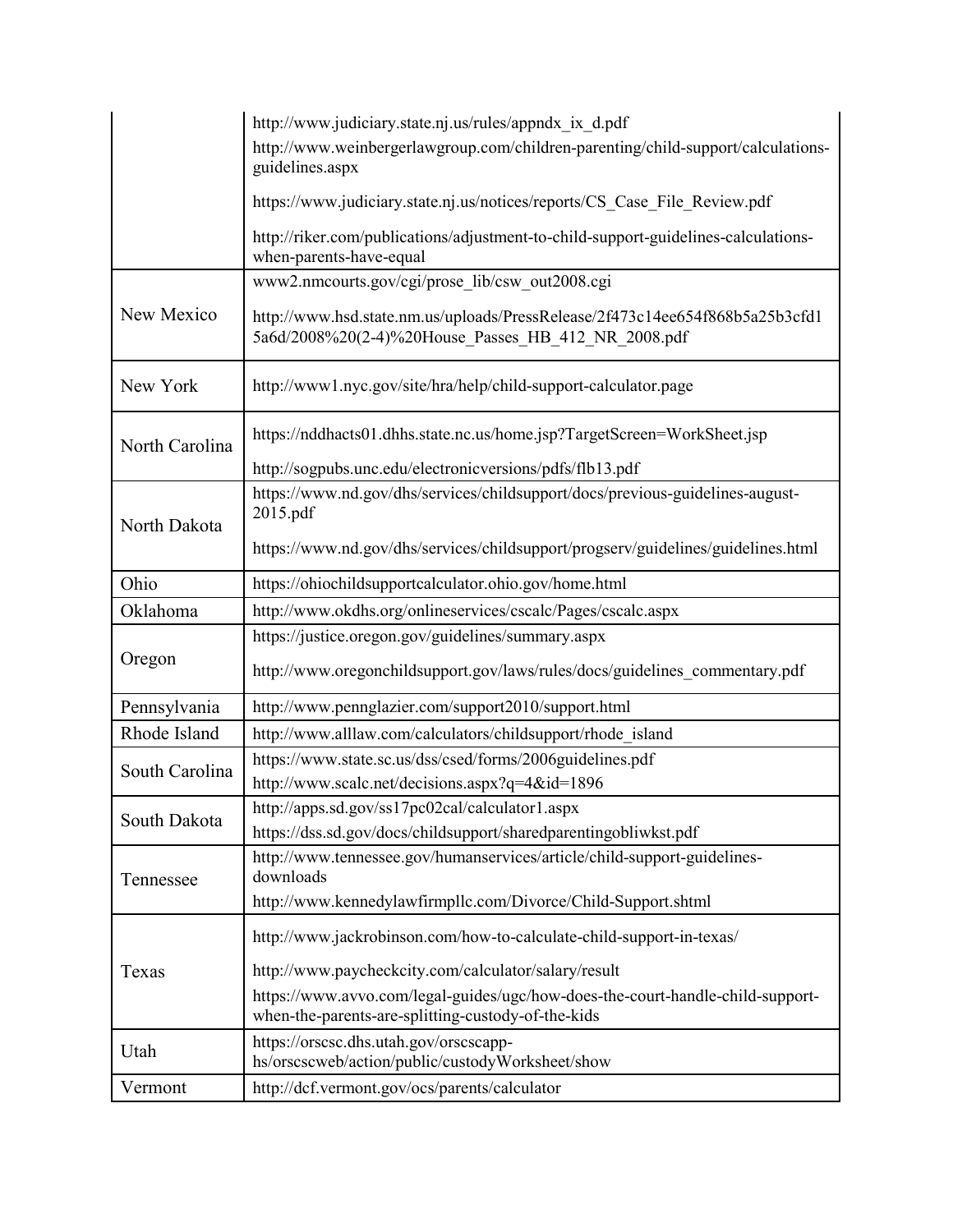| | |
|---|---|
| | http://www.judiciary.state.nj.us/rules/appndx_ix_d.pdf<br>http://www.weinbergerlawgroup.com/children-parenting/child-support/calculations-guidelines.aspx<br>https://www.judiciary.state.nj.us/notices/reports/CS_Case_File_Review.pdf<br>http://riker.com/publications/adjustment-to-child-support-guidelines-calculations-when-parents-have-equal |
| New Mexico | www2.nmcourts.gov/cgi/prose_lib/csw_out2008.cgi<br>http://www.hsd.state.nm.us/uploads/PressRelease/2f473c14ee654f868b5a25b3cfd15a6d/2008%20(2-4)%20House_Passes_HB_412_NR_2008.pdf |
| New York | http://www1.nyc.gov/site/hra/help/child-support-calculator.page |
| North Carolina | https://nddhacts01.dhhs.state.nc.us/home.jsp?TargetScreen=WorkSheet.jsp<br>http://sogpubs.unc.edu/electronicversions/pdfs/flb13.pdf |
| North Dakota | https://www.nd.gov/dhs/services/childsupport/docs/previous-guidelines-august-2015.pdf<br>https://www.nd.gov/dhs/services/childsupport/progserv/guidelines/guidelines.html |
| Ohio | https://ohiochildsupportcalculator.ohio.gov/home.html |
| Oklahoma | http://www.okdhs.org/onlineservices/cscalc/Pages/cscalc.aspx |
| Oregon | https://justice.oregon.gov/guidelines/summary.aspx<br>http://www.oregonchildsupport.gov/laws/rules/docs/guidelines_commentary.pdf |
| Pennsylvania | http://www.pennglazier.com/support2010/support.html |
| Rhode Island | http://www.alllaw.com/calculators/childsupport/rhode_island |
| South Carolina | https://www.state.sc.us/dss/csed/forms/2006guidelines.pdf<br>http://www.scalc.net/decisions.aspx?q=4&id=1896 |
| South Dakota | http://apps.sd.gov/ss17pc02cal/calculator1.aspx<br>https://dss.sd.gov/docs/childsupport/sharedparentingobliwkst.pdf |
| Tennessee | http://www.tennessee.gov/humanservices/article/child-support-guidelines-downloads<br>http://www.kennedylawfirmpllc.com/Divorce/Child-Support.shtml |
| Texas | http://www.jackrobinson.com/how-to-calculate-child-support-in-texas/<br>http://www.paycheckcity.com/calculator/salary/result<br>https://www.avvo.com/legal-guides/ugc/how-does-the-court-handle-child-support-when-the-parents-are-splitting-custody-of-the-kids |
| Utah | https://orscsc.dhs.utah.gov/orscscapp-hs/orscscweb/action/public/custodyWorksheet/show |
| Vermont | http://dcf.vermont.gov/ocs/parents/calculator |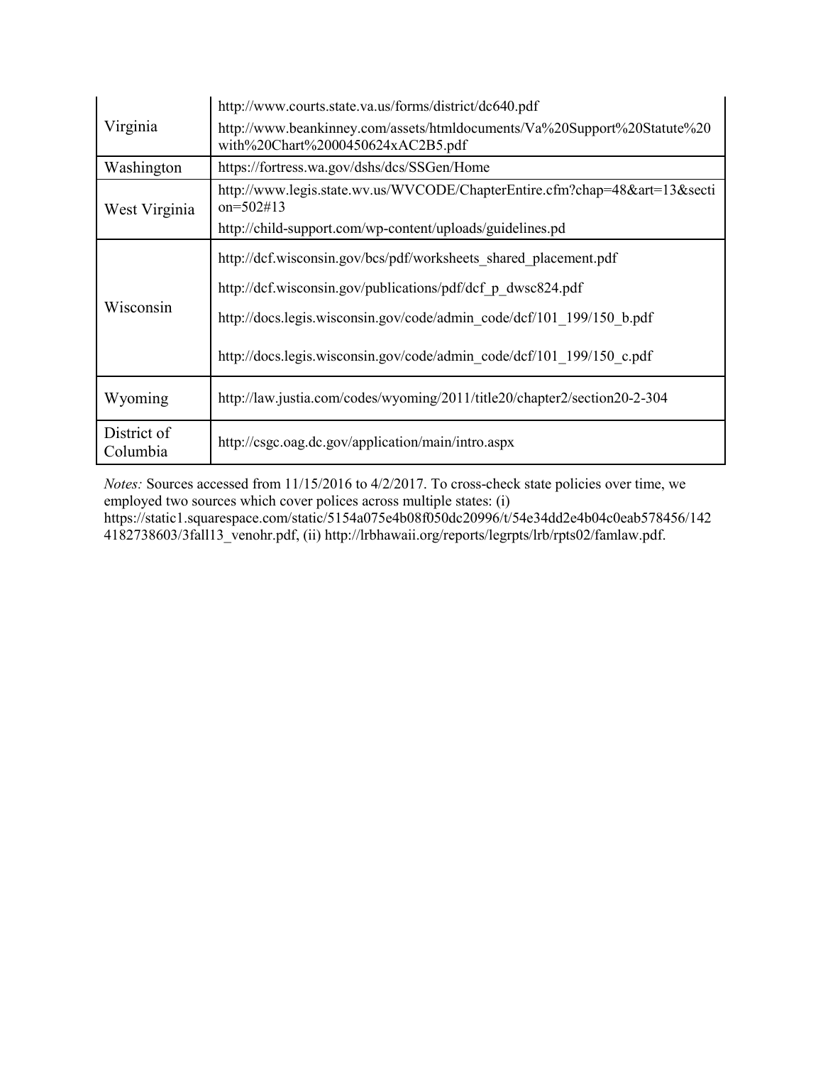| | |
|---|---|
| Virginia | http://www.courts.state.va.us/forms/district/dc640.pdf<br>http://www.beankinney.com/assets/htmldocuments/Va%20Support%20Statute%20with%20Chart%2000450624xAC2B5.pdf |
| Washington | https://fortress.wa.gov/dshs/dcs/SSGen/Home |
| West Virginia | http://www.legis.state.wv.us/WVCODE/ChapterEntire.cfm?chap=48&art=13&section=502#13<br>http://child-support.com/wp-content/uploads/guidelines.pd |
| Wisconsin | http://dcf.wisconsin.gov/bcs/pdf/worksheets_shared_placement.pdf<br>http://dcf.wisconsin.gov/publications/pdf/dcf_p_dwsc824.pdf<br>http://docs.legis.wisconsin.gov/code/admin_code/dcf/101_199/150_b.pdf<br>http://docs.legis.wisconsin.gov/code/admin_code/dcf/101_199/150_c.pdf |
| Wyoming | http://law.justia.com/codes/wyoming/2011/title20/chapter2/section20-2-304 |
| District of Columbia | http://csgc.oag.dc.gov/application/main/intro.aspx |

*Notes:* Sources accessed from 11/15/2016 to 4/2/2017. To cross-check state policies over time, we employed two sources which cover polices across multiple states: (i) https://static1.squarespace.com/static/5154a075e4b08f050dc20996/t/54e34dd2e4b04c0eab578456/1424182738603/3fall13_venohr.pdf, (ii) http://lrbhawaii.org/reports/legrpts/lrb/rpts02/famlaw.pdf.